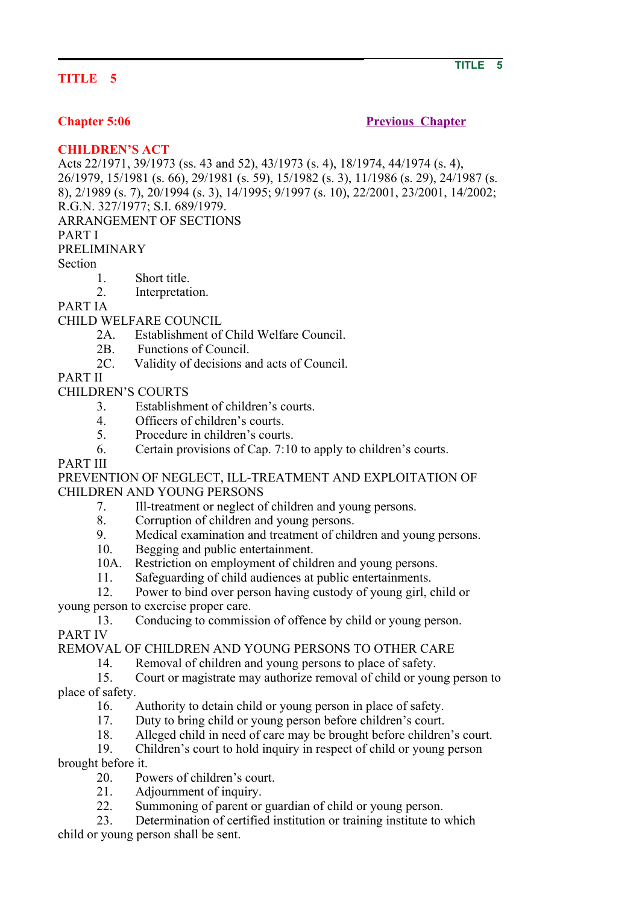# TITLE 5

## Chapter 5:06

Previous Chapter

## CHILDREN'S ACT

Acts 22/1971, 39/1973 (ss. 43 and 52), 43/1973 (s. 4), 18/1974, 44/1974 (s. 4), 26/1979, 15/1981 (s. 66), 29/1981 (s. 59), 15/1982 (s. 3), 11/1986 (s. 29), 24/1987 (s. 8), 2/1989 (s. 7), 20/1994 (s. 3), 14/1995; 9/1997 (s. 10), 22/2001, 23/2001, 14/2002; R.G.N. 327/1977; S.I. 689/1979.

ARRANGEMENT OF SECTIONS

PART I

PRELIMINARY

Section

1. Short title.
2. Interpretation.

PART IA

CHILD WELFARE COUNCIL

2A. Establishment of Child Welfare Council.
2B. Functions of Council.
2C. Validity of decisions and acts of Council.

PART II

CHILDREN'S COURTS

3. Establishment of children's courts.
4. Officers of children's courts.
5. Procedure in children's courts.
6. Certain provisions of Cap. 7:10 to apply to children's courts.

PART III

PREVENTION OF NEGLECT, ILL-TREATMENT AND EXPLOITATION OF CHILDREN AND YOUNG PERSONS

7. Ill-treatment or neglect of children and young persons.
8. Corruption of children and young persons.
9. Medical examination and treatment of children and young persons.
10. Begging and public entertainment.
10A. Restriction on employment of children and young persons.
11. Safeguarding of child audiences at public entertainments.
12. Power to bind over person having custody of young girl, child or young person to exercise proper care.
13. Conducing to commission of offence by child or young person.

PART IV

REMOVAL OF CHILDREN AND YOUNG PERSONS TO OTHER CARE

14. Removal of children and young persons to place of safety.
15. Court or magistrate may authorize removal of child or young person to place of safety.
16. Authority to detain child or young person in place of safety.
17. Duty to bring child or young person before children's court.
18. Alleged child in need of care may be brought before children's court.
19. Children's court to hold inquiry in respect of child or young person brought before it.
20. Powers of children's court.
21. Adjournment of inquiry.
22. Summoning of parent or guardian of child or young person.
23. Determination of certified institution or training institute to which child or young person shall be sent.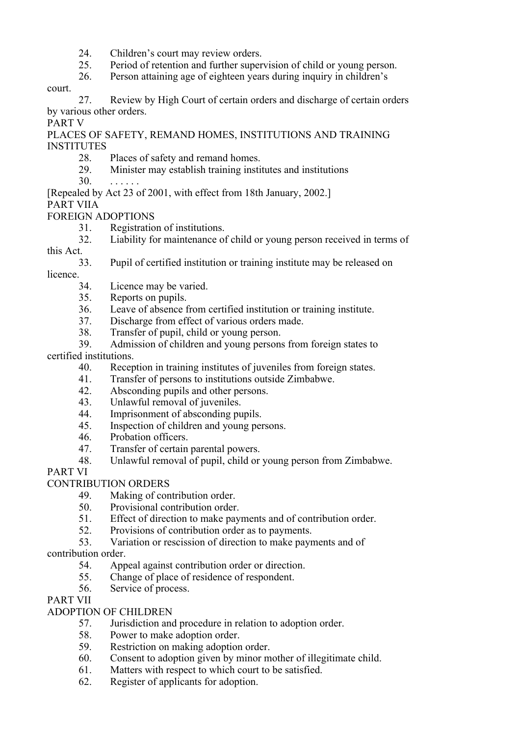24. Children's court may review orders.
25. Period of retention and further supervision of child or young person.
26. Person attaining age of eighteen years during inquiry in children's court.
27. Review by High Court of certain orders and discharge of certain orders by various other orders.

PART V

PLACES OF SAFETY, REMAND HOMES, INSTITUTIONS AND TRAINING INSTITUTES

28. Places of safety and remand homes.
29. Minister may establish training institutes and institutions
30. . . . . . .

[Repealed by Act 23 of 2001, with effect from 18th January, 2002.]

PART VIIA

FOREIGN ADOPTIONS

31. Registration of institutions.
32. Liability for maintenance of child or young person received in terms of this Act.
33. Pupil of certified institution or training institute may be released on licence.
34. Licence may be varied.
35. Reports on pupils.
36. Leave of absence from certified institution or training institute.
37. Discharge from effect of various orders made.
38. Transfer of pupil, child or young person.
39. Admission of children and young persons from foreign states to certified institutions.
40. Reception in training institutes of juveniles from foreign states.
41. Transfer of persons to institutions outside Zimbabwe.
42. Absconding pupils and other persons.
43. Unlawful removal of juveniles.
44. Imprisonment of absconding pupils.
45. Inspection of children and young persons.
46. Probation officers.
47. Transfer of certain parental powers.
48. Unlawful removal of pupil, child or young person from Zimbabwe.

PART VI

CONTRIBUTION ORDERS

49. Making of contribution order.
50. Provisional contribution order.
51. Effect of direction to make payments and of contribution order.
52. Provisions of contribution order as to payments.
53. Variation or rescission of direction to make payments and of contribution order.
54. Appeal against contribution order or direction.
55. Change of place of residence of respondent.
56. Service of process.

PART VII

ADOPTION OF CHILDREN

57. Jurisdiction and procedure in relation to adoption order.
58. Power to make adoption order.
59. Restriction on making adoption order.
60. Consent to adoption given by minor mother of illegitimate child.
61. Matters with respect to which court to be satisfied.
62. Register of applicants for adoption.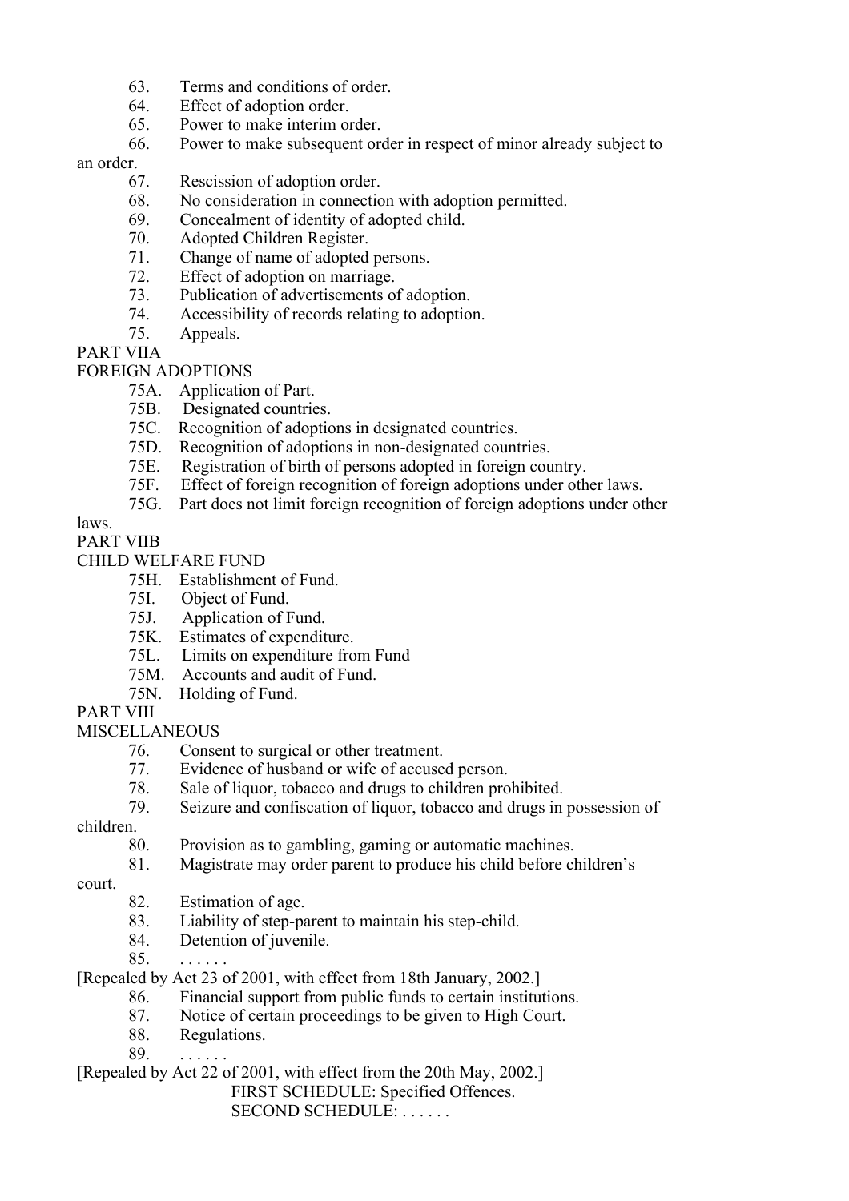63. Terms and conditions of order.
64. Effect of adoption order.
65. Power to make interim order.
66. Power to make subsequent order in respect of minor already subject to an order.
67. Rescission of adoption order.
68. No consideration in connection with adoption permitted.
69. Concealment of identity of adopted child.
70. Adopted Children Register.
71. Change of name of adopted persons.
72. Effect of adoption on marriage.
73. Publication of advertisements of adoption.
74. Accessibility of records relating to adoption.
75. Appeals.

PART VIIA

FOREIGN ADOPTIONS

75A. Application of Part.
75B. Designated countries.
75C. Recognition of adoptions in designated countries.
75D. Recognition of adoptions in non-designated countries.
75E. Registration of birth of persons adopted in foreign country.
75F. Effect of foreign recognition of foreign adoptions under other laws.
75G. Part does not limit foreign recognition of foreign adoptions under other laws.

PART VIIB

CHILD WELFARE FUND

75H. Establishment of Fund.
75I. Object of Fund.
75J. Application of Fund.
75K. Estimates of expenditure.
75L. Limits on expenditure from Fund
75M. Accounts and audit of Fund.
75N. Holding of Fund.

PART VIII

MISCELLANEOUS

76. Consent to surgical or other treatment.
77. Evidence of husband or wife of accused person.
78. Sale of liquor, tobacco and drugs to children prohibited.
79. Seizure and confiscation of liquor, tobacco and drugs in possession of children.
80. Provision as to gambling, gaming or automatic machines.
81. Magistrate may order parent to produce his child before children's court.
82. Estimation of age.
83. Liability of step-parent to maintain his step-child.
84. Detention of juvenile.
85. . . . . . .

[Repealed by Act 23 of 2001, with effect from 18th January, 2002.]

86. Financial support from public funds to certain institutions.
87. Notice of certain proceedings to be given to High Court.
88. Regulations.
89. . . . . . .

[Repealed by Act 22 of 2001, with effect from the 20th May, 2002.]

FIRST SCHEDULE: Specified Offences.

SECOND SCHEDULE: . . . . . .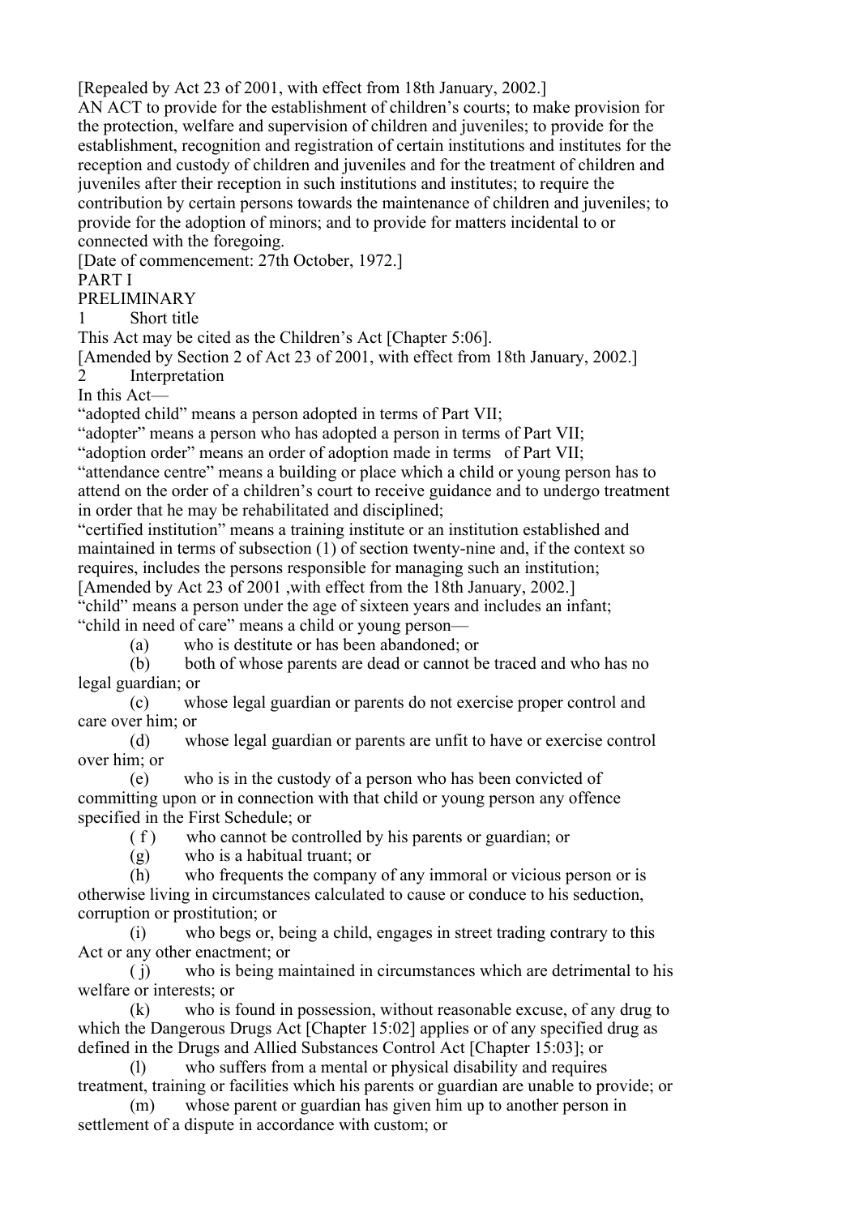[Repealed by Act 23 of 2001, with effect from 18th January, 2002.]

AN ACT to provide for the establishment of children's courts; to make provision for the protection, welfare and supervision of children and juveniles; to provide for the establishment, recognition and registration of certain institutions and institutes for the reception and custody of children and juveniles and for the treatment of children and juveniles after their reception in such institutions and institutes; to require the contribution by certain persons towards the maintenance of children and juveniles; to provide for the adoption of minors; and to provide for matters incidental to or connected with the foregoing.

[Date of commencement: 27th October, 1972.]

## PART I

## PRELIMINARY

### 1 Short title

This Act may be cited as the Children's Act [Chapter 5:06].

[Amended by Section 2 of Act 23 of 2001, with effect from 18th January, 2002.]

### 2 Interpretation

In this Act—

"adopted child" means a person adopted in terms of Part VII;

"adopter" means a person who has adopted a person in terms of Part VII;

"adoption order" means an order of adoption made in terms of Part VII;

"attendance centre" means a building or place which a child or young person has to attend on the order of a children's court to receive guidance and to undergo treatment in order that he may be rehabilitated and disciplined;

"certified institution" means a training institute or an institution established and maintained in terms of subsection (1) of section twenty-nine and, if the context so requires, includes the persons responsible for managing such an institution;

[Amended by Act 23 of 2001 ,with effect from the 18th January, 2002.]

"child" means a person under the age of sixteen years and includes an infant;

"child in need of care" means a child or young person—

(a) who is destitute or has been abandoned; or

(b) both of whose parents are dead or cannot be traced and who has no legal guardian; or

(c) whose legal guardian or parents do not exercise proper control and care over him; or

(d) whose legal guardian or parents are unfit to have or exercise control over him; or

(e) who is in the custody of a person who has been convicted of committing upon or in connection with that child or young person any offence specified in the First Schedule; or

(f) who cannot be controlled by his parents or guardian; or

(g) who is a habitual truant; or

(h) who frequents the company of any immoral or vicious person or is otherwise living in circumstances calculated to cause or conduce to his seduction, corruption or prostitution; or

(i) who begs or, being a child, engages in street trading contrary to this Act or any other enactment; or

(j) who is being maintained in circumstances which are detrimental to his welfare or interests; or

(k) who is found in possession, without reasonable excuse, of any drug to which the Dangerous Drugs Act [Chapter 15:02] applies or of any specified drug as defined in the Drugs and Allied Substances Control Act [Chapter 15:03]; or

(l) who suffers from a mental or physical disability and requires treatment, training or facilities which his parents or guardian are unable to provide; or

(m) whose parent or guardian has given him up to another person in settlement of a dispute in accordance with custom; or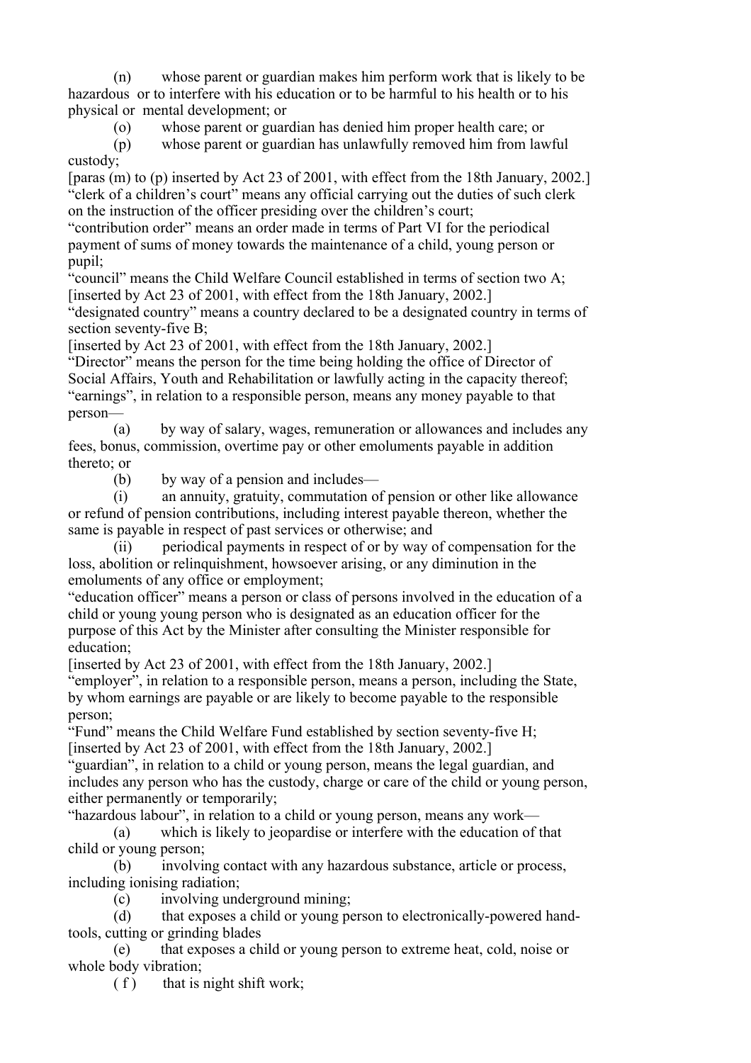(n) whose parent or guardian makes him perform work that is likely to be hazardous or to interfere with his education or to be harmful to his health or to his physical or mental development; or

(o) whose parent or guardian has denied him proper health care; or

(p) whose parent or guardian has unlawfully removed him from lawful custody;

[paras (m) to (p) inserted by Act 23 of 2001, with effect from the 18th January, 2002.]

"clerk of a children's court" means any official carrying out the duties of such clerk on the instruction of the officer presiding over the children's court;

"contribution order" means an order made in terms of Part VI for the periodical payment of sums of money towards the maintenance of a child, young person or pupil;

"council" means the Child Welfare Council established in terms of section two A;

[inserted by Act 23 of 2001, with effect from the 18th January, 2002.]

"designated country" means a country declared to be a designated country in terms of section seventy-five B;

[inserted by Act 23 of 2001, with effect from the 18th January, 2002.]

"Director" means the person for the time being holding the office of Director of Social Affairs, Youth and Rehabilitation or lawfully acting in the capacity thereof;

"earnings", in relation to a responsible person, means any money payable to that person—

(a) by way of salary, wages, remuneration or allowances and includes any fees, bonus, commission, overtime pay or other emoluments payable in addition thereto; or

(b) by way of a pension and includes—

(i) an annuity, gratuity, commutation of pension or other like allowance or refund of pension contributions, including interest payable thereon, whether the same is payable in respect of past services or otherwise; and

(ii) periodical payments in respect of or by way of compensation for the loss, abolition or relinquishment, howsoever arising, or any diminution in the emoluments of any office or employment;

"education officer" means a person or class of persons involved in the education of a child or young young person who is designated as an education officer for the purpose of this Act by the Minister after consulting the Minister responsible for education;

[inserted by Act 23 of 2001, with effect from the 18th January, 2002.]

"employer", in relation to a responsible person, means a person, including the State, by whom earnings are payable or are likely to become payable to the responsible person;

"Fund" means the Child Welfare Fund established by section seventy-five H;

[inserted by Act 23 of 2001, with effect from the 18th January, 2002.]

"guardian", in relation to a child or young person, means the legal guardian, and includes any person who has the custody, charge or care of the child or young person, either permanently or temporarily;

"hazardous labour", in relation to a child or young person, means any work—

(a) which is likely to jeopardise or interfere with the education of that child or young person;

(b) involving contact with any hazardous substance, article or process, including ionising radiation;

(c) involving underground mining;

(d) that exposes a child or young person to electronically-powered hand-tools, cutting or grinding blades

(e) that exposes a child or young person to extreme heat, cold, noise or whole body vibration;

(f) that is night shift work;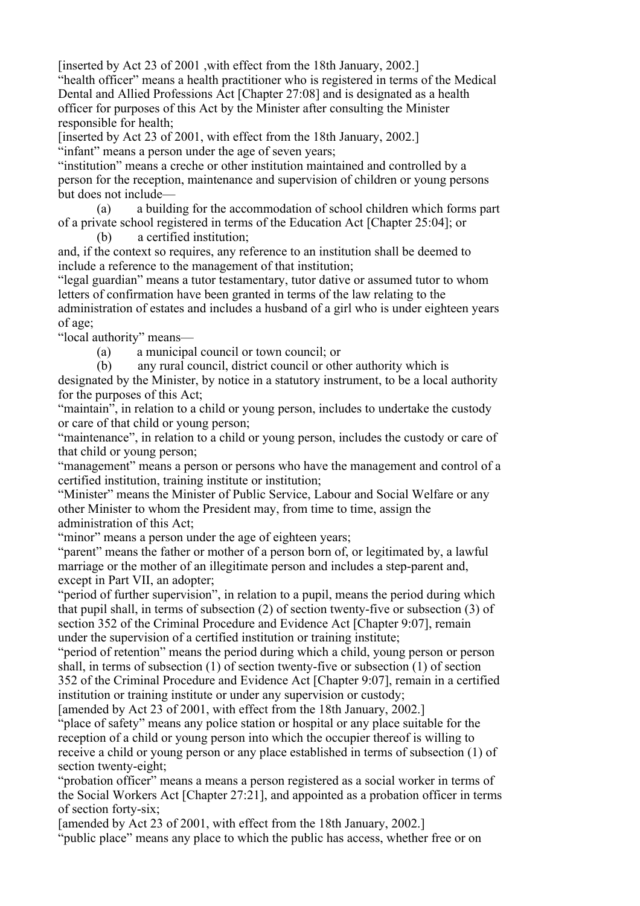[inserted by Act 23 of 2001 ,with effect from the 18th January, 2002.]

"health officer" means a health practitioner who is registered in terms of the Medical Dental and Allied Professions Act [Chapter 27:08] and is designated as a health officer for purposes of this Act by the Minister after consulting the Minister responsible for health;

[inserted by Act 23 of 2001, with effect from the 18th January, 2002.]

"infant" means a person under the age of seven years;

"institution" means a creche or other institution maintained and controlled by a person for the reception, maintenance and supervision of children or young persons but does not include—

(a) a building for the accommodation of school children which forms part of a private school registered in terms of the Education Act [Chapter 25:04]; or

(b) a certified institution;

and, if the context so requires, any reference to an institution shall be deemed to include a reference to the management of that institution;

"legal guardian" means a tutor testamentary, tutor dative or assumed tutor to whom letters of confirmation have been granted in terms of the law relating to the administration of estates and includes a husband of a girl who is under eighteen years of age;

"local authority" means—

(a) a municipal council or town council; or

(b) any rural council, district council or other authority which is designated by the Minister, by notice in a statutory instrument, to be a local authority for the purposes of this Act;

"maintain", in relation to a child or young person, includes to undertake the custody or care of that child or young person;

"maintenance", in relation to a child or young person, includes the custody or care of that child or young person;

"management" means a person or persons who have the management and control of a certified institution, training institute or institution;

"Minister" means the Minister of Public Service, Labour and Social Welfare or any other Minister to whom the President may, from time to time, assign the administration of this Act;

"minor" means a person under the age of eighteen years;

"parent" means the father or mother of a person born of, or legitimated by, a lawful marriage or the mother of an illegitimate person and includes a step-parent and, except in Part VII, an adopter;

"period of further supervision", in relation to a pupil, means the period during which that pupil shall, in terms of subsection (2) of section twenty-five or subsection (3) of section 352 of the Criminal Procedure and Evidence Act [Chapter 9:07], remain under the supervision of a certified institution or training institute;

"period of retention" means the period during which a child, young person or person shall, in terms of subsection (1) of section twenty-five or subsection (1) of section 352 of the Criminal Procedure and Evidence Act [Chapter 9:07], remain in a certified institution or training institute or under any supervision or custody;

[amended by Act 23 of 2001, with effect from the 18th January, 2002.]

"place of safety" means any police station or hospital or any place suitable for the reception of a child or young person into which the occupier thereof is willing to receive a child or young person or any place established in terms of subsection (1) of section twenty-eight;

"probation officer" means a means a person registered as a social worker in terms of the Social Workers Act [Chapter 27:21], and appointed as a probation officer in terms of section forty-six;

[amended by Act 23 of 2001, with effect from the 18th January, 2002.]

"public place" means any place to which the public has access, whether free or on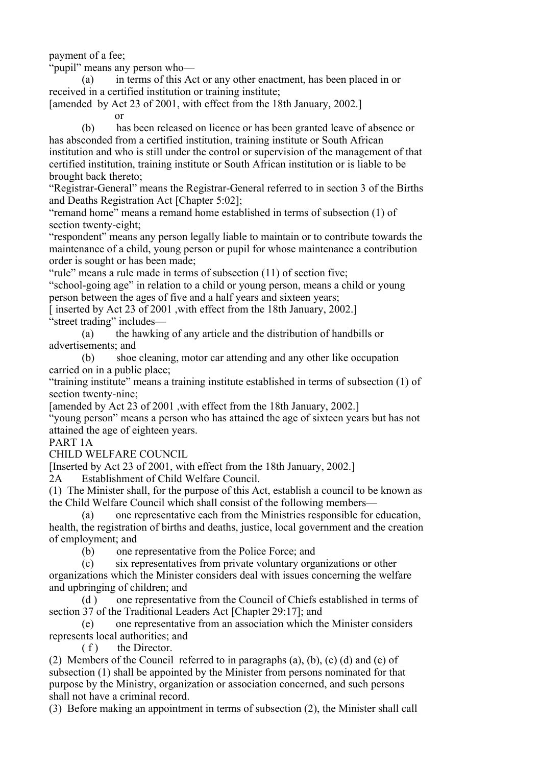payment of a fee;

"pupil" means any person who—

(a) in terms of this Act or any other enactment, has been placed in or received in a certified institution or training institute;

[amended by Act 23 of 2001, with effect from the 18th January, 2002.]

or

(b) has been released on licence or has been granted leave of absence or has absconded from a certified institution, training institute or South African institution and who is still under the control or supervision of the management of that certified institution, training institute or South African institution or is liable to be brought back thereto;

"Registrar-General" means the Registrar-General referred to in section 3 of the Births and Deaths Registration Act [Chapter 5:02];

"remand home" means a remand home established in terms of subsection (1) of section twenty-eight;

"respondent" means any person legally liable to maintain or to contribute towards the maintenance of a child, young person or pupil for whose maintenance a contribution order is sought or has been made;

"rule" means a rule made in terms of subsection (11) of section five;

"school-going age" in relation to a child or young person, means a child or young person between the ages of five and a half years and sixteen years;

[ inserted by Act 23 of 2001 ,with effect from the 18th January, 2002.]

"street trading" includes—

(a) the hawking of any article and the distribution of handbills or advertisements; and

(b) shoe cleaning, motor car attending and any other like occupation carried on in a public place;

"training institute" means a training institute established in terms of subsection (1) of section twenty-nine;

[amended by Act 23 of 2001 ,with effect from the 18th January, 2002.]

"young person" means a person who has attained the age of sixteen years but has not attained the age of eighteen years.

PART 1A

CHILD WELFARE COUNCIL

[Inserted by Act 23 of 2001, with effect from the 18th January, 2002.]

2A Establishment of Child Welfare Council.

(1) The Minister shall, for the purpose of this Act, establish a council to be known as the Child Welfare Council which shall consist of the following members—

(a) one representative each from the Ministries responsible for education, health, the registration of births and deaths, justice, local government and the creation of employment; and

(b) one representative from the Police Force; and

(c) six representatives from private voluntary organizations or other organizations which the Minister considers deal with issues concerning the welfare and upbringing of children; and

(d ) one representative from the Council of Chiefs established in terms of section 37 of the Traditional Leaders Act [Chapter 29:17]; and

(e) one representative from an association which the Minister considers represents local authorities; and

( f ) the Director.

(2) Members of the Council referred to in paragraphs (a), (b), (c) (d) and (e) of subsection (1) shall be appointed by the Minister from persons nominated for that purpose by the Ministry, organization or association concerned, and such persons shall not have a criminal record.

(3) Before making an appointment in terms of subsection (2), the Minister shall call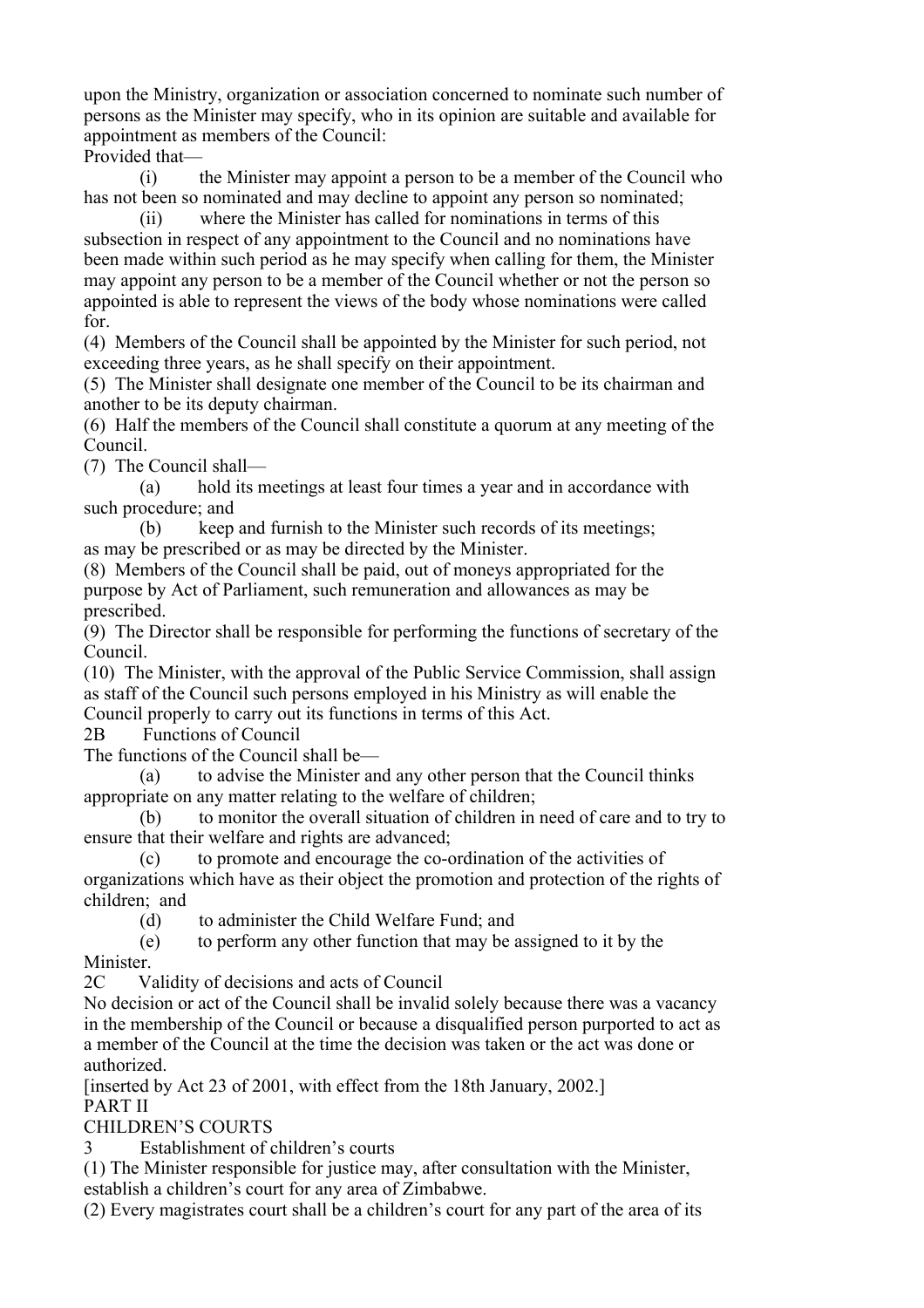upon the Ministry, organization or association concerned to nominate such number of persons as the Minister may specify, who in its opinion are suitable and available for appointment as members of the Council:

Provided that—

(i) the Minister may appoint a person to be a member of the Council who has not been so nominated and may decline to appoint any person so nominated;

(ii) where the Minister has called for nominations in terms of this subsection in respect of any appointment to the Council and no nominations have been made within such period as he may specify when calling for them, the Minister may appoint any person to be a member of the Council whether or not the person so appointed is able to represent the views of the body whose nominations were called for.

(4) Members of the Council shall be appointed by the Minister for such period, not exceeding three years, as he shall specify on their appointment.

(5) The Minister shall designate one member of the Council to be its chairman and another to be its deputy chairman.

(6) Half the members of the Council shall constitute a quorum at any meeting of the Council.

(7) The Council shall—

(a) hold its meetings at least four times a year and in accordance with such procedure; and

(b) keep and furnish to the Minister such records of its meetings;

as may be prescribed or as may be directed by the Minister.

(8) Members of the Council shall be paid, out of moneys appropriated for the purpose by Act of Parliament, such remuneration and allowances as may be prescribed.

(9) The Director shall be responsible for performing the functions of secretary of the Council.

(10) The Minister, with the approval of the Public Service Commission, shall assign as staff of the Council such persons employed in his Ministry as will enable the Council properly to carry out its functions in terms of this Act.

2B Functions of Council

The functions of the Council shall be—

(a) to advise the Minister and any other person that the Council thinks appropriate on any matter relating to the welfare of children;

(b) to monitor the overall situation of children in need of care and to try to ensure that their welfare and rights are advanced;

(c) to promote and encourage the co-ordination of the activities of organizations which have as their object the promotion and protection of the rights of children; and

(d) to administer the Child Welfare Fund; and

(e) to perform any other function that may be assigned to it by the Minister.

2C Validity of decisions and acts of Council

No decision or act of the Council shall be invalid solely because there was a vacancy in the membership of the Council or because a disqualified person purported to act as a member of the Council at the time the decision was taken or the act was done or authorized.

[inserted by Act 23 of 2001, with effect from the 18th January, 2002.]

PART II

CHILDREN'S COURTS

3 Establishment of children's courts

(1) The Minister responsible for justice may, after consultation with the Minister, establish a children's court for any area of Zimbabwe.

(2) Every magistrates court shall be a children's court for any part of the area of its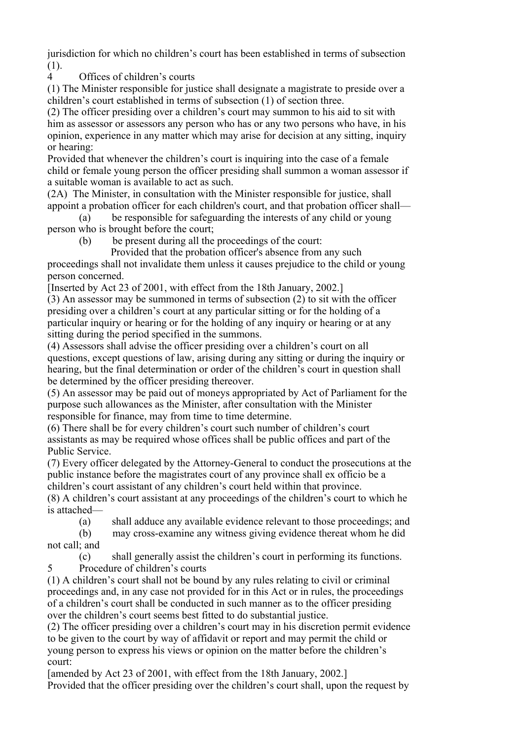jurisdiction for which no children's court has been established in terms of subsection (1).

## 4 Offices of children's courts

(1) The Minister responsible for justice shall designate a magistrate to preside over a children's court established in terms of subsection (1) of section three.

(2) The officer presiding over a children's court may summon to his aid to sit with him as assessor or assessors any person who has or any two persons who have, in his opinion, experience in any matter which may arise for decision at any sitting, inquiry or hearing:

Provided that whenever the children's court is inquiring into the case of a female child or female young person the officer presiding shall summon a woman assessor if a suitable woman is available to act as such.

(2A) The Minister, in consultation with the Minister responsible for justice, shall appoint a probation officer for each children's court, and that probation officer shall—

(a) be responsible for safeguarding the interests of any child or young person who is brought before the court;

(b) be present during all the proceedings of the court:

Provided that the probation officer's absence from any such proceedings shall not invalidate them unless it causes prejudice to the child or young person concerned.

[Inserted by Act 23 of 2001, with effect from the 18th January, 2002.]

(3) An assessor may be summoned in terms of subsection (2) to sit with the officer presiding over a children's court at any particular sitting or for the holding of a particular inquiry or hearing or for the holding of any inquiry or hearing or at any sitting during the period specified in the summons.

(4) Assessors shall advise the officer presiding over a children's court on all questions, except questions of law, arising during any sitting or during the inquiry or hearing, but the final determination or order of the children's court in question shall be determined by the officer presiding thereover.

(5) An assessor may be paid out of moneys appropriated by Act of Parliament for the purpose such allowances as the Minister, after consultation with the Minister responsible for finance, may from time to time determine.

(6) There shall be for every children's court such number of children's court assistants as may be required whose offices shall be public offices and part of the Public Service.

(7) Every officer delegated by the Attorney-General to conduct the prosecutions at the public instance before the magistrates court of any province shall ex officio be a children's court assistant of any children's court held within that province.

(8) A children's court assistant at any proceedings of the children's court to which he is attached—

(a) shall adduce any available evidence relevant to those proceedings; and

(b) may cross-examine any witness giving evidence thereat whom he did not call; and

(c) shall generally assist the children's court in performing its functions.

## 5 Procedure of children's courts

(1) A children's court shall not be bound by any rules relating to civil or criminal proceedings and, in any case not provided for in this Act or in rules, the proceedings of a children's court shall be conducted in such manner as to the officer presiding over the children's court seems best fitted to do substantial justice.

(2) The officer presiding over a children's court may in his discretion permit evidence to be given to the court by way of affidavit or report and may permit the child or young person to express his views or opinion on the matter before the children's court:

[amended by Act 23 of 2001, with effect from the 18th January, 2002.]

Provided that the officer presiding over the children's court shall, upon the request by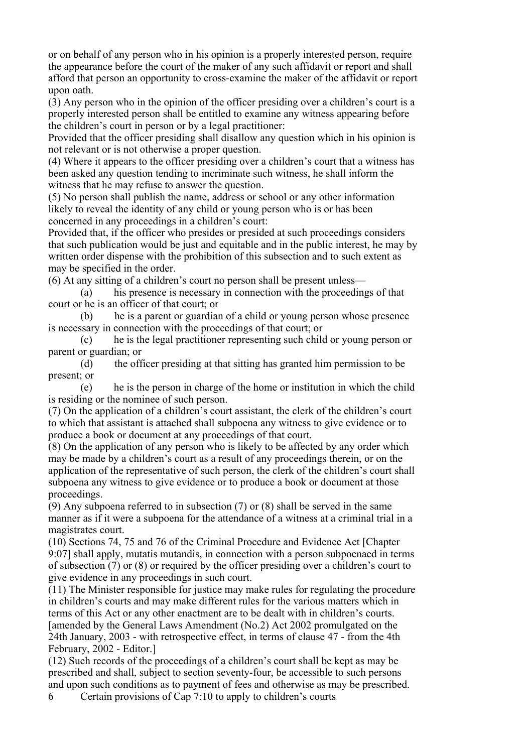or on behalf of any person who in his opinion is a properly interested person, require the appearance before the court of the maker of any such affidavit or report and shall afford that person an opportunity to cross-examine the maker of the affidavit or report upon oath.

(3) Any person who in the opinion of the officer presiding over a children's court is a properly interested person shall be entitled to examine any witness appearing before the children's court in person or by a legal practitioner:

Provided that the officer presiding shall disallow any question which in his opinion is not relevant or is not otherwise a proper question.

(4) Where it appears to the officer presiding over a children's court that a witness has been asked any question tending to incriminate such witness, he shall inform the witness that he may refuse to answer the question.

(5) No person shall publish the name, address or school or any other information likely to reveal the identity of any child or young person who is or has been concerned in any proceedings in a children's court:

Provided that, if the officer who presides or presided at such proceedings considers that such publication would be just and equitable and in the public interest, he may by written order dispense with the prohibition of this subsection and to such extent as may be specified in the order.

(6) At any sitting of a children's court no person shall be present unless—

(a) his presence is necessary in connection with the proceedings of that court or he is an officer of that court; or

(b) he is a parent or guardian of a child or young person whose presence is necessary in connection with the proceedings of that court; or

(c) he is the legal practitioner representing such child or young person or parent or guardian; or

(d) the officer presiding at that sitting has granted him permission to be present; or

(e) he is the person in charge of the home or institution in which the child is residing or the nominee of such person.

(7) On the application of a children's court assistant, the clerk of the children's court to which that assistant is attached shall subpoena any witness to give evidence or to produce a book or document at any proceedings of that court.

(8) On the application of any person who is likely to be affected by any order which may be made by a children's court as a result of any proceedings therein, or on the application of the representative of such person, the clerk of the children's court shall subpoena any witness to give evidence or to produce a book or document at those proceedings.

(9) Any subpoena referred to in subsection (7) or (8) shall be served in the same manner as if it were a subpoena for the attendance of a witness at a criminal trial in a magistrates court.

(10) Sections 74, 75 and 76 of the Criminal Procedure and Evidence Act [Chapter 9:07] shall apply, mutatis mutandis, in connection with a person subpoenaed in terms of subsection (7) or (8) or required by the officer presiding over a children's court to give evidence in any proceedings in such court.

(11) The Minister responsible for justice may make rules for regulating the procedure in children's courts and may make different rules for the various matters which in terms of this Act or any other enactment are to be dealt with in children's courts.

[amended by the General Laws Amendment (No.2) Act 2002 promulgated on the 24th January, 2003 - with retrospective effect, in terms of clause 47 - from the 4th February, 2002 - Editor.]

(12) Such records of the proceedings of a children's court shall be kept as may be prescribed and shall, subject to section seventy-four, be accessible to such persons and upon such conditions as to payment of fees and otherwise as may be prescribed.

6 Certain provisions of Cap 7:10 to apply to children's courts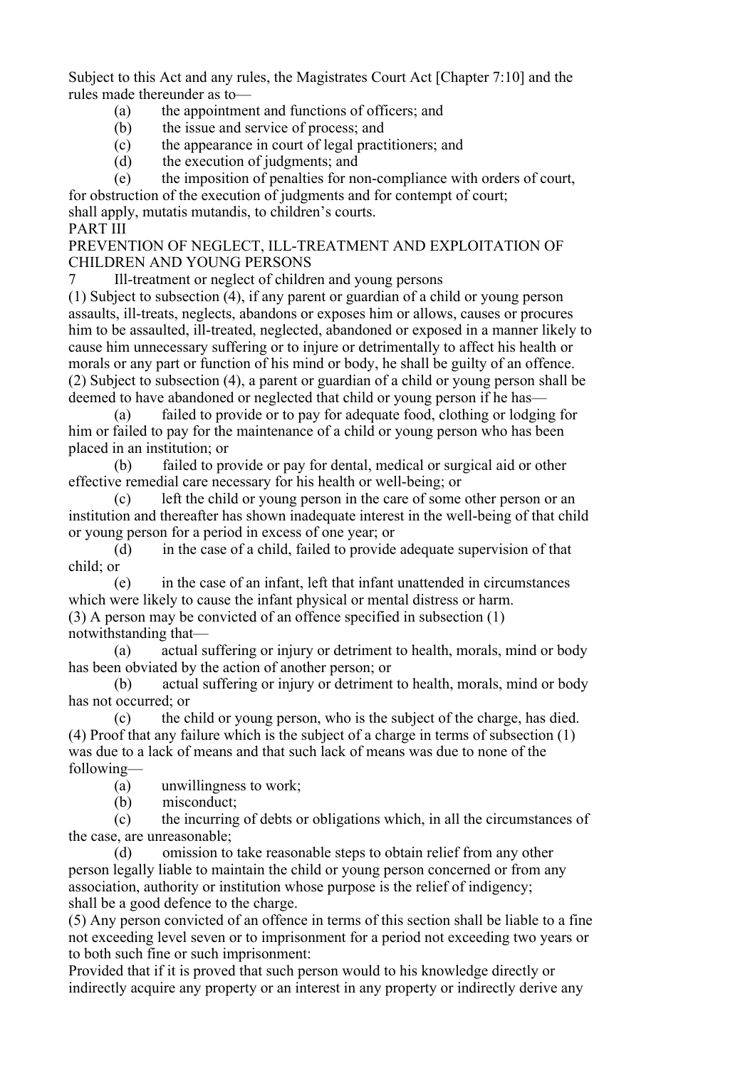Subject to this Act and any rules, the Magistrates Court Act [Chapter 7:10] and the rules made thereunder as to—

(a) the appointment and functions of officers; and

(b) the issue and service of process; and

(c) the appearance in court of legal practitioners; and

(d) the execution of judgments; and

(e) the imposition of penalties for non-compliance with orders of court, for obstruction of the execution of judgments and for contempt of court;

shall apply, mutatis mutandis, to children's courts.

## PART III

## PREVENTION OF NEGLECT, ILL-TREATMENT AND EXPLOITATION OF CHILDREN AND YOUNG PERSONS

### 7 Ill-treatment or neglect of children and young persons

(1) Subject to subsection (4), if any parent or guardian of a child or young person assaults, ill-treats, neglects, abandons or exposes him or allows, causes or procures him to be assaulted, ill-treated, neglected, abandoned or exposed in a manner likely to cause him unnecessary suffering or to injure or detrimentally to affect his health or morals or any part or function of his mind or body, he shall be guilty of an offence.

(2) Subject to subsection (4), a parent or guardian of a child or young person shall be deemed to have abandoned or neglected that child or young person if he has—

(a) failed to provide or to pay for adequate food, clothing or lodging for him or failed to pay for the maintenance of a child or young person who has been placed in an institution; or

(b) failed to provide or pay for dental, medical or surgical aid or other effective remedial care necessary for his health or well-being; or

(c) left the child or young person in the care of some other person or an institution and thereafter has shown inadequate interest in the well-being of that child or young person for a period in excess of one year; or

(d) in the case of a child, failed to provide adequate supervision of that child; or

(e) in the case of an infant, left that infant unattended in circumstances which were likely to cause the infant physical or mental distress or harm.

(3) A person may be convicted of an offence specified in subsection (1) notwithstanding that—

(a) actual suffering or injury or detriment to health, morals, mind or body has been obviated by the action of another person; or

(b) actual suffering or injury or detriment to health, morals, mind or body has not occurred; or

(c) the child or young person, who is the subject of the charge, has died.

(4) Proof that any failure which is the subject of a charge in terms of subsection (1) was due to a lack of means and that such lack of means was due to none of the following—

(a) unwillingness to work;

(b) misconduct;

(c) the incurring of debts or obligations which, in all the circumstances of the case, are unreasonable;

(d) omission to take reasonable steps to obtain relief from any other person legally liable to maintain the child or young person concerned or from any association, authority or institution whose purpose is the relief of indigency;

shall be a good defence to the charge.

(5) Any person convicted of an offence in terms of this section shall be liable to a fine not exceeding level seven or to imprisonment for a period not exceeding two years or to both such fine or such imprisonment:

Provided that if it is proved that such person would to his knowledge directly or indirectly acquire any property or an interest in any property or indirectly derive any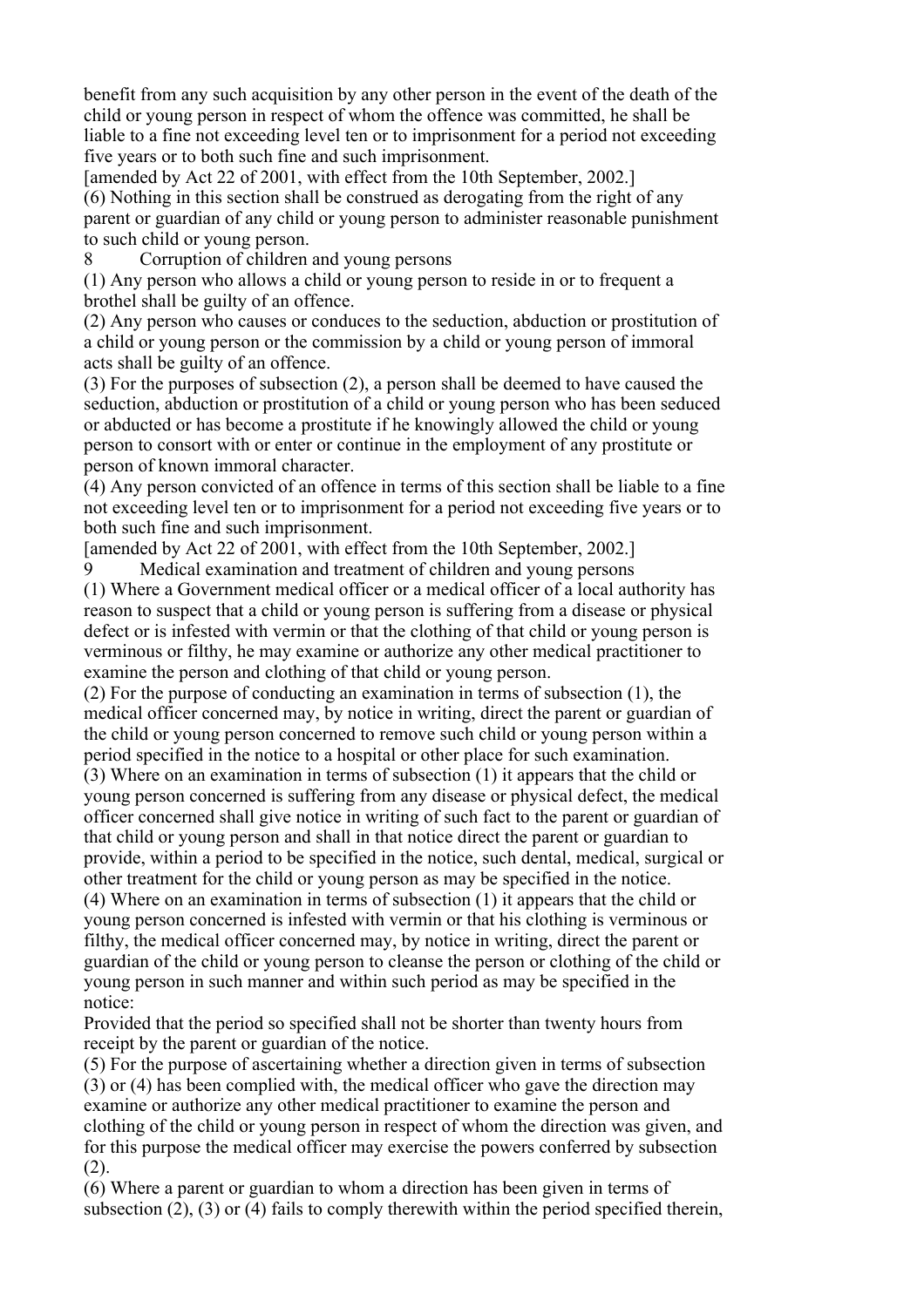benefit from any such acquisition by any other person in the event of the death of the child or young person in respect of whom the offence was committed, he shall be liable to a fine not exceeding level ten or to imprisonment for a period not exceeding five years or to both such fine and such imprisonment.

[amended by Act 22 of 2001, with effect from the 10th September, 2002.]

(6) Nothing in this section shall be construed as derogating from the right of any parent or guardian of any child or young person to administer reasonable punishment to such child or young person.

8 Corruption of children and young persons

(1) Any person who allows a child or young person to reside in or to frequent a brothel shall be guilty of an offence.

(2) Any person who causes or conduces to the seduction, abduction or prostitution of a child or young person or the commission by a child or young person of immoral acts shall be guilty of an offence.

(3) For the purposes of subsection (2), a person shall be deemed to have caused the seduction, abduction or prostitution of a child or young person who has been seduced or abducted or has become a prostitute if he knowingly allowed the child or young person to consort with or enter or continue in the employment of any prostitute or person of known immoral character.

(4) Any person convicted of an offence in terms of this section shall be liable to a fine not exceeding level ten or to imprisonment for a period not exceeding five years or to both such fine and such imprisonment.

[amended by Act 22 of 2001, with effect from the 10th September, 2002.]

9 Medical examination and treatment of children and young persons

(1) Where a Government medical officer or a medical officer of a local authority has reason to suspect that a child or young person is suffering from a disease or physical defect or is infested with vermin or that the clothing of that child or young person is verminous or filthy, he may examine or authorize any other medical practitioner to examine the person and clothing of that child or young person.

(2) For the purpose of conducting an examination in terms of subsection (1), the medical officer concerned may, by notice in writing, direct the parent or guardian of the child or young person concerned to remove such child or young person within a period specified in the notice to a hospital or other place for such examination.

(3) Where on an examination in terms of subsection (1) it appears that the child or young person concerned is suffering from any disease or physical defect, the medical officer concerned shall give notice in writing of such fact to the parent or guardian of that child or young person and shall in that notice direct the parent or guardian to provide, within a period to be specified in the notice, such dental, medical, surgical or other treatment for the child or young person as may be specified in the notice.

(4) Where on an examination in terms of subsection (1) it appears that the child or young person concerned is infested with vermin or that his clothing is verminous or filthy, the medical officer concerned may, by notice in writing, direct the parent or guardian of the child or young person to cleanse the person or clothing of the child or young person in such manner and within such period as may be specified in the notice:

Provided that the period so specified shall not be shorter than twenty hours from receipt by the parent or guardian of the notice.

(5) For the purpose of ascertaining whether a direction given in terms of subsection (3) or (4) has been complied with, the medical officer who gave the direction may examine or authorize any other medical practitioner to examine the person and clothing of the child or young person in respect of whom the direction was given, and for this purpose the medical officer may exercise the powers conferred by subsection (2).

(6) Where a parent or guardian to whom a direction has been given in terms of subsection (2), (3) or (4) fails to comply therewith within the period specified therein,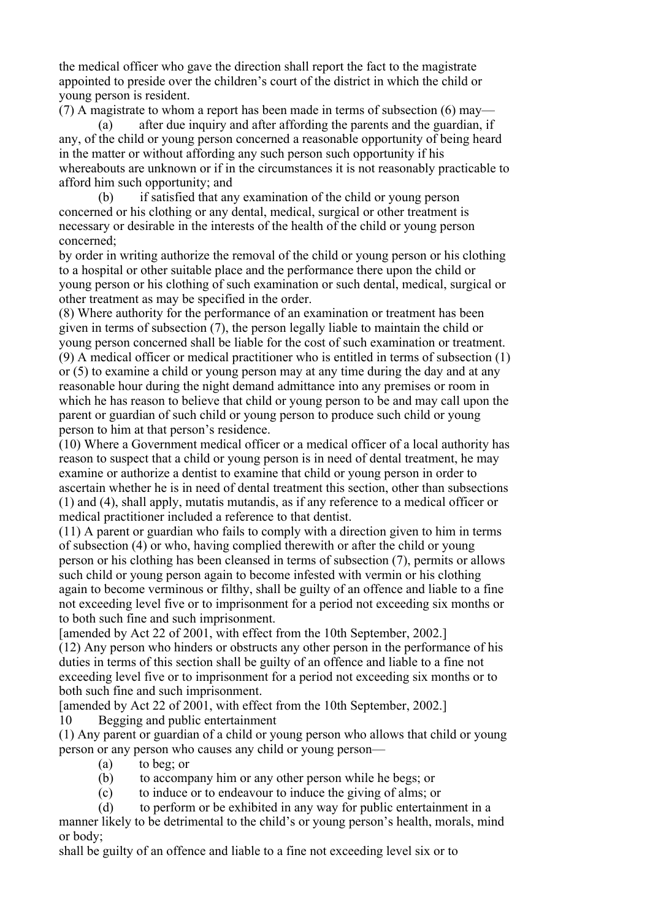the medical officer who gave the direction shall report the fact to the magistrate appointed to preside over the children's court of the district in which the child or young person is resident.

(7) A magistrate to whom a report has been made in terms of subsection (6) may—

(a) after due inquiry and after affording the parents and the guardian, if any, of the child or young person concerned a reasonable opportunity of being heard in the matter or without affording any such person such opportunity if his whereabouts are unknown or if in the circumstances it is not reasonably practicable to afford him such opportunity; and

(b) if satisfied that any examination of the child or young person concerned or his clothing or any dental, medical, surgical or other treatment is necessary or desirable in the interests of the health of the child or young person concerned;

by order in writing authorize the removal of the child or young person or his clothing to a hospital or other suitable place and the performance there upon the child or young person or his clothing of such examination or such dental, medical, surgical or other treatment as may be specified in the order.

(8) Where authority for the performance of an examination or treatment has been given in terms of subsection (7), the person legally liable to maintain the child or young person concerned shall be liable for the cost of such examination or treatment.

(9) A medical officer or medical practitioner who is entitled in terms of subsection (1) or (5) to examine a child or young person may at any time during the day and at any reasonable hour during the night demand admittance into any premises or room in which he has reason to believe that child or young person to be and may call upon the parent or guardian of such child or young person to produce such child or young person to him at that person's residence.

(10) Where a Government medical officer or a medical officer of a local authority has reason to suspect that a child or young person is in need of dental treatment, he may examine or authorize a dentist to examine that child or young person in order to ascertain whether he is in need of dental treatment this section, other than subsections (1) and (4), shall apply, mutatis mutandis, as if any reference to a medical officer or medical practitioner included a reference to that dentist.

(11) A parent or guardian who fails to comply with a direction given to him in terms of subsection (4) or who, having complied therewith or after the child or young person or his clothing has been cleansed in terms of subsection (7), permits or allows such child or young person again to become infested with vermin or his clothing again to become verminous or filthy, shall be guilty of an offence and liable to a fine not exceeding level five or to imprisonment for a period not exceeding six months or to both such fine and such imprisonment.

[amended by Act 22 of 2001, with effect from the 10th September, 2002.]

(12) Any person who hinders or obstructs any other person in the performance of his duties in terms of this section shall be guilty of an offence and liable to a fine not exceeding level five or to imprisonment for a period not exceeding six months or to both such fine and such imprisonment.

[amended by Act 22 of 2001, with effect from the 10th September, 2002.]

### 10 Begging and public entertainment

(1) Any parent or guardian of a child or young person who allows that child or young person or any person who causes any child or young person—

(a) to beg; or

(b) to accompany him or any other person while he begs; or

(c) to induce or to endeavour to induce the giving of alms; or

(d) to perform or be exhibited in any way for public entertainment in a manner likely to be detrimental to the child's or young person's health, morals, mind or body;

shall be guilty of an offence and liable to a fine not exceeding level six or to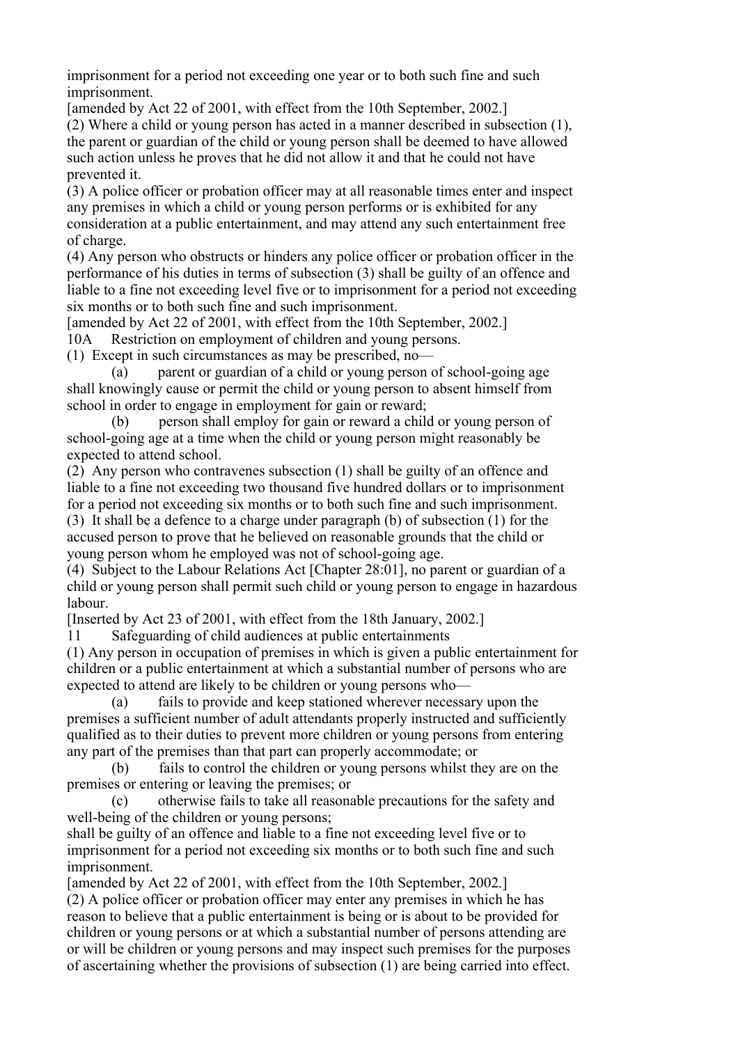imprisonment for a period not exceeding one year or to both such fine and such imprisonment.

[amended by Act 22 of 2001, with effect from the 10th September, 2002.]

(2) Where a child or young person has acted in a manner described in subsection (1), the parent or guardian of the child or young person shall be deemed to have allowed such action unless he proves that he did not allow it and that he could not have prevented it.

(3) A police officer or probation officer may at all reasonable times enter and inspect any premises in which a child or young person performs or is exhibited for any consideration at a public entertainment, and may attend any such entertainment free of charge.

(4) Any person who obstructs or hinders any police officer or probation officer in the performance of his duties in terms of subsection (3) shall be guilty of an offence and liable to a fine not exceeding level five or to imprisonment for a period not exceeding six months or to both such fine and such imprisonment.

[amended by Act 22 of 2001, with effect from the 10th September, 2002.]

10A Restriction on employment of children and young persons.

(1) Except in such circumstances as may be prescribed, no—

(a) parent or guardian of a child or young person of school-going age shall knowingly cause or permit the child or young person to absent himself from school in order to engage in employment for gain or reward;

(b) person shall employ for gain or reward a child or young person of school-going age at a time when the child or young person might reasonably be expected to attend school.

(2) Any person who contravenes subsection (1) shall be guilty of an offence and liable to a fine not exceeding two thousand five hundred dollars or to imprisonment for a period not exceeding six months or to both such fine and such imprisonment.

(3) It shall be a defence to a charge under paragraph (b) of subsection (1) for the accused person to prove that he believed on reasonable grounds that the child or young person whom he employed was not of school-going age.

(4) Subject to the Labour Relations Act [Chapter 28:01], no parent or guardian of a child or young person shall permit such child or young person to engage in hazardous labour.

[Inserted by Act 23 of 2001, with effect from the 18th January, 2002.]

11 Safeguarding of child audiences at public entertainments

(1) Any person in occupation of premises in which is given a public entertainment for children or a public entertainment at which a substantial number of persons who are expected to attend are likely to be children or young persons who—

(a) fails to provide and keep stationed wherever necessary upon the premises a sufficient number of adult attendants properly instructed and sufficiently qualified as to their duties to prevent more children or young persons from entering any part of the premises than that part can properly accommodate; or

(b) fails to control the children or young persons whilst they are on the premises or entering or leaving the premises; or

(c) otherwise fails to take all reasonable precautions for the safety and well-being of the children or young persons;

shall be guilty of an offence and liable to a fine not exceeding level five or to imprisonment for a period not exceeding six months or to both such fine and such imprisonment.

[amended by Act 22 of 2001, with effect from the 10th September, 2002.]

(2) A police officer or probation officer may enter any premises in which he has reason to believe that a public entertainment is being or is about to be provided for children or young persons or at which a substantial number of persons attending are or will be children or young persons and may inspect such premises for the purposes of ascertaining whether the provisions of subsection (1) are being carried into effect.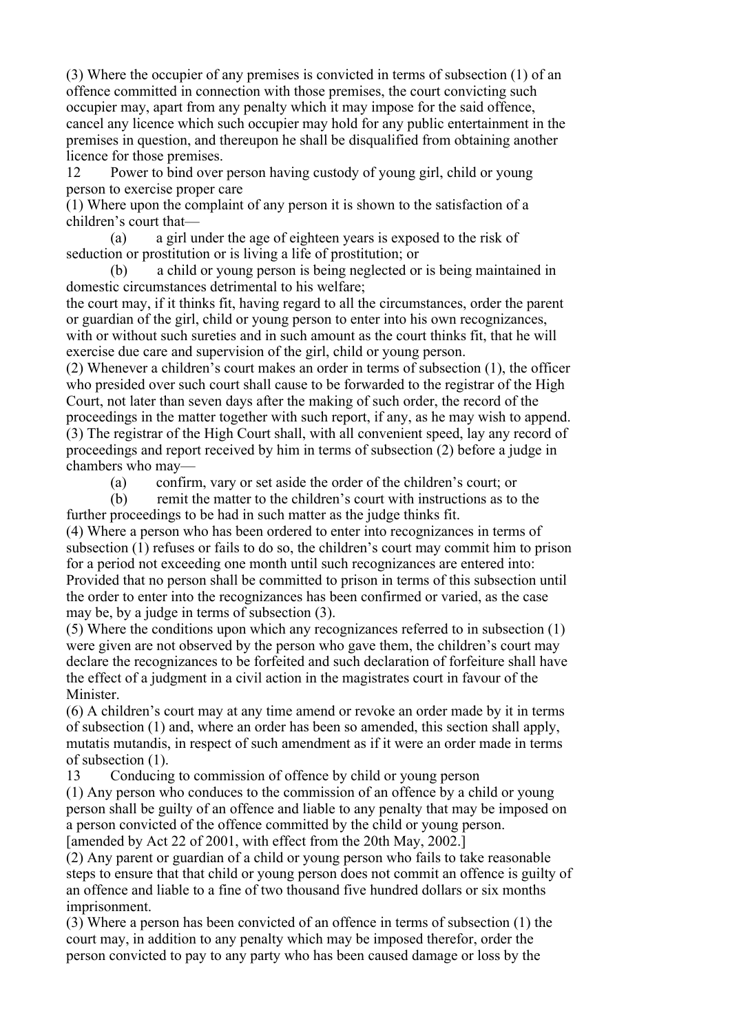(3) Where the occupier of any premises is convicted in terms of subsection (1) of an offence committed in connection with those premises, the court convicting such occupier may, apart from any penalty which it may impose for the said offence, cancel any licence which such occupier may hold for any public entertainment in the premises in question, and thereupon he shall be disqualified from obtaining another licence for those premises.

12 Power to bind over person having custody of young girl, child or young person to exercise proper care

(1) Where upon the complaint of any person it is shown to the satisfaction of a children's court that—

(a) a girl under the age of eighteen years is exposed to the risk of seduction or prostitution or is living a life of prostitution; or

(b) a child or young person is being neglected or is being maintained in domestic circumstances detrimental to his welfare;

the court may, if it thinks fit, having regard to all the circumstances, order the parent or guardian of the girl, child or young person to enter into his own recognizances, with or without such sureties and in such amount as the court thinks fit, that he will exercise due care and supervision of the girl, child or young person.

(2) Whenever a children's court makes an order in terms of subsection (1), the officer who presided over such court shall cause to be forwarded to the registrar of the High Court, not later than seven days after the making of such order, the record of the proceedings in the matter together with such report, if any, as he may wish to append.

(3) The registrar of the High Court shall, with all convenient speed, lay any record of proceedings and report received by him in terms of subsection (2) before a judge in chambers who may—

(a) confirm, vary or set aside the order of the children's court; or

(b) remit the matter to the children's court with instructions as to the further proceedings to be had in such matter as the judge thinks fit.

(4) Where a person who has been ordered to enter into recognizances in terms of subsection (1) refuses or fails to do so, the children's court may commit him to prison for a period not exceeding one month until such recognizances are entered into: Provided that no person shall be committed to prison in terms of this subsection until the order to enter into the recognizances has been confirmed or varied, as the case may be, by a judge in terms of subsection (3).

(5) Where the conditions upon which any recognizances referred to in subsection (1) were given are not observed by the person who gave them, the children's court may declare the recognizances to be forfeited and such declaration of forfeiture shall have the effect of a judgment in a civil action in the magistrates court in favour of the Minister.

(6) A children's court may at any time amend or revoke an order made by it in terms of subsection (1) and, where an order has been so amended, this section shall apply, mutatis mutandis, in respect of such amendment as if it were an order made in terms of subsection (1).

13 Conducing to commission of offence by child or young person

(1) Any person who conduces to the commission of an offence by a child or young person shall be guilty of an offence and liable to any penalty that may be imposed on a person convicted of the offence committed by the child or young person.
[amended by Act 22 of 2001, with effect from the 20th May, 2002.]

(2) Any parent or guardian of a child or young person who fails to take reasonable steps to ensure that that child or young person does not commit an offence is guilty of an offence and liable to a fine of two thousand five hundred dollars or six months imprisonment.

(3) Where a person has been convicted of an offence in terms of subsection (1) the court may, in addition to any penalty which may be imposed therefor, order the person convicted to pay to any party who has been caused damage or loss by the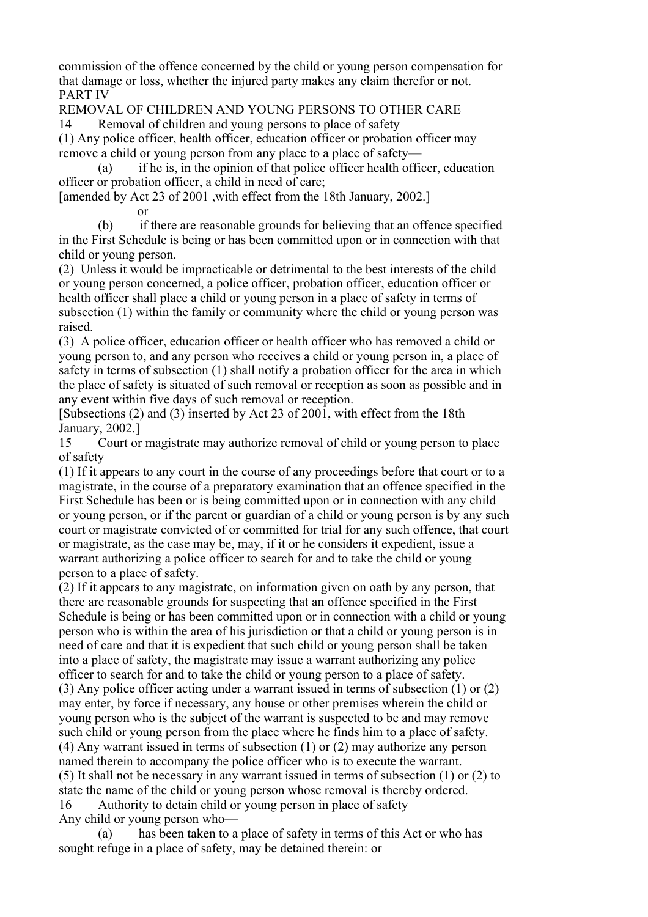commission of the offence concerned by the child or young person compensation for that damage or loss, whether the injured party makes any claim therefor or not.

## PART IV

## REMOVAL OF CHILDREN AND YOUNG PERSONS TO OTHER CARE

### 14 Removal of children and young persons to place of safety

(1) Any police officer, health officer, education officer or probation officer may remove a child or young person from any place to a place of safety—

(a) if he is, in the opinion of that police officer health officer, education officer or probation officer, a child in need of care;

[amended by Act 23 of 2001 ,with effect from the 18th January, 2002.]

or

(b) if there are reasonable grounds for believing that an offence specified in the First Schedule is being or has been committed upon or in connection with that child or young person.

(2) Unless it would be impracticable or detrimental to the best interests of the child or young person concerned, a police officer, probation officer, education officer or health officer shall place a child or young person in a place of safety in terms of subsection (1) within the family or community where the child or young person was raised.

(3) A police officer, education officer or health officer who has removed a child or young person to, and any person who receives a child or young person in, a place of safety in terms of subsection (1) shall notify a probation officer for the area in which the place of safety is situated of such removal or reception as soon as possible and in any event within five days of such removal or reception.

[Subsections (2) and (3) inserted by Act 23 of 2001, with effect from the 18th January, 2002.]

### 15 Court or magistrate may authorize removal of child or young person to place of safety

(1) If it appears to any court in the course of any proceedings before that court or to a magistrate, in the course of a preparatory examination that an offence specified in the First Schedule has been or is being committed upon or in connection with any child or young person, or if the parent or guardian of a child or young person is by any such court or magistrate convicted of or committed for trial for any such offence, that court or magistrate, as the case may be, may, if it or he considers it expedient, issue a warrant authorizing a police officer to search for and to take the child or young person to a place of safety.

(2) If it appears to any magistrate, on information given on oath by any person, that there are reasonable grounds for suspecting that an offence specified in the First Schedule is being or has been committed upon or in connection with a child or young person who is within the area of his jurisdiction or that a child or young person is in need of care and that it is expedient that such child or young person shall be taken into a place of safety, the magistrate may issue a warrant authorizing any police officer to search for and to take the child or young person to a place of safety.

(3) Any police officer acting under a warrant issued in terms of subsection (1) or (2) may enter, by force if necessary, any house or other premises wherein the child or young person who is the subject of the warrant is suspected to be and may remove such child or young person from the place where he finds him to a place of safety.

(4) Any warrant issued in terms of subsection (1) or (2) may authorize any person named therein to accompany the police officer who is to execute the warrant.

(5) It shall not be necessary in any warrant issued in terms of subsection (1) or (2) to state the name of the child or young person whose removal is thereby ordered.

### 16 Authority to detain child or young person in place of safety

Any child or young person who—

(a) has been taken to a place of safety in terms of this Act or who has sought refuge in a place of safety, may be detained therein: or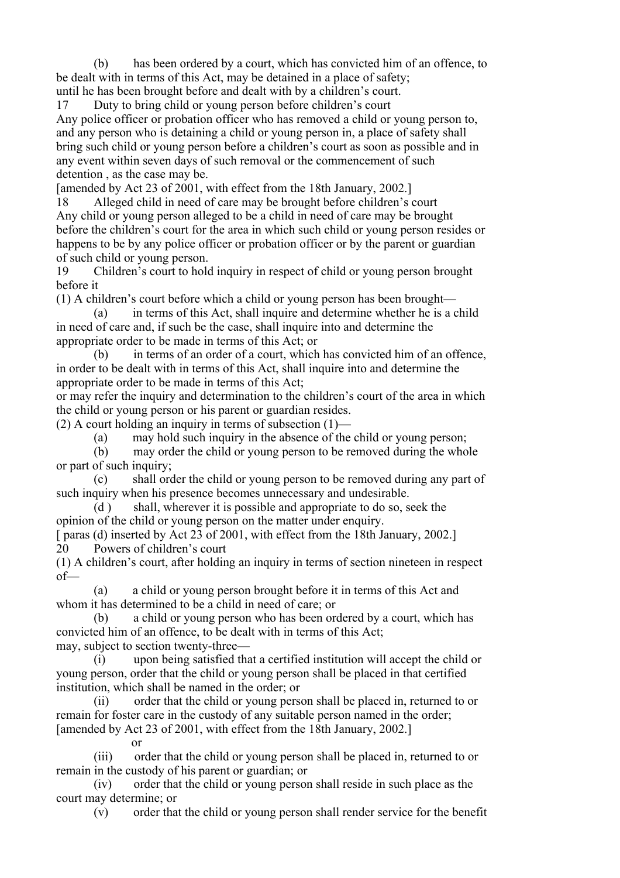(b) has been ordered by a court, which has convicted him of an offence, to be dealt with in terms of this Act, may be detained in a place of safety;

until he has been brought before and dealt with by a children's court.

### 17 Duty to bring child or young person before children's court

Any police officer or probation officer who has removed a child or young person to, and any person who is detaining a child or young person in, a place of safety shall bring such child or young person before a children's court as soon as possible and in any event within seven days of such removal or the commencement of such detention , as the case may be.

[amended by Act 23 of 2001, with effect from the 18th January, 2002.]

### 18 Alleged child in need of care may be brought before children's court

Any child or young person alleged to be a child in need of care may be brought before the children's court for the area in which such child or young person resides or happens to be by any police officer or probation officer or by the parent or guardian of such child or young person.

### 19 Children's court to hold inquiry in respect of child or young person brought before it

(1) A children's court before which a child or young person has been brought—

(a) in terms of this Act, shall inquire and determine whether he is a child in need of care and, if such be the case, shall inquire into and determine the appropriate order to be made in terms of this Act; or

(b) in terms of an order of a court, which has convicted him of an offence, in order to be dealt with in terms of this Act, shall inquire into and determine the appropriate order to be made in terms of this Act;

or may refer the inquiry and determination to the children's court of the area in which the child or young person or his parent or guardian resides.

(2) A court holding an inquiry in terms of subsection (1)—

(a) may hold such inquiry in the absence of the child or young person;

(b) may order the child or young person to be removed during the whole or part of such inquiry;

(c) shall order the child or young person to be removed during any part of such inquiry when his presence becomes unnecessary and undesirable.

(d ) shall, wherever it is possible and appropriate to do so, seek the opinion of the child or young person on the matter under enquiry.

[ paras (d) inserted by Act 23 of 2001, with effect from the 18th January, 2002.]

### 20 Powers of children's court

(1) A children's court, after holding an inquiry in terms of section nineteen in respect of—

(a) a child or young person brought before it in terms of this Act and whom it has determined to be a child in need of care; or

(b) a child or young person who has been ordered by a court, which has convicted him of an offence, to be dealt with in terms of this Act;

may, subject to section twenty-three—

(i) upon being satisfied that a certified institution will accept the child or young person, order that the child or young person shall be placed in that certified institution, which shall be named in the order; or

(ii) order that the child or young person shall be placed in, returned to or remain for foster care in the custody of any suitable person named in the order;

[amended by Act 23 of 2001, with effect from the 18th January, 2002.]

or

(iii) order that the child or young person shall be placed in, returned to or remain in the custody of his parent or guardian; or

(iv) order that the child or young person shall reside in such place as the court may determine; or

(v) order that the child or young person shall render service for the benefit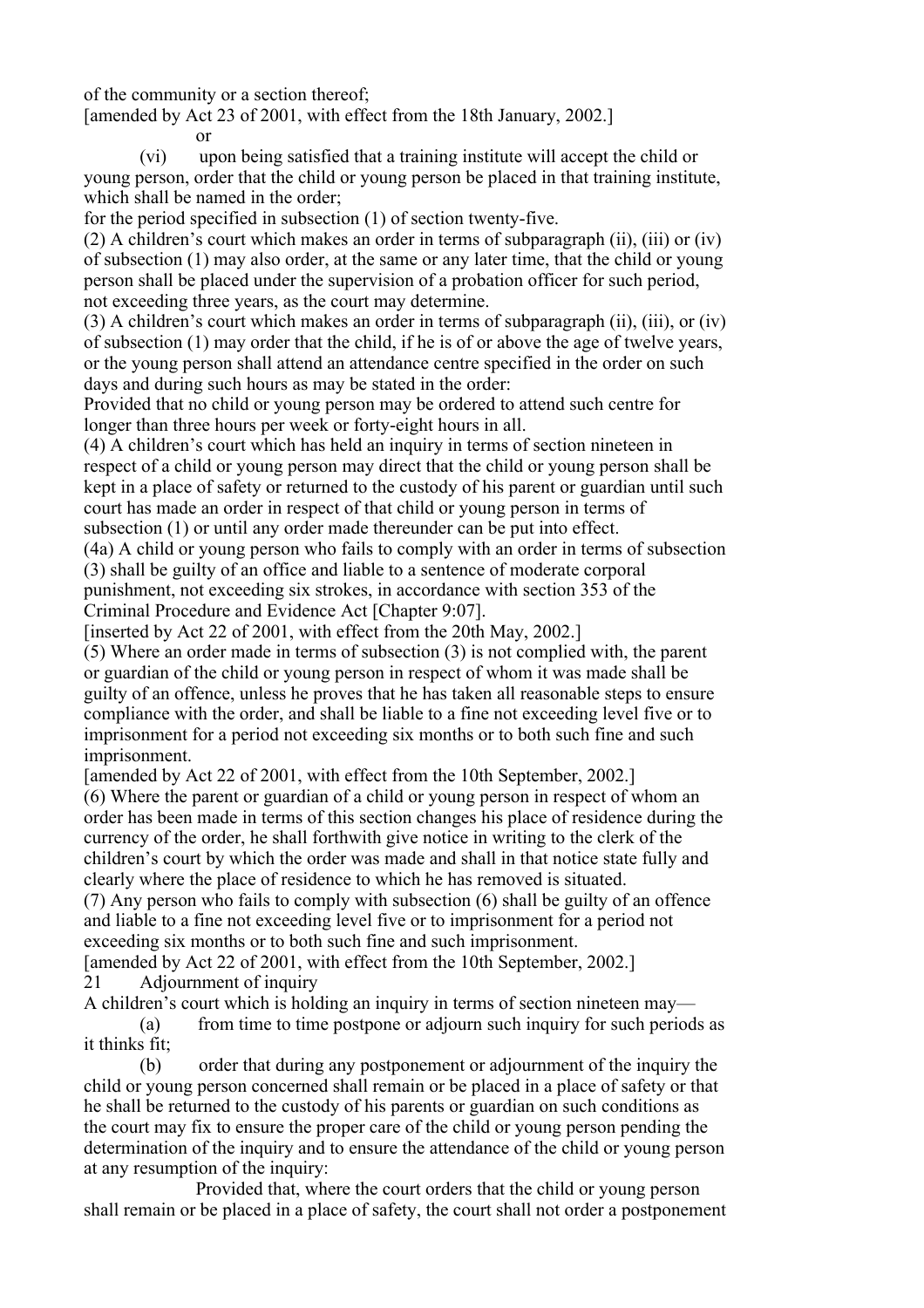of the community or a section thereof;

[amended by Act 23 of 2001, with effect from the 18th January, 2002.]

or

(vi) upon being satisfied that a training institute will accept the child or young person, order that the child or young person be placed in that training institute, which shall be named in the order;

for the period specified in subsection (1) of section twenty-five.

(2) A children's court which makes an order in terms of subparagraph (ii), (iii) or (iv) of subsection (1) may also order, at the same or any later time, that the child or young person shall be placed under the supervision of a probation officer for such period, not exceeding three years, as the court may determine.

(3) A children's court which makes an order in terms of subparagraph (ii), (iii), or (iv) of subsection (1) may order that the child, if he is of or above the age of twelve years, or the young person shall attend an attendance centre specified in the order on such days and during such hours as may be stated in the order:

Provided that no child or young person may be ordered to attend such centre for longer than three hours per week or forty-eight hours in all.

(4) A children's court which has held an inquiry in terms of section nineteen in respect of a child or young person may direct that the child or young person shall be kept in a place of safety or returned to the custody of his parent or guardian until such court has made an order in respect of that child or young person in terms of subsection (1) or until any order made thereunder can be put into effect.

(4a) A child or young person who fails to comply with an order in terms of subsection (3) shall be guilty of an office and liable to a sentence of moderate corporal punishment, not exceeding six strokes, in accordance with section 353 of the Criminal Procedure and Evidence Act [Chapter 9:07].

[inserted by Act 22 of 2001, with effect from the 20th May, 2002.]

(5) Where an order made in terms of subsection (3) is not complied with, the parent or guardian of the child or young person in respect of whom it was made shall be guilty of an offence, unless he proves that he has taken all reasonable steps to ensure compliance with the order, and shall be liable to a fine not exceeding level five or to imprisonment for a period not exceeding six months or to both such fine and such imprisonment.

[amended by Act 22 of 2001, with effect from the 10th September, 2002.]

(6) Where the parent or guardian of a child or young person in respect of whom an order has been made in terms of this section changes his place of residence during the currency of the order, he shall forthwith give notice in writing to the clerk of the children's court by which the order was made and shall in that notice state fully and clearly where the place of residence to which he has removed is situated.

(7) Any person who fails to comply with subsection (6) shall be guilty of an offence and liable to a fine not exceeding level five or to imprisonment for a period not exceeding six months or to both such fine and such imprisonment.

[amended by Act 22 of 2001, with effect from the 10th September, 2002.]

## 21 Adjournment of inquiry

A children's court which is holding an inquiry in terms of section nineteen may—

(a) from time to time postpone or adjourn such inquiry for such periods as it thinks fit;

(b) order that during any postponement or adjournment of the inquiry the child or young person concerned shall remain or be placed in a place of safety or that he shall be returned to the custody of his parents or guardian on such conditions as the court may fix to ensure the proper care of the child or young person pending the determination of the inquiry and to ensure the attendance of the child or young person at any resumption of the inquiry:

Provided that, where the court orders that the child or young person shall remain or be placed in a place of safety, the court shall not order a postponement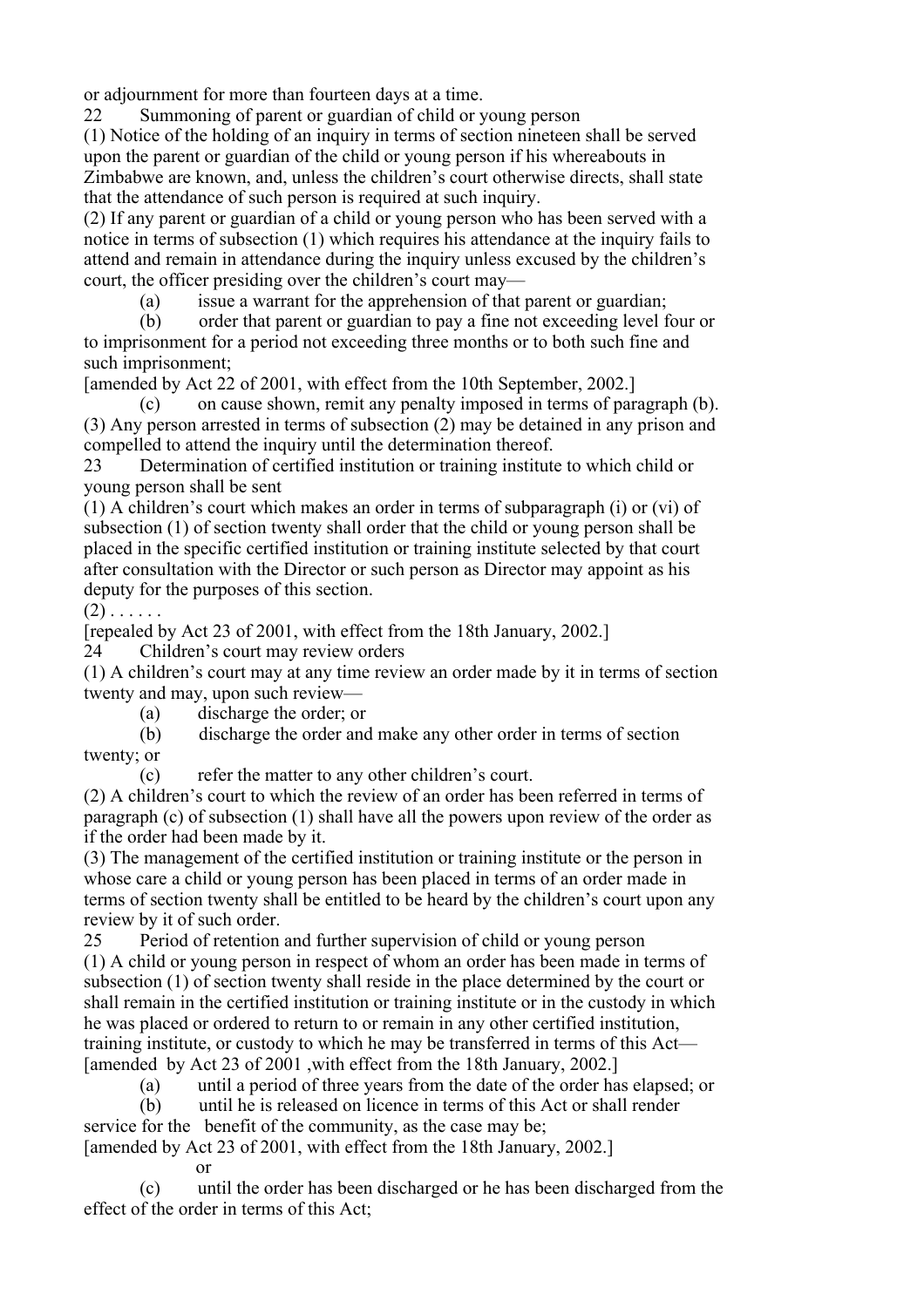or adjournment for more than fourteen days at a time.

### 22 Summoning of parent or guardian of child or young person

(1) Notice of the holding of an inquiry in terms of section nineteen shall be served upon the parent or guardian of the child or young person if his whereabouts in Zimbabwe are known, and, unless the children's court otherwise directs, shall state that the attendance of such person is required at such inquiry.

(2) If any parent or guardian of a child or young person who has been served with a notice in terms of subsection (1) which requires his attendance at the inquiry fails to attend and remain in attendance during the inquiry unless excused by the children's court, the officer presiding over the children's court may—

(a) issue a warrant for the apprehension of that parent or guardian;

(b) order that parent or guardian to pay a fine not exceeding level four or to imprisonment for a period not exceeding three months or to both such fine and such imprisonment;

[amended by Act 22 of 2001, with effect from the 10th September, 2002.]

(c) on cause shown, remit any penalty imposed in terms of paragraph (b).

(3) Any person arrested in terms of subsection (2) may be detained in any prison and compelled to attend the inquiry until the determination thereof.

### 23 Determination of certified institution or training institute to which child or young person shall be sent

(1) A children's court which makes an order in terms of subparagraph (i) or (vi) of subsection (1) of section twenty shall order that the child or young person shall be placed in the specific certified institution or training institute selected by that court after consultation with the Director or such person as Director may appoint as his deputy for the purposes of this section.

(2) . . . . . .

[repealed by Act 23 of 2001, with effect from the 18th January, 2002.]

### 24 Children's court may review orders

(1) A children's court may at any time review an order made by it in terms of section twenty and may, upon such review—

(a) discharge the order; or

(b) discharge the order and make any other order in terms of section twenty; or

(c) refer the matter to any other children's court.

(2) A children's court to which the review of an order has been referred in terms of paragraph (c) of subsection (1) shall have all the powers upon review of the order as if the order had been made by it.

(3) The management of the certified institution or training institute or the person in whose care a child or young person has been placed in terms of an order made in terms of section twenty shall be entitled to be heard by the children's court upon any review by it of such order.

### 25 Period of retention and further supervision of child or young person

(1) A child or young person in respect of whom an order has been made in terms of subsection (1) of section twenty shall reside in the place determined by the court or shall remain in the certified institution or training institute or in the custody in which he was placed or ordered to return to or remain in any other certified institution, training institute, or custody to which he may be transferred in terms of this Act—

[amended by Act 23 of 2001 ,with effect from the 18th January, 2002.]

(a) until a period of three years from the date of the order has elapsed; or

(b) until he is released on licence in terms of this Act or shall render service for the benefit of the community, as the case may be;

[amended by Act 23 of 2001, with effect from the 18th January, 2002.]

or

(c) until the order has been discharged or he has been discharged from the effect of the order in terms of this Act;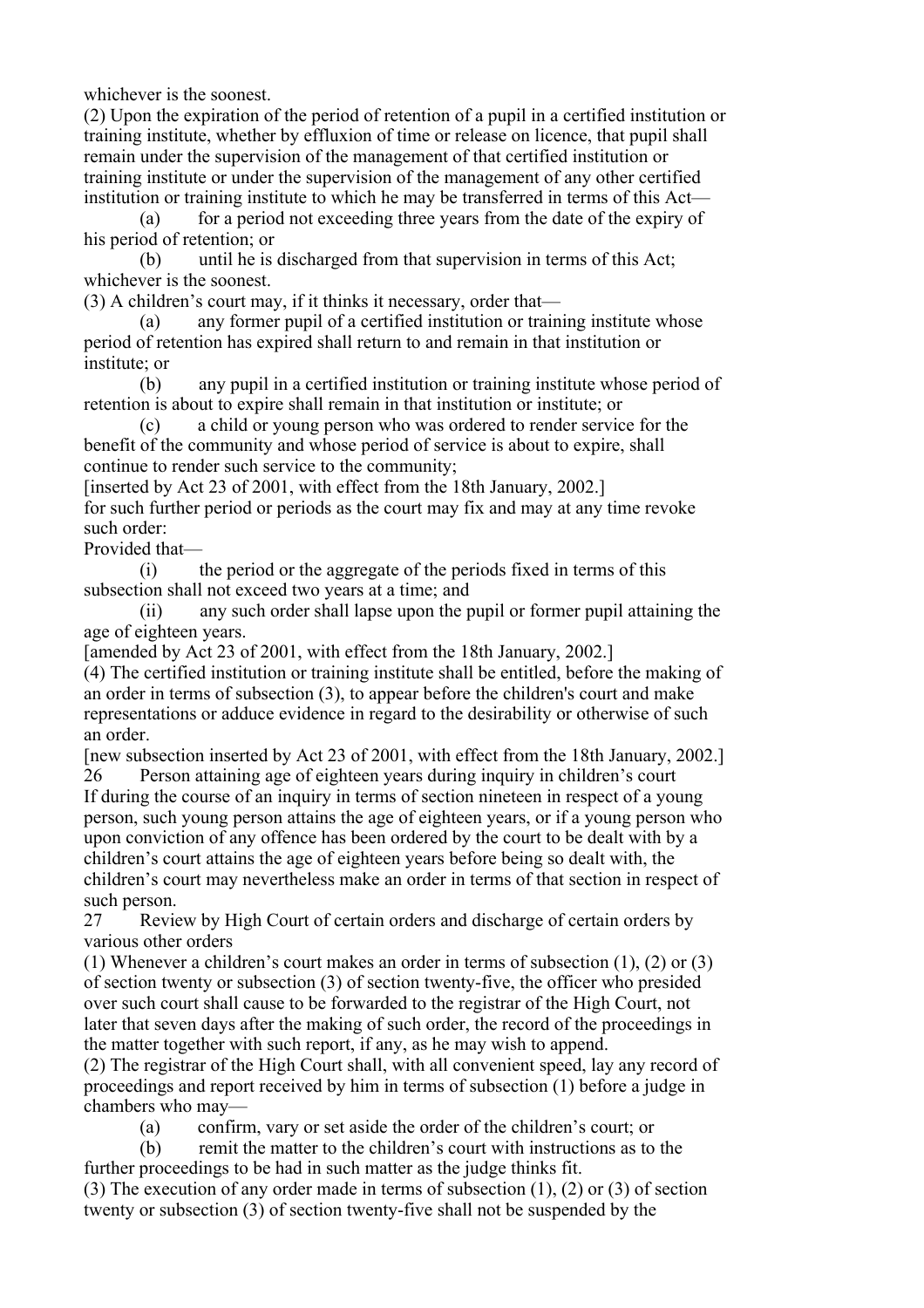whichever is the soonest.

(2) Upon the expiration of the period of retention of a pupil in a certified institution or training institute, whether by effluxion of time or release on licence, that pupil shall remain under the supervision of the management of that certified institution or training institute or under the supervision of the management of any other certified institution or training institute to which he may be transferred in terms of this Act—

(a) for a period not exceeding three years from the date of the expiry of his period of retention; or

(b) until he is discharged from that supervision in terms of this Act;

whichever is the soonest.

(3) A children's court may, if it thinks it necessary, order that—

(a) any former pupil of a certified institution or training institute whose period of retention has expired shall return to and remain in that institution or institute; or

(b) any pupil in a certified institution or training institute whose period of retention is about to expire shall remain in that institution or institute; or

(c) a child or young person who was ordered to render service for the benefit of the community and whose period of service is about to expire, shall continue to render such service to the community;

[inserted by Act 23 of 2001, with effect from the 18th January, 2002.]

for such further period or periods as the court may fix and may at any time revoke such order:

Provided that—

(i) the period or the aggregate of the periods fixed in terms of this subsection shall not exceed two years at a time; and

(ii) any such order shall lapse upon the pupil or former pupil attaining the age of eighteen years.

[amended by Act 23 of 2001, with effect from the 18th January, 2002.]

(4) The certified institution or training institute shall be entitled, before the making of an order in terms of subsection (3), to appear before the children's court and make representations or adduce evidence in regard to the desirability or otherwise of such an order.

[new subsection inserted by Act 23 of 2001, with effect from the 18th January, 2002.]

### 26 Person attaining age of eighteen years during inquiry in children's court

If during the course of an inquiry in terms of section nineteen in respect of a young person, such young person attains the age of eighteen years, or if a young person who upon conviction of any offence has been ordered by the court to be dealt with by a children's court attains the age of eighteen years before being so dealt with, the children's court may nevertheless make an order in terms of that section in respect of such person.

### 27 Review by High Court of certain orders and discharge of certain orders by various other orders

(1) Whenever a children's court makes an order in terms of subsection (1), (2) or (3) of section twenty or subsection (3) of section twenty-five, the officer who presided over such court shall cause to be forwarded to the registrar of the High Court, not later that seven days after the making of such order, the record of the proceedings in the matter together with such report, if any, as he may wish to append.

(2) The registrar of the High Court shall, with all convenient speed, lay any record of proceedings and report received by him in terms of subsection (1) before a judge in chambers who may—

(a) confirm, vary or set aside the order of the children's court; or

(b) remit the matter to the children's court with instructions as to the further proceedings to be had in such matter as the judge thinks fit.

(3) The execution of any order made in terms of subsection (1), (2) or (3) of section twenty or subsection (3) of section twenty-five shall not be suspended by the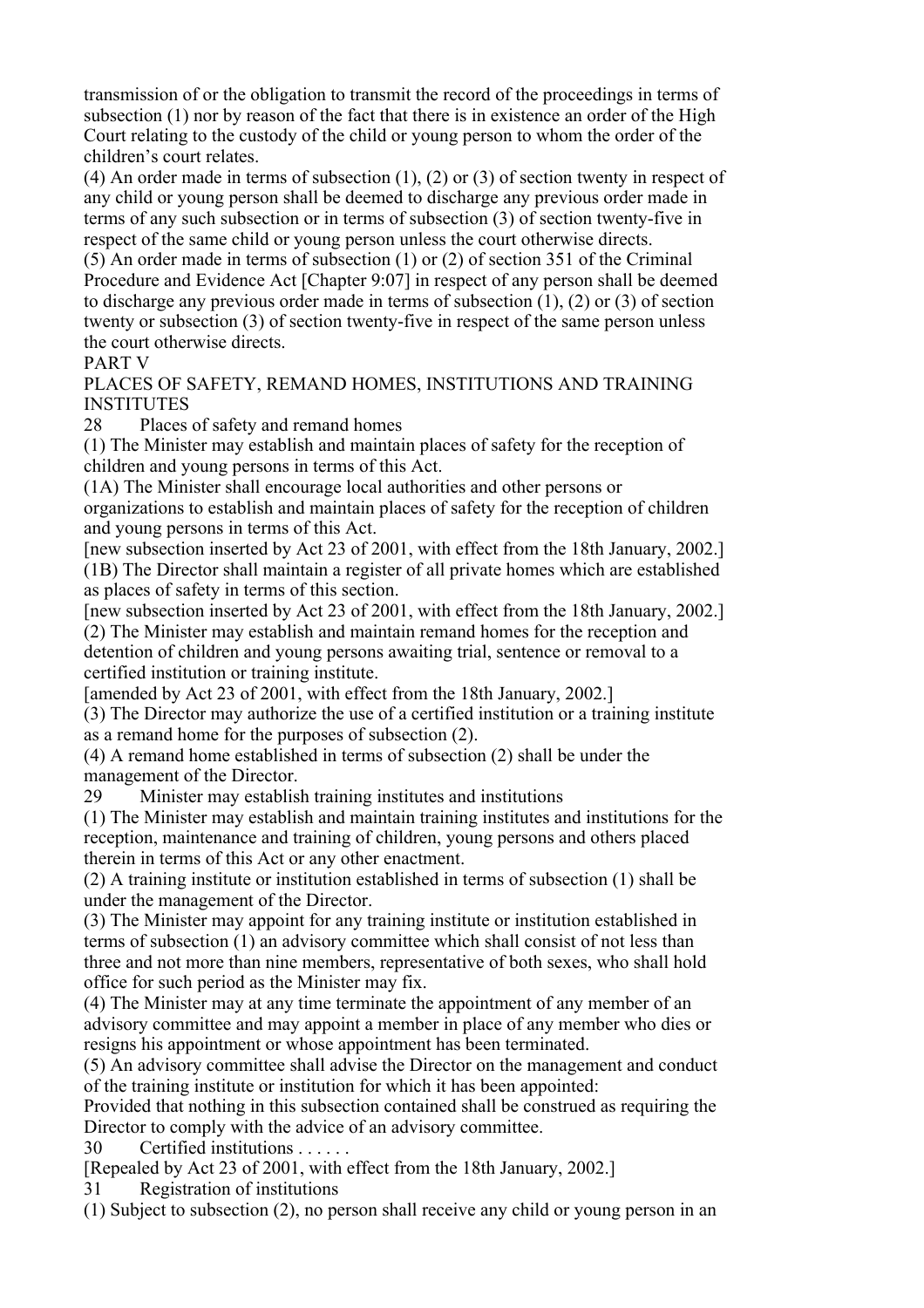transmission of or the obligation to transmit the record of the proceedings in terms of subsection (1) nor by reason of the fact that there is in existence an order of the High Court relating to the custody of the child or young person to whom the order of the children's court relates.

(4) An order made in terms of subsection (1), (2) or (3) of section twenty in respect of any child or young person shall be deemed to discharge any previous order made in terms of any such subsection or in terms of subsection (3) of section twenty-five in respect of the same child or young person unless the court otherwise directs.

(5) An order made in terms of subsection (1) or (2) of section 351 of the Criminal Procedure and Evidence Act [Chapter 9:07] in respect of any person shall be deemed to discharge any previous order made in terms of subsection (1), (2) or (3) of section twenty or subsection (3) of section twenty-five in respect of the same person unless the court otherwise directs.

## PART V

## PLACES OF SAFETY, REMAND HOMES, INSTITUTIONS AND TRAINING INSTITUTES

### 28 Places of safety and remand homes

(1) The Minister may establish and maintain places of safety for the reception of children and young persons in terms of this Act.

(1A) The Minister shall encourage local authorities and other persons or organizations to establish and maintain places of safety for the reception of children and young persons in terms of this Act.

[new subsection inserted by Act 23 of 2001, with effect from the 18th January, 2002.]

(1B) The Director shall maintain a register of all private homes which are established as places of safety in terms of this section.

[new subsection inserted by Act 23 of 2001, with effect from the 18th January, 2002.]

(2) The Minister may establish and maintain remand homes for the reception and detention of children and young persons awaiting trial, sentence or removal to a certified institution or training institute.

[amended by Act 23 of 2001, with effect from the 18th January, 2002.]

(3) The Director may authorize the use of a certified institution or a training institute as a remand home for the purposes of subsection (2).

(4) A remand home established in terms of subsection (2) shall be under the management of the Director.

### 29 Minister may establish training institutes and institutions

(1) The Minister may establish and maintain training institutes and institutions for the reception, maintenance and training of children, young persons and others placed therein in terms of this Act or any other enactment.

(2) A training institute or institution established in terms of subsection (1) shall be under the management of the Director.

(3) The Minister may appoint for any training institute or institution established in terms of subsection (1) an advisory committee which shall consist of not less than three and not more than nine members, representative of both sexes, who shall hold office for such period as the Minister may fix.

(4) The Minister may at any time terminate the appointment of any member of an advisory committee and may appoint a member in place of any member who dies or resigns his appointment or whose appointment has been terminated.

(5) An advisory committee shall advise the Director on the management and conduct of the training institute or institution for which it has been appointed:

Provided that nothing in this subsection contained shall be construed as requiring the Director to comply with the advice of an advisory committee.

### 30 Certified institutions . . . . . .

[Repealed by Act 23 of 2001, with effect from the 18th January, 2002.]

### 31 Registration of institutions

(1) Subject to subsection (2), no person shall receive any child or young person in an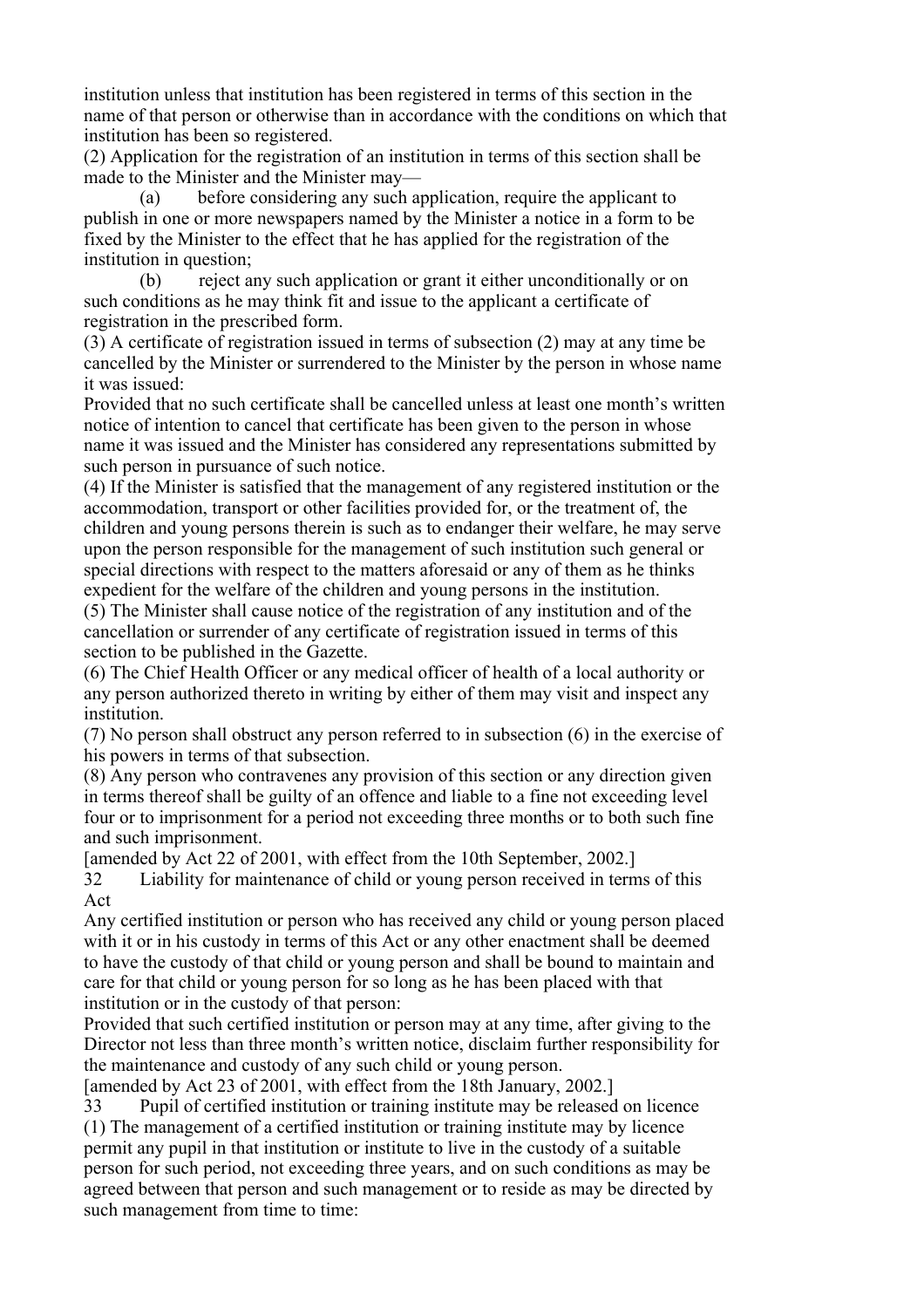institution unless that institution has been registered in terms of this section in the name of that person or otherwise than in accordance with the conditions on which that institution has been so registered.

(2) Application for the registration of an institution in terms of this section shall be made to the Minister and the Minister may—

(a) before considering any such application, require the applicant to publish in one or more newspapers named by the Minister a notice in a form to be fixed by the Minister to the effect that he has applied for the registration of the institution in question;

(b) reject any such application or grant it either unconditionally or on such conditions as he may think fit and issue to the applicant a certificate of registration in the prescribed form.

(3) A certificate of registration issued in terms of subsection (2) may at any time be cancelled by the Minister or surrendered to the Minister by the person in whose name it was issued:

Provided that no such certificate shall be cancelled unless at least one month's written notice of intention to cancel that certificate has been given to the person in whose name it was issued and the Minister has considered any representations submitted by such person in pursuance of such notice.

(4) If the Minister is satisfied that the management of any registered institution or the accommodation, transport or other facilities provided for, or the treatment of, the children and young persons therein is such as to endanger their welfare, he may serve upon the person responsible for the management of such institution such general or special directions with respect to the matters aforesaid or any of them as he thinks expedient for the welfare of the children and young persons in the institution.

(5) The Minister shall cause notice of the registration of any institution and of the cancellation or surrender of any certificate of registration issued in terms of this section to be published in the Gazette.

(6) The Chief Health Officer or any medical officer of health of a local authority or any person authorized thereto in writing by either of them may visit and inspect any institution.

(7) No person shall obstruct any person referred to in subsection (6) in the exercise of his powers in terms of that subsection.

(8) Any person who contravenes any provision of this section or any direction given in terms thereof shall be guilty of an offence and liable to a fine not exceeding level four or to imprisonment for a period not exceeding three months or to both such fine and such imprisonment.

[amended by Act 22 of 2001, with effect from the 10th September, 2002.]

32 Liability for maintenance of child or young person received in terms of this Act

Any certified institution or person who has received any child or young person placed with it or in his custody in terms of this Act or any other enactment shall be deemed to have the custody of that child or young person and shall be bound to maintain and care for that child or young person for so long as he has been placed with that institution or in the custody of that person:

Provided that such certified institution or person may at any time, after giving to the Director not less than three month's written notice, disclaim further responsibility for the maintenance and custody of any such child or young person.

[amended by Act 23 of 2001, with effect from the 18th January, 2002.]

33 Pupil of certified institution or training institute may be released on licence

(1) The management of a certified institution or training institute may by licence permit any pupil in that institution or institute to live in the custody of a suitable person for such period, not exceeding three years, and on such conditions as may be agreed between that person and such management or to reside as may be directed by such management from time to time: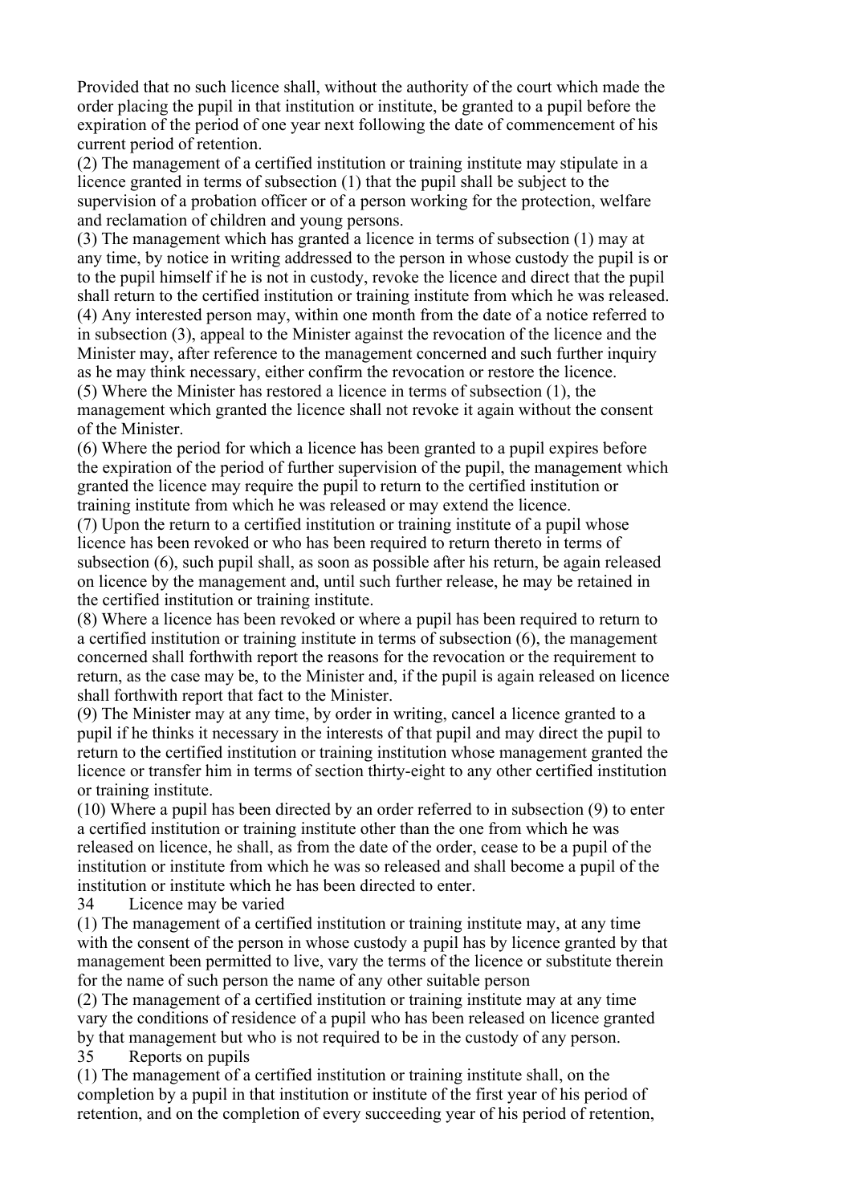Provided that no such licence shall, without the authority of the court which made the order placing the pupil in that institution or institute, be granted to a pupil before the expiration of the period of one year next following the date of commencement of his current period of retention.

(2) The management of a certified institution or training institute may stipulate in a licence granted in terms of subsection (1) that the pupil shall be subject to the supervision of a probation officer or of a person working for the protection, welfare and reclamation of children and young persons.

(3) The management which has granted a licence in terms of subsection (1) may at any time, by notice in writing addressed to the person in whose custody the pupil is or to the pupil himself if he is not in custody, revoke the licence and direct that the pupil shall return to the certified institution or training institute from which he was released.

(4) Any interested person may, within one month from the date of a notice referred to in subsection (3), appeal to the Minister against the revocation of the licence and the Minister may, after reference to the management concerned and such further inquiry as he may think necessary, either confirm the revocation or restore the licence.

(5) Where the Minister has restored a licence in terms of subsection (1), the management which granted the licence shall not revoke it again without the consent of the Minister.

(6) Where the period for which a licence has been granted to a pupil expires before the expiration of the period of further supervision of the pupil, the management which granted the licence may require the pupil to return to the certified institution or training institute from which he was released or may extend the licence.

(7) Upon the return to a certified institution or training institute of a pupil whose licence has been revoked or who has been required to return thereto in terms of subsection (6), such pupil shall, as soon as possible after his return, be again released on licence by the management and, until such further release, he may be retained in the certified institution or training institute.

(8) Where a licence has been revoked or where a pupil has been required to return to a certified institution or training institute in terms of subsection (6), the management concerned shall forthwith report the reasons for the revocation or the requirement to return, as the case may be, to the Minister and, if the pupil is again released on licence shall forthwith report that fact to the Minister.

(9) The Minister may at any time, by order in writing, cancel a licence granted to a pupil if he thinks it necessary in the interests of that pupil and may direct the pupil to return to the certified institution or training institution whose management granted the licence or transfer him in terms of section thirty-eight to any other certified institution or training institute.

(10) Where a pupil has been directed by an order referred to in subsection (9) to enter a certified institution or training institute other than the one from which he was released on licence, he shall, as from the date of the order, cease to be a pupil of the institution or institute from which he was so released and shall become a pupil of the institution or institute which he has been directed to enter.

34 Licence may be varied

(1) The management of a certified institution or training institute may, at any time with the consent of the person in whose custody a pupil has by licence granted by that management been permitted to live, vary the terms of the licence or substitute therein for the name of such person the name of any other suitable person

(2) The management of a certified institution or training institute may at any time vary the conditions of residence of a pupil who has been released on licence granted by that management but who is not required to be in the custody of any person.

35 Reports on pupils

(1) The management of a certified institution or training institute shall, on the completion by a pupil in that institution or institute of the first year of his period of retention, and on the completion of every succeeding year of his period of retention,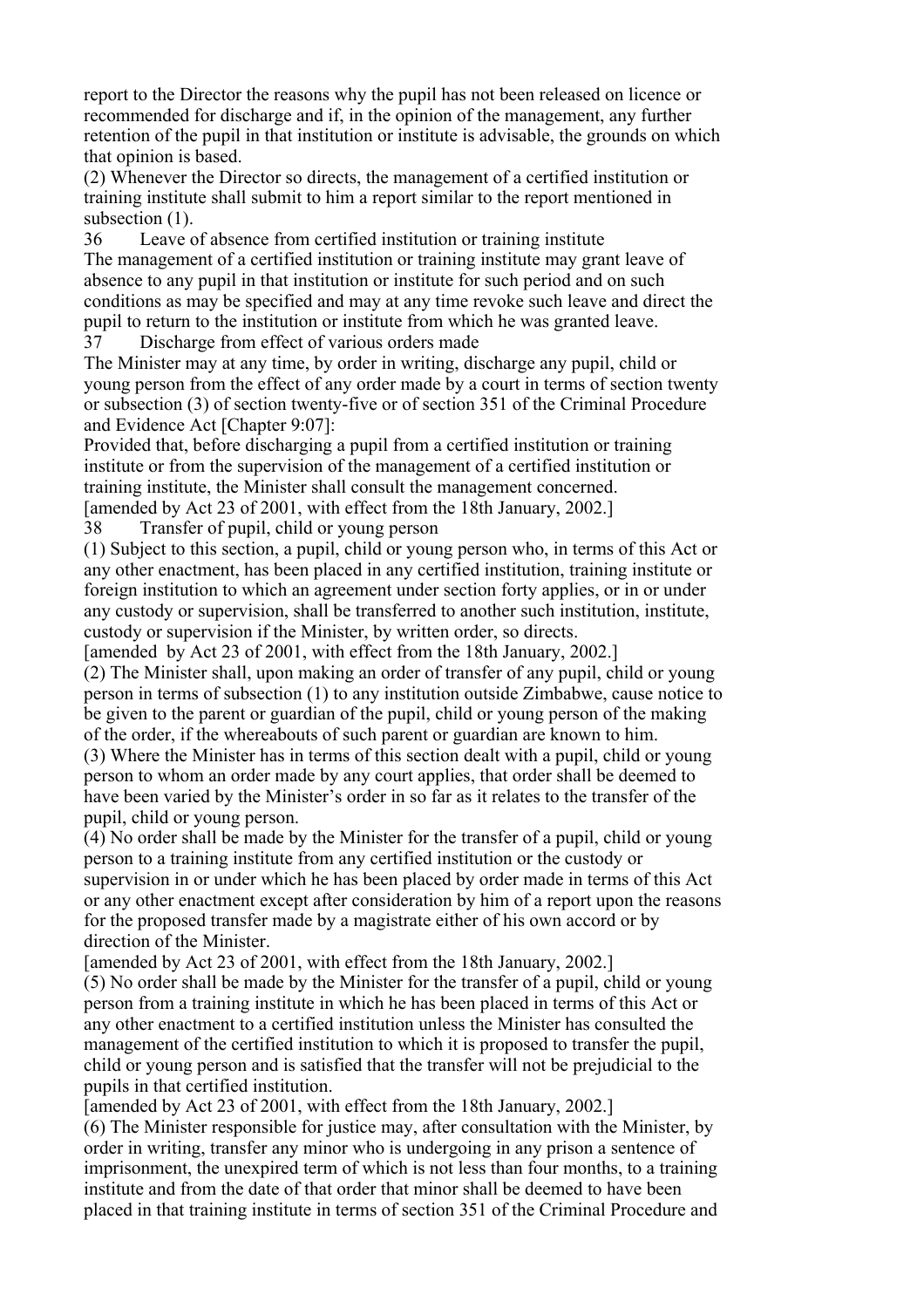report to the Director the reasons why the pupil has not been released on licence or recommended for discharge and if, in the opinion of the management, any further retention of the pupil in that institution or institute is advisable, the grounds on which that opinion is based.

(2) Whenever the Director so directs, the management of a certified institution or training institute shall submit to him a report similar to the report mentioned in subsection (1).

36 Leave of absence from certified institution or training institute

The management of a certified institution or training institute may grant leave of absence to any pupil in that institution or institute for such period and on such conditions as may be specified and may at any time revoke such leave and direct the pupil to return to the institution or institute from which he was granted leave.

37 Discharge from effect of various orders made

The Minister may at any time, by order in writing, discharge any pupil, child or young person from the effect of any order made by a court in terms of section twenty or subsection (3) of section twenty-five or of section 351 of the Criminal Procedure and Evidence Act [Chapter 9:07]:

Provided that, before discharging a pupil from a certified institution or training institute or from the supervision of the management of a certified institution or training institute, the Minister shall consult the management concerned.

[amended by Act 23 of 2001, with effect from the 18th January, 2002.]

38 Transfer of pupil, child or young person

(1) Subject to this section, a pupil, child or young person who, in terms of this Act or any other enactment, has been placed in any certified institution, training institute or foreign institution to which an agreement under section forty applies, or in or under any custody or supervision, shall be transferred to another such institution, institute, custody or supervision if the Minister, by written order, so directs.

[amended by Act 23 of 2001, with effect from the 18th January, 2002.]

(2) The Minister shall, upon making an order of transfer of any pupil, child or young person in terms of subsection (1) to any institution outside Zimbabwe, cause notice to be given to the parent or guardian of the pupil, child or young person of the making of the order, if the whereabouts of such parent or guardian are known to him.

(3) Where the Minister has in terms of this section dealt with a pupil, child or young person to whom an order made by any court applies, that order shall be deemed to have been varied by the Minister's order in so far as it relates to the transfer of the pupil, child or young person.

(4) No order shall be made by the Minister for the transfer of a pupil, child or young person to a training institute from any certified institution or the custody or supervision in or under which he has been placed by order made in terms of this Act or any other enactment except after consideration by him of a report upon the reasons for the proposed transfer made by a magistrate either of his own accord or by direction of the Minister.

[amended by Act 23 of 2001, with effect from the 18th January, 2002.]

(5) No order shall be made by the Minister for the transfer of a pupil, child or young person from a training institute in which he has been placed in terms of this Act or any other enactment to a certified institution unless the Minister has consulted the management of the certified institution to which it is proposed to transfer the pupil, child or young person and is satisfied that the transfer will not be prejudicial to the pupils in that certified institution.

[amended by Act 23 of 2001, with effect from the 18th January, 2002.]

(6) The Minister responsible for justice may, after consultation with the Minister, by order in writing, transfer any minor who is undergoing in any prison a sentence of imprisonment, the unexpired term of which is not less than four months, to a training institute and from the date of that order that minor shall be deemed to have been placed in that training institute in terms of section 351 of the Criminal Procedure and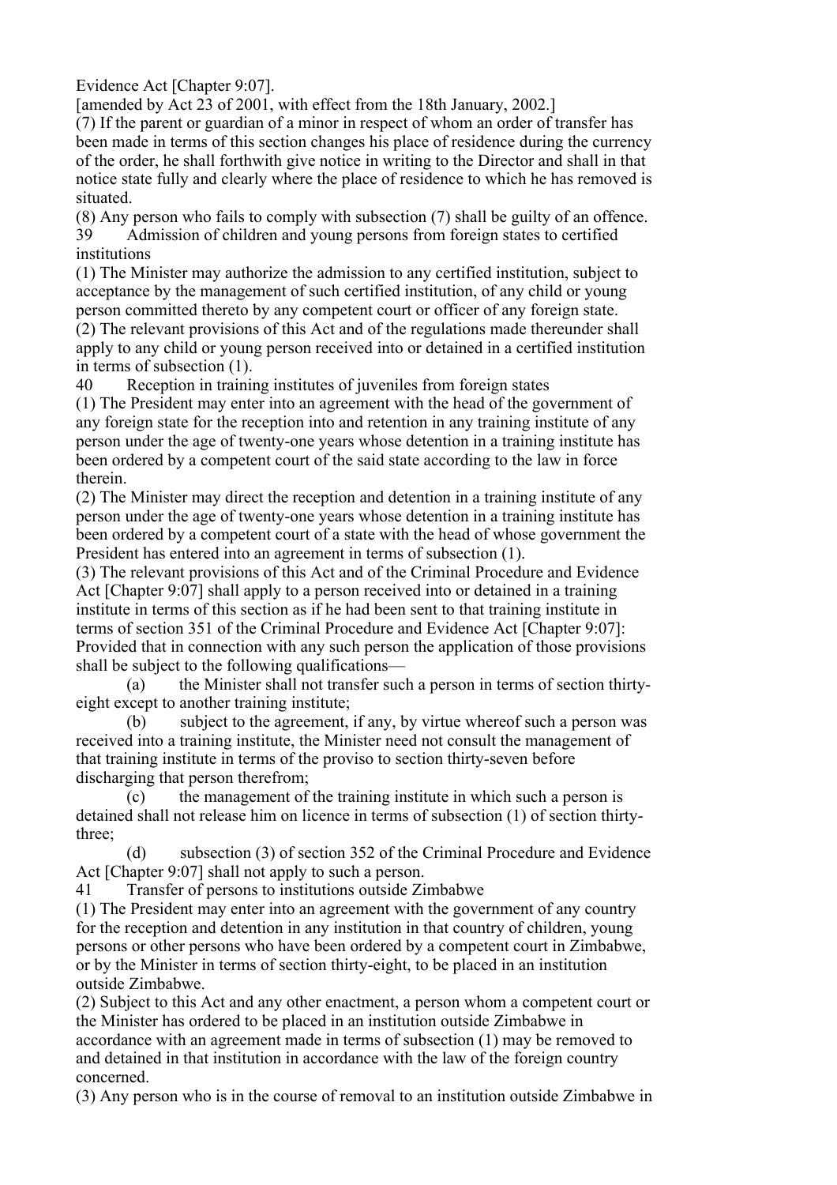Evidence Act [Chapter 9:07].

[amended by Act 23 of 2001, with effect from the 18th January, 2002.]

(7) If the parent or guardian of a minor in respect of whom an order of transfer has been made in terms of this section changes his place of residence during the currency of the order, he shall forthwith give notice in writing to the Director and shall in that notice state fully and clearly where the place of residence to which he has removed is situated.

(8) Any person who fails to comply with subsection (7) shall be guilty of an offence.

### 39 Admission of children and young persons from foreign states to certified institutions

(1) The Minister may authorize the admission to any certified institution, subject to acceptance by the management of such certified institution, of any child or young person committed thereto by any competent court or officer of any foreign state.

(2) The relevant provisions of this Act and of the regulations made thereunder shall apply to any child or young person received into or detained in a certified institution in terms of subsection (1).

### 40 Reception in training institutes of juveniles from foreign states

(1) The President may enter into an agreement with the head of the government of any foreign state for the reception into and retention in any training institute of any person under the age of twenty-one years whose detention in a training institute has been ordered by a competent court of the said state according to the law in force therein.

(2) The Minister may direct the reception and detention in a training institute of any person under the age of twenty-one years whose detention in a training institute has been ordered by a competent court of a state with the head of whose government the President has entered into an agreement in terms of subsection (1).

(3) The relevant provisions of this Act and of the Criminal Procedure and Evidence Act [Chapter 9:07] shall apply to a person received into or detained in a training institute in terms of this section as if he had been sent to that training institute in terms of section 351 of the Criminal Procedure and Evidence Act [Chapter 9:07]: Provided that in connection with any such person the application of those provisions shall be subject to the following qualifications—

(a) the Minister shall not transfer such a person in terms of section thirty-eight except to another training institute;

(b) subject to the agreement, if any, by virtue whereof such a person was received into a training institute, the Minister need not consult the management of that training institute in terms of the proviso to section thirty-seven before discharging that person therefrom;

(c) the management of the training institute in which such a person is detained shall not release him on licence in terms of subsection (1) of section thirty-three;

(d) subsection (3) of section 352 of the Criminal Procedure and Evidence Act [Chapter 9:07] shall not apply to such a person.

### 41 Transfer of persons to institutions outside Zimbabwe

(1) The President may enter into an agreement with the government of any country for the reception and detention in any institution in that country of children, young persons or other persons who have been ordered by a competent court in Zimbabwe, or by the Minister in terms of section thirty-eight, to be placed in an institution outside Zimbabwe.

(2) Subject to this Act and any other enactment, a person whom a competent court or the Minister has ordered to be placed in an institution outside Zimbabwe in accordance with an agreement made in terms of subsection (1) may be removed to and detained in that institution in accordance with the law of the foreign country concerned.

(3) Any person who is in the course of removal to an institution outside Zimbabwe in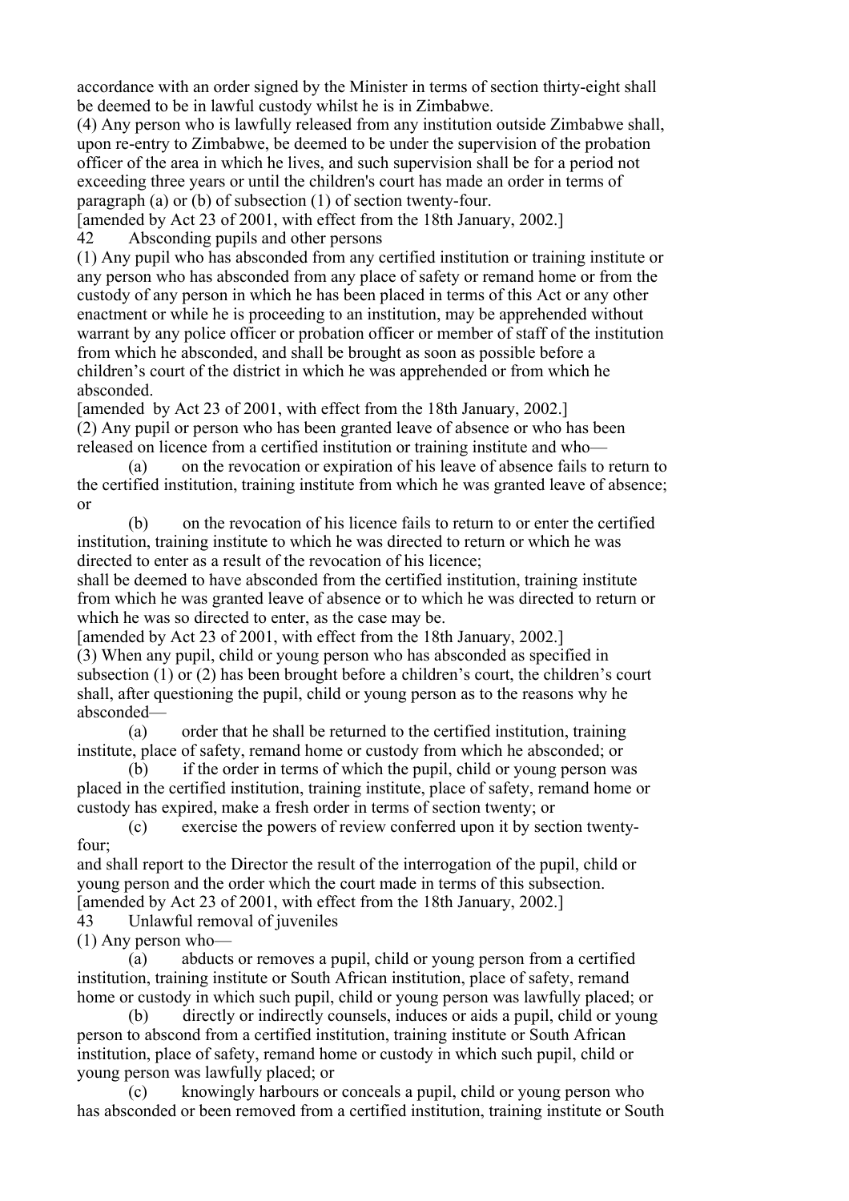accordance with an order signed by the Minister in terms of section thirty-eight shall be deemed to be in lawful custody whilst he is in Zimbabwe.

(4) Any person who is lawfully released from any institution outside Zimbabwe shall, upon re-entry to Zimbabwe, be deemed to be under the supervision of the probation officer of the area in which he lives, and such supervision shall be for a period not exceeding three years or until the children's court has made an order in terms of paragraph (a) or (b) of subsection (1) of section twenty-four.

[amended by Act 23 of 2001, with effect from the 18th January, 2002.]

### 42 Absconding pupils and other persons

(1) Any pupil who has absconded from any certified institution or training institute or any person who has absconded from any place of safety or remand home or from the custody of any person in which he has been placed in terms of this Act or any other enactment or while he is proceeding to an institution, may be apprehended without warrant by any police officer or probation officer or member of staff of the institution from which he absconded, and shall be brought as soon as possible before a children's court of the district in which he was apprehended or from which he absconded.

[amended by Act 23 of 2001, with effect from the 18th January, 2002.]

(2) Any pupil or person who has been granted leave of absence or who has been released on licence from a certified institution or training institute and who—

(a) on the revocation or expiration of his leave of absence fails to return to the certified institution, training institute from which he was granted leave of absence; or

(b) on the revocation of his licence fails to return to or enter the certified institution, training institute to which he was directed to return or which he was directed to enter as a result of the revocation of his licence;

shall be deemed to have absconded from the certified institution, training institute from which he was granted leave of absence or to which he was directed to return or which he was so directed to enter, as the case may be.

[amended by Act 23 of 2001, with effect from the 18th January, 2002.]

(3) When any pupil, child or young person who has absconded as specified in subsection (1) or (2) has been brought before a children's court, the children's court shall, after questioning the pupil, child or young person as to the reasons why he absconded—

(a) order that he shall be returned to the certified institution, training institute, place of safety, remand home or custody from which he absconded; or

(b) if the order in terms of which the pupil, child or young person was placed in the certified institution, training institute, place of safety, remand home or custody has expired, make a fresh order in terms of section twenty; or

(c) exercise the powers of review conferred upon it by section twenty-four;

and shall report to the Director the result of the interrogation of the pupil, child or young person and the order which the court made in terms of this subsection.

[amended by Act 23 of 2001, with effect from the 18th January, 2002.]

### 43 Unlawful removal of juveniles

(1) Any person who—

(a) abducts or removes a pupil, child or young person from a certified institution, training institute or South African institution, place of safety, remand home or custody in which such pupil, child or young person was lawfully placed; or

(b) directly or indirectly counsels, induces or aids a pupil, child or young person to abscond from a certified institution, training institute or South African institution, place of safety, remand home or custody in which such pupil, child or young person was lawfully placed; or

(c) knowingly harbours or conceals a pupil, child or young person who has absconded or been removed from a certified institution, training institute or South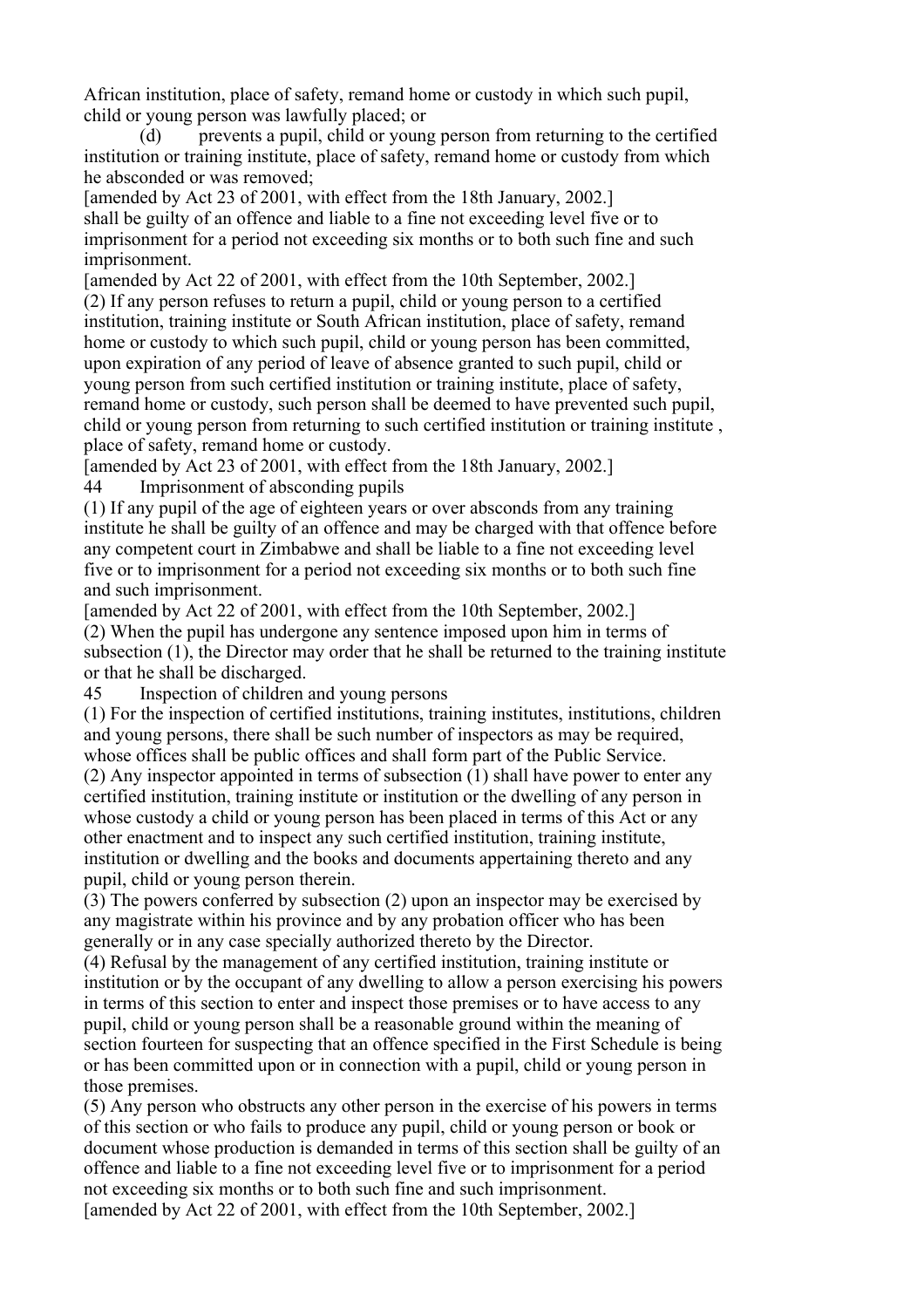African institution, place of safety, remand home or custody in which such pupil, child or young person was lawfully placed; or

(d) prevents a pupil, child or young person from returning to the certified institution or training institute, place of safety, remand home or custody from which he absconded or was removed;

[amended by Act 23 of 2001, with effect from the 18th January, 2002.]

shall be guilty of an offence and liable to a fine not exceeding level five or to imprisonment for a period not exceeding six months or to both such fine and such imprisonment.

[amended by Act 22 of 2001, with effect from the 10th September, 2002.]

(2) If any person refuses to return a pupil, child or young person to a certified institution, training institute or South African institution, place of safety, remand home or custody to which such pupil, child or young person has been committed, upon expiration of any period of leave of absence granted to such pupil, child or young person from such certified institution or training institute, place of safety, remand home or custody, such person shall be deemed to have prevented such pupil, child or young person from returning to such certified institution or training institute , place of safety, remand home or custody.

[amended by Act 23 of 2001, with effect from the 18th January, 2002.]

44 Imprisonment of absconding pupils

(1) If any pupil of the age of eighteen years or over absconds from any training institute he shall be guilty of an offence and may be charged with that offence before any competent court in Zimbabwe and shall be liable to a fine not exceeding level five or to imprisonment for a period not exceeding six months or to both such fine and such imprisonment.

[amended by Act 22 of 2001, with effect from the 10th September, 2002.]

(2) When the pupil has undergone any sentence imposed upon him in terms of subsection (1), the Director may order that he shall be returned to the training institute or that he shall be discharged.

45 Inspection of children and young persons

(1) For the inspection of certified institutions, training institutes, institutions, children and young persons, there shall be such number of inspectors as may be required, whose offices shall be public offices and shall form part of the Public Service.

(2) Any inspector appointed in terms of subsection (1) shall have power to enter any certified institution, training institute or institution or the dwelling of any person in whose custody a child or young person has been placed in terms of this Act or any other enactment and to inspect any such certified institution, training institute, institution or dwelling and the books and documents appertaining thereto and any pupil, child or young person therein.

(3) The powers conferred by subsection (2) upon an inspector may be exercised by any magistrate within his province and by any probation officer who has been generally or in any case specially authorized thereto by the Director.

(4) Refusal by the management of any certified institution, training institute or institution or by the occupant of any dwelling to allow a person exercising his powers in terms of this section to enter and inspect those premises or to have access to any pupil, child or young person shall be a reasonable ground within the meaning of section fourteen for suspecting that an offence specified in the First Schedule is being or has been committed upon or in connection with a pupil, child or young person in those premises.

(5) Any person who obstructs any other person in the exercise of his powers in terms of this section or who fails to produce any pupil, child or young person or book or document whose production is demanded in terms of this section shall be guilty of an offence and liable to a fine not exceeding level five or to imprisonment for a period not exceeding six months or to both such fine and such imprisonment.

[amended by Act 22 of 2001, with effect from the 10th September, 2002.]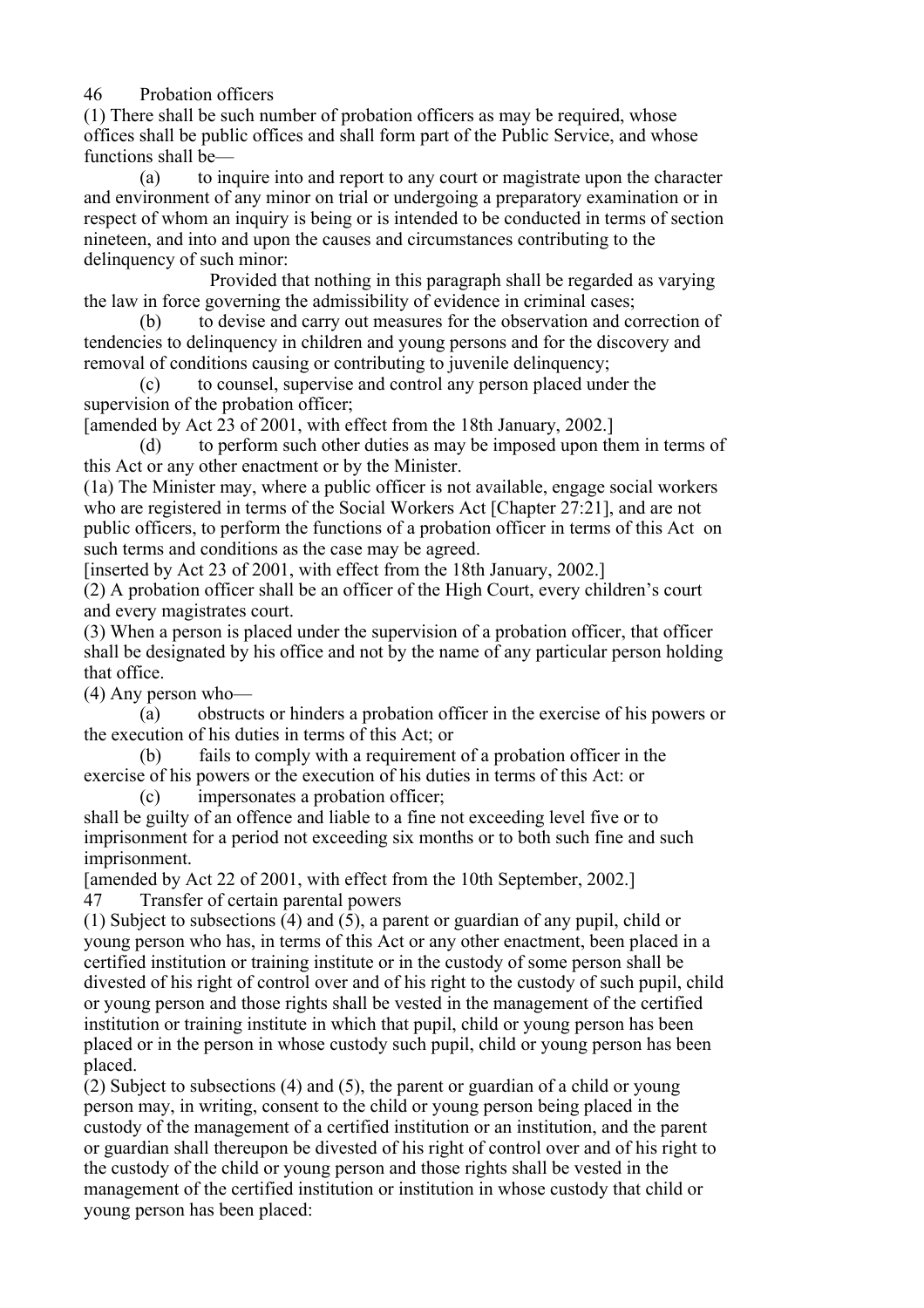## 46 Probation officers

(1) There shall be such number of probation officers as may be required, whose offices shall be public offices and shall form part of the Public Service, and whose functions shall be—

(a) to inquire into and report to any court or magistrate upon the character and environment of any minor on trial or undergoing a preparatory examination or in respect of whom an inquiry is being or is intended to be conducted in terms of section nineteen, and into and upon the causes and circumstances contributing to the delinquency of such minor:

Provided that nothing in this paragraph shall be regarded as varying the law in force governing the admissibility of evidence in criminal cases;

(b) to devise and carry out measures for the observation and correction of tendencies to delinquency in children and young persons and for the discovery and removal of conditions causing or contributing to juvenile delinquency;

(c) to counsel, supervise and control any person placed under the supervision of the probation officer;

[amended by Act 23 of 2001, with effect from the 18th January, 2002.]

(d) to perform such other duties as may be imposed upon them in terms of this Act or any other enactment or by the Minister.

(1a) The Minister may, where a public officer is not available, engage social workers who are registered in terms of the Social Workers Act [Chapter 27:21], and are not public officers, to perform the functions of a probation officer in terms of this Act on such terms and conditions as the case may be agreed.

[inserted by Act 23 of 2001, with effect from the 18th January, 2002.]

(2) A probation officer shall be an officer of the High Court, every children's court and every magistrates court.

(3) When a person is placed under the supervision of a probation officer, that officer shall be designated by his office and not by the name of any particular person holding that office.

(4) Any person who—

(a) obstructs or hinders a probation officer in the exercise of his powers or the execution of his duties in terms of this Act; or

(b) fails to comply with a requirement of a probation officer in the exercise of his powers or the execution of his duties in terms of this Act: or

(c) impersonates a probation officer;

shall be guilty of an offence and liable to a fine not exceeding level five or to imprisonment for a period not exceeding six months or to both such fine and such imprisonment.

[amended by Act 22 of 2001, with effect from the 10th September, 2002.]

## 47 Transfer of certain parental powers

(1) Subject to subsections (4) and (5), a parent or guardian of any pupil, child or young person who has, in terms of this Act or any other enactment, been placed in a certified institution or training institute or in the custody of some person shall be divested of his right of control over and of his right to the custody of such pupil, child or young person and those rights shall be vested in the management of the certified institution or training institute in which that pupil, child or young person has been placed or in the person in whose custody such pupil, child or young person has been placed.

(2) Subject to subsections (4) and (5), the parent or guardian of a child or young person may, in writing, consent to the child or young person being placed in the custody of the management of a certified institution or an institution, and the parent or guardian shall thereupon be divested of his right of control over and of his right to the custody of the child or young person and those rights shall be vested in the management of the certified institution or institution in whose custody that child or young person has been placed: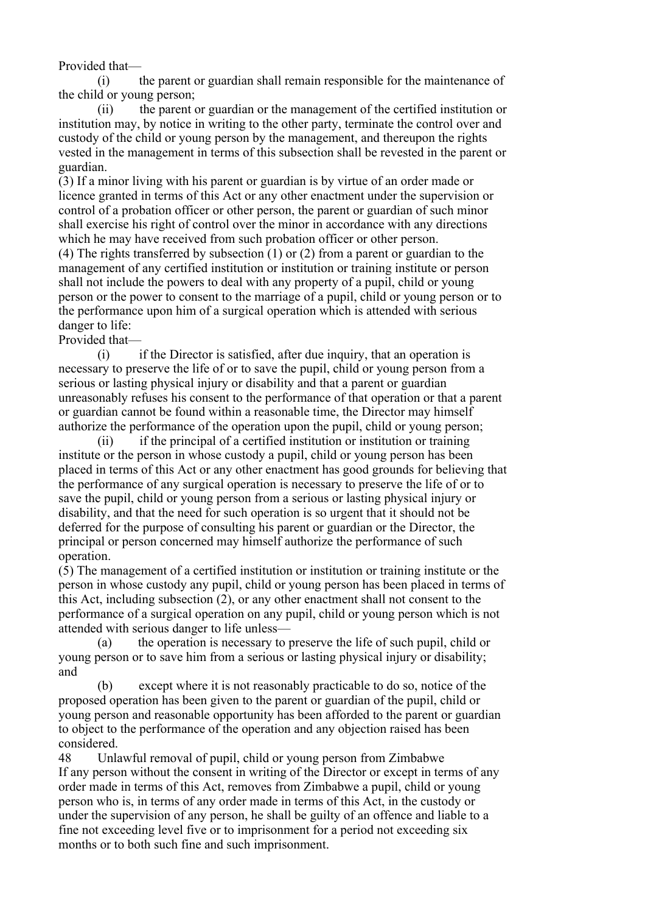Provided that—

(i) the parent or guardian shall remain responsible for the maintenance of the child or young person;

(ii) the parent or guardian or the management of the certified institution or institution may, by notice in writing to the other party, terminate the control over and custody of the child or young person by the management, and thereupon the rights vested in the management in terms of this subsection shall be revested in the parent or guardian.

(3) If a minor living with his parent or guardian is by virtue of an order made or licence granted in terms of this Act or any other enactment under the supervision or control of a probation officer or other person, the parent or guardian of such minor shall exercise his right of control over the minor in accordance with any directions which he may have received from such probation officer or other person.

(4) The rights transferred by subsection (1) or (2) from a parent or guardian to the management of any certified institution or institution or training institute or person shall not include the powers to deal with any property of a pupil, child or young person or the power to consent to the marriage of a pupil, child or young person or to the performance upon him of a surgical operation which is attended with serious danger to life:

Provided that—

(i) if the Director is satisfied, after due inquiry, that an operation is necessary to preserve the life of or to save the pupil, child or young person from a serious or lasting physical injury or disability and that a parent or guardian unreasonably refuses his consent to the performance of that operation or that a parent or guardian cannot be found within a reasonable time, the Director may himself authorize the performance of the operation upon the pupil, child or young person;

(ii) if the principal of a certified institution or institution or training institute or the person in whose custody a pupil, child or young person has been placed in terms of this Act or any other enactment has good grounds for believing that the performance of any surgical operation is necessary to preserve the life of or to save the pupil, child or young person from a serious or lasting physical injury or disability, and that the need for such operation is so urgent that it should not be deferred for the purpose of consulting his parent or guardian or the Director, the principal or person concerned may himself authorize the performance of such operation.

(5) The management of a certified institution or institution or training institute or the person in whose custody any pupil, child or young person has been placed in terms of this Act, including subsection (2), or any other enactment shall not consent to the performance of a surgical operation on any pupil, child or young person which is not attended with serious danger to life unless—

(a) the operation is necessary to preserve the life of such pupil, child or young person or to save him from a serious or lasting physical injury or disability; and

(b) except where it is not reasonably practicable to do so, notice of the proposed operation has been given to the parent or guardian of the pupil, child or young person and reasonable opportunity has been afforded to the parent or guardian to object to the performance of the operation and any objection raised has been considered.

### 48 Unlawful removal of pupil, child or young person from Zimbabwe

If any person without the consent in writing of the Director or except in terms of any order made in terms of this Act, removes from Zimbabwe a pupil, child or young person who is, in terms of any order made in terms of this Act, in the custody or under the supervision of any person, he shall be guilty of an offence and liable to a fine not exceeding level five or to imprisonment for a period not exceeding six months or to both such fine and such imprisonment.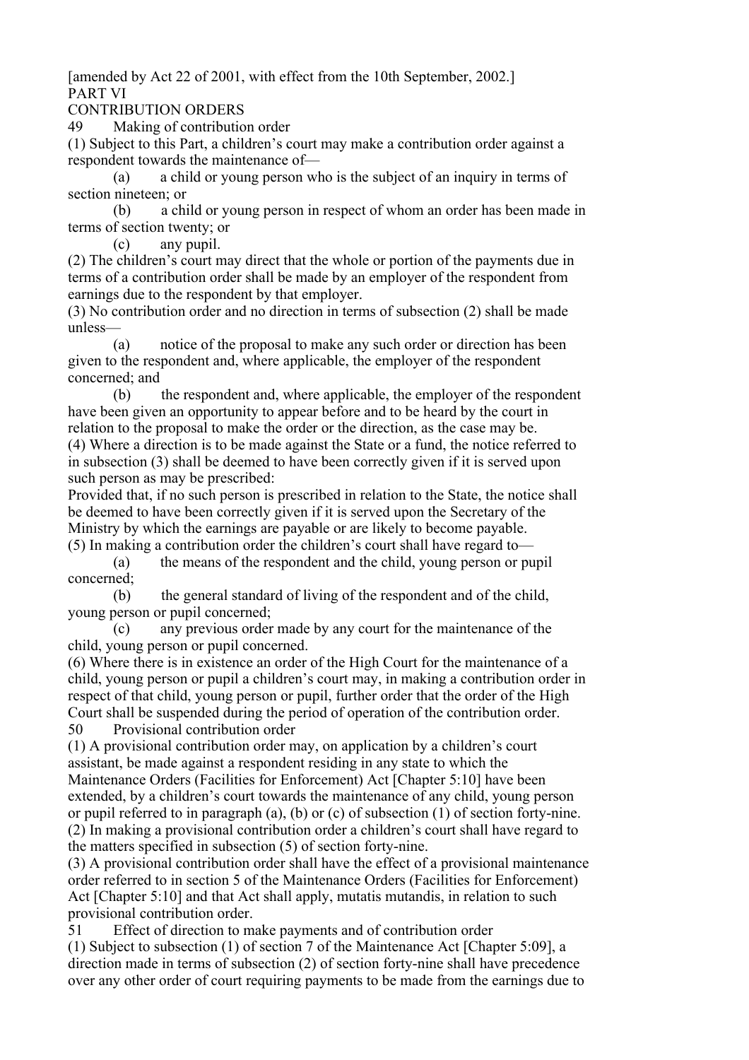[amended by Act 22 of 2001, with effect from the 10th September, 2002.]

## PART VI

## CONTRIBUTION ORDERS

### 49 Making of contribution order

(1) Subject to this Part, a children's court may make a contribution order against a respondent towards the maintenance of—

(a) a child or young person who is the subject of an inquiry in terms of section nineteen; or

(b) a child or young person in respect of whom an order has been made in terms of section twenty; or

(c) any pupil.

(2) The children's court may direct that the whole or portion of the payments due in terms of a contribution order shall be made by an employer of the respondent from earnings due to the respondent by that employer.

(3) No contribution order and no direction in terms of subsection (2) shall be made unless—

(a) notice of the proposal to make any such order or direction has been given to the respondent and, where applicable, the employer of the respondent concerned; and

(b) the respondent and, where applicable, the employer of the respondent have been given an opportunity to appear before and to be heard by the court in relation to the proposal to make the order or the direction, as the case may be.

(4) Where a direction is to be made against the State or a fund, the notice referred to in subsection (3) shall be deemed to have been correctly given if it is served upon such person as may be prescribed:

Provided that, if no such person is prescribed in relation to the State, the notice shall be deemed to have been correctly given if it is served upon the Secretary of the Ministry by which the earnings are payable or are likely to become payable.

(5) In making a contribution order the children's court shall have regard to—

(a) the means of the respondent and the child, young person or pupil concerned;

(b) the general standard of living of the respondent and of the child, young person or pupil concerned;

(c) any previous order made by any court for the maintenance of the child, young person or pupil concerned.

(6) Where there is in existence an order of the High Court for the maintenance of a child, young person or pupil a children's court may, in making a contribution order in respect of that child, young person or pupil, further order that the order of the High Court shall be suspended during the period of operation of the contribution order.

### 50 Provisional contribution order

(1) A provisional contribution order may, on application by a children's court assistant, be made against a respondent residing in any state to which the Maintenance Orders (Facilities for Enforcement) Act [Chapter 5:10] have been extended, by a children's court towards the maintenance of any child, young person or pupil referred to in paragraph (a), (b) or (c) of subsection (1) of section forty-nine.

(2) In making a provisional contribution order a children's court shall have regard to the matters specified in subsection (5) of section forty-nine.

(3) A provisional contribution order shall have the effect of a provisional maintenance order referred to in section 5 of the Maintenance Orders (Facilities for Enforcement) Act [Chapter 5:10] and that Act shall apply, mutatis mutandis, in relation to such provisional contribution order.

### 51 Effect of direction to make payments and of contribution order

(1) Subject to subsection (1) of section 7 of the Maintenance Act [Chapter 5:09], a direction made in terms of subsection (2) of section forty-nine shall have precedence over any other order of court requiring payments to be made from the earnings due to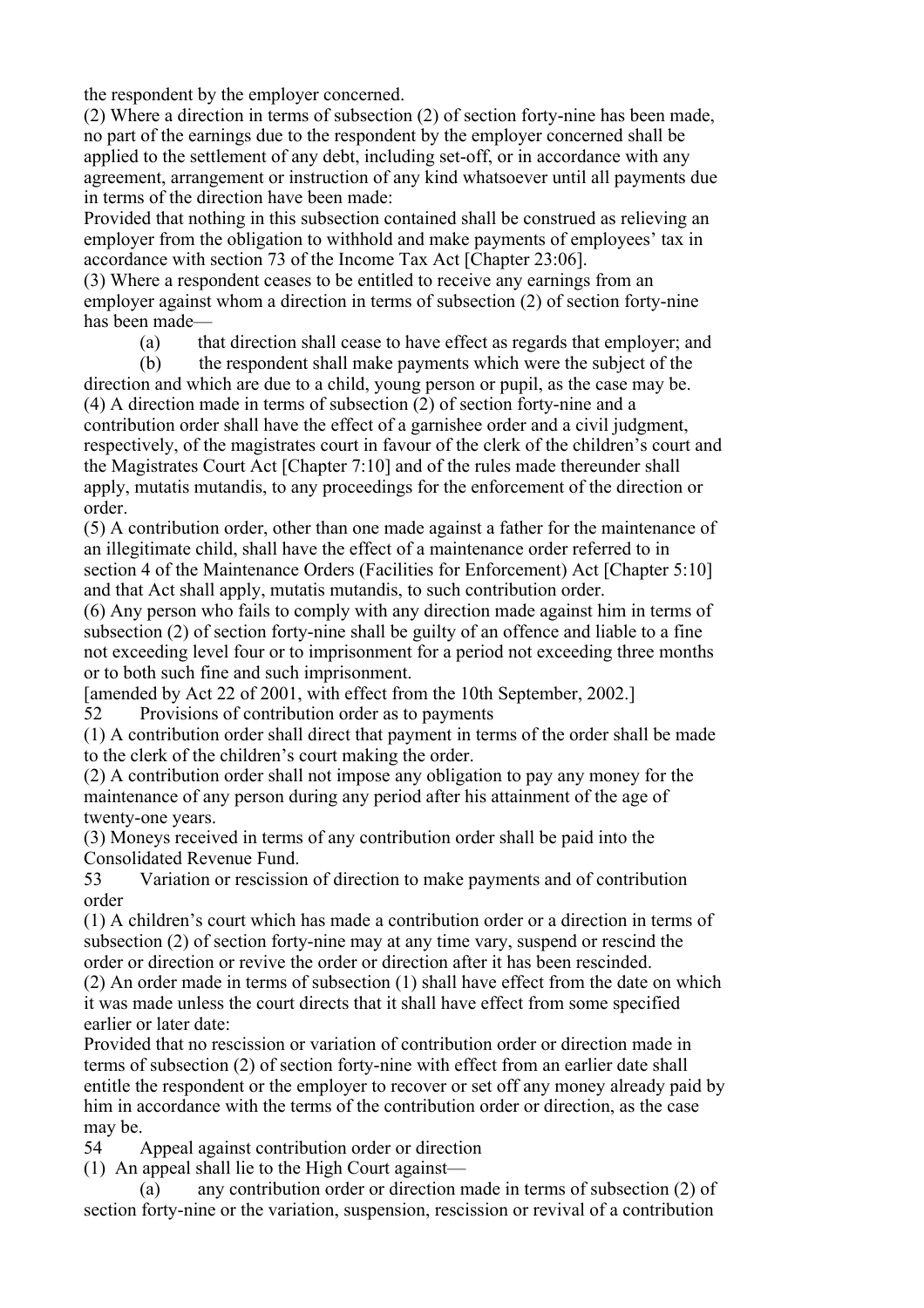the respondent by the employer concerned.

(2) Where a direction in terms of subsection (2) of section forty-nine has been made, no part of the earnings due to the respondent by the employer concerned shall be applied to the settlement of any debt, including set-off, or in accordance with any agreement, arrangement or instruction of any kind whatsoever until all payments due in terms of the direction have been made:

Provided that nothing in this subsection contained shall be construed as relieving an employer from the obligation to withhold and make payments of employees' tax in accordance with section 73 of the Income Tax Act [Chapter 23:06].

(3) Where a respondent ceases to be entitled to receive any earnings from an employer against whom a direction in terms of subsection (2) of section forty-nine has been made—

(a) that direction shall cease to have effect as regards that employer; and

(b) the respondent shall make payments which were the subject of the direction and which are due to a child, young person or pupil, as the case may be.

(4) A direction made in terms of subsection (2) of section forty-nine and a contribution order shall have the effect of a garnishee order and a civil judgment, respectively, of the magistrates court in favour of the clerk of the children's court and the Magistrates Court Act [Chapter 7:10] and of the rules made thereunder shall apply, mutatis mutandis, to any proceedings for the enforcement of the direction or order.

(5) A contribution order, other than one made against a father for the maintenance of an illegitimate child, shall have the effect of a maintenance order referred to in section 4 of the Maintenance Orders (Facilities for Enforcement) Act [Chapter 5:10] and that Act shall apply, mutatis mutandis, to such contribution order.

(6) Any person who fails to comply with any direction made against him in terms of subsection (2) of section forty-nine shall be guilty of an offence and liable to a fine not exceeding level four or to imprisonment for a period not exceeding three months or to both such fine and such imprisonment.

[amended by Act 22 of 2001, with effect from the 10th September, 2002.]

52 Provisions of contribution order as to payments

(1) A contribution order shall direct that payment in terms of the order shall be made to the clerk of the children's court making the order.

(2) A contribution order shall not impose any obligation to pay any money for the maintenance of any person during any period after his attainment of the age of twenty-one years.

(3) Moneys received in terms of any contribution order shall be paid into the Consolidated Revenue Fund.

53 Variation or rescission of direction to make payments and of contribution order

(1) A children's court which has made a contribution order or a direction in terms of subsection (2) of section forty-nine may at any time vary, suspend or rescind the order or direction or revive the order or direction after it has been rescinded.

(2) An order made in terms of subsection (1) shall have effect from the date on which it was made unless the court directs that it shall have effect from some specified earlier or later date:

Provided that no rescission or variation of contribution order or direction made in terms of subsection (2) of section forty-nine with effect from an earlier date shall entitle the respondent or the employer to recover or set off any money already paid by him in accordance with the terms of the contribution order or direction, as the case may be.

54 Appeal against contribution order or direction

(1) An appeal shall lie to the High Court against—

(a) any contribution order or direction made in terms of subsection (2) of section forty-nine or the variation, suspension, rescission or revival of a contribution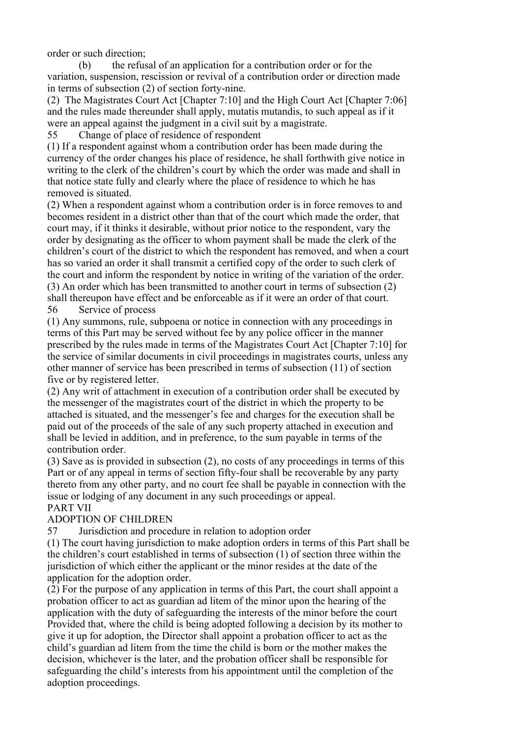order or such direction;

(b) the refusal of an application for a contribution order or for the variation, suspension, rescission or revival of a contribution order or direction made in terms of subsection (2) of section forty-nine.

(2) The Magistrates Court Act [Chapter 7:10] and the High Court Act [Chapter 7:06] and the rules made thereunder shall apply, mutatis mutandis, to such appeal as if it were an appeal against the judgment in a civil suit by a magistrate.

55 Change of place of residence of respondent

(1) If a respondent against whom a contribution order has been made during the currency of the order changes his place of residence, he shall forthwith give notice in writing to the clerk of the children's court by which the order was made and shall in that notice state fully and clearly where the place of residence to which he has removed is situated.

(2) When a respondent against whom a contribution order is in force removes to and becomes resident in a district other than that of the court which made the order, that court may, if it thinks it desirable, without prior notice to the respondent, vary the order by designating as the officer to whom payment shall be made the clerk of the children's court of the district to which the respondent has removed, and when a court has so varied an order it shall transmit a certified copy of the order to such clerk of the court and inform the respondent by notice in writing of the variation of the order.

(3) An order which has been transmitted to another court in terms of subsection (2) shall thereupon have effect and be enforceable as if it were an order of that court.

56 Service of process

(1) Any summons, rule, subpoena or notice in connection with any proceedings in terms of this Part may be served without fee by any police officer in the manner prescribed by the rules made in terms of the Magistrates Court Act [Chapter 7:10] for the service of similar documents in civil proceedings in magistrates courts, unless any other manner of service has been prescribed in terms of subsection (11) of section five or by registered letter.

(2) Any writ of attachment in execution of a contribution order shall be executed by the messenger of the magistrates court of the district in which the property to be attached is situated, and the messenger's fee and charges for the execution shall be paid out of the proceeds of the sale of any such property attached in execution and shall be levied in addition, and in preference, to the sum payable in terms of the contribution order.

(3) Save as is provided in subsection (2), no costs of any proceedings in terms of this Part or of any appeal in terms of section fifty-four shall be recoverable by any party thereto from any other party, and no court fee shall be payable in connection with the issue or lodging of any document in any such proceedings or appeal.

PART VII

ADOPTION OF CHILDREN

57 Jurisdiction and procedure in relation to adoption order

(1) The court having jurisdiction to make adoption orders in terms of this Part shall be the children's court established in terms of subsection (1) of section three within the jurisdiction of which either the applicant or the minor resides at the date of the application for the adoption order.

(2) For the purpose of any application in terms of this Part, the court shall appoint a probation officer to act as guardian ad litem of the minor upon the hearing of the application with the duty of safeguarding the interests of the minor before the court Provided that, where the child is being adopted following a decision by its mother to give it up for adoption, the Director shall appoint a probation officer to act as the child's guardian ad litem from the time the child is born or the mother makes the decision, whichever is the later, and the probation officer shall be responsible for safeguarding the child's interests from his appointment until the completion of the adoption proceedings.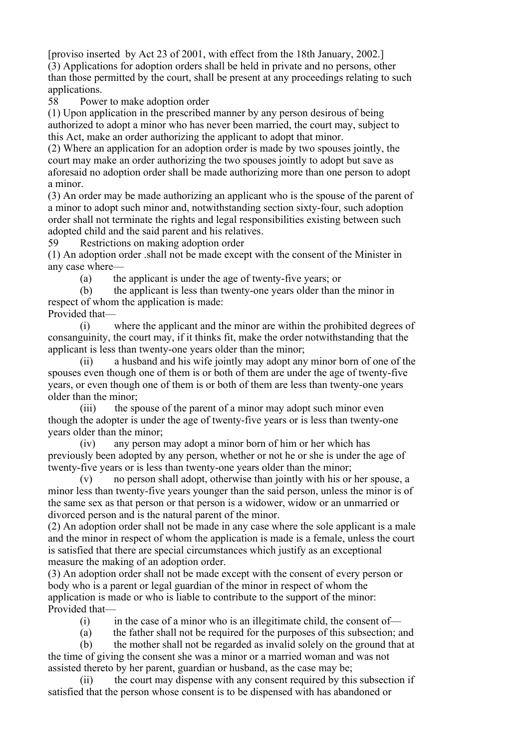[proviso inserted by Act 23 of 2001, with effect from the 18th January, 2002.]

(3) Applications for adoption orders shall be held in private and no persons, other than those permitted by the court, shall be present at any proceedings relating to such applications.

58 Power to make adoption order

(1) Upon application in the prescribed manner by any person desirous of being authorized to adopt a minor who has never been married, the court may, subject to this Act, make an order authorizing the applicant to adopt that minor.

(2) Where an application for an adoption order is made by two spouses jointly, the court may make an order authorizing the two spouses jointly to adopt but save as aforesaid no adoption order shall be made authorizing more than one person to adopt a minor.

(3) An order may be made authorizing an applicant who is the spouse of the parent of a minor to adopt such minor and, notwithstanding section sixty-four, such adoption order shall not terminate the rights and legal responsibilities existing between such adopted child and the said parent and his relatives.

59 Restrictions on making adoption order

(1) An adoption order .shall not be made except with the consent of the Minister in any case where—

(a) the applicant is under the age of twenty-five years; or

(b) the applicant is less than twenty-one years older than the minor in respect of whom the application is made:

Provided that—

(i) where the applicant and the minor are within the prohibited degrees of consanguinity, the court may, if it thinks fit, make the order notwithstanding that the applicant is less than twenty-one years older than the minor;

(ii) a husband and his wife jointly may adopt any minor born of one of the spouses even though one of them is or both of them are under the age of twenty-five years, or even though one of them is or both of them are less than twenty-one years older than the minor;

(iii) the spouse of the parent of a minor may adopt such minor even though the adopter is under the age of twenty-five years or is less than twenty-one years older than the minor;

(iv) any person may adopt a minor born of him or her which has previously been adopted by any person, whether or not he or she is under the age of twenty-five years or is less than twenty-one years older than the minor;

(v) no person shall adopt, otherwise than jointly with his or her spouse, a minor less than twenty-five years younger than the said person, unless the minor is of the same sex as that person or that person is a widower, widow or an unmarried or divorced person and is the natural parent of the minor.

(2) An adoption order shall not be made in any case where the sole applicant is a male and the minor in respect of whom the application is made is a female, unless the court is satisfied that there are special circumstances which justify as an exceptional measure the making of an adoption order.

(3) An adoption order shall not be made except with the consent of every person or body who is a parent or legal guardian of the minor in respect of whom the application is made or who is liable to contribute to the support of the minor:

Provided that—

(i) in the case of a minor who is an illegitimate child, the consent of—

(a) the father shall not be required for the purposes of this subsection; and

(b) the mother shall not be regarded as invalid solely on the ground that at the time of giving the consent she was a minor or a married woman and was not assisted thereto by her parent, guardian or husband, as the case may be;

(ii) the court may dispense with any consent required by this subsection if satisfied that the person whose consent is to be dispensed with has abandoned or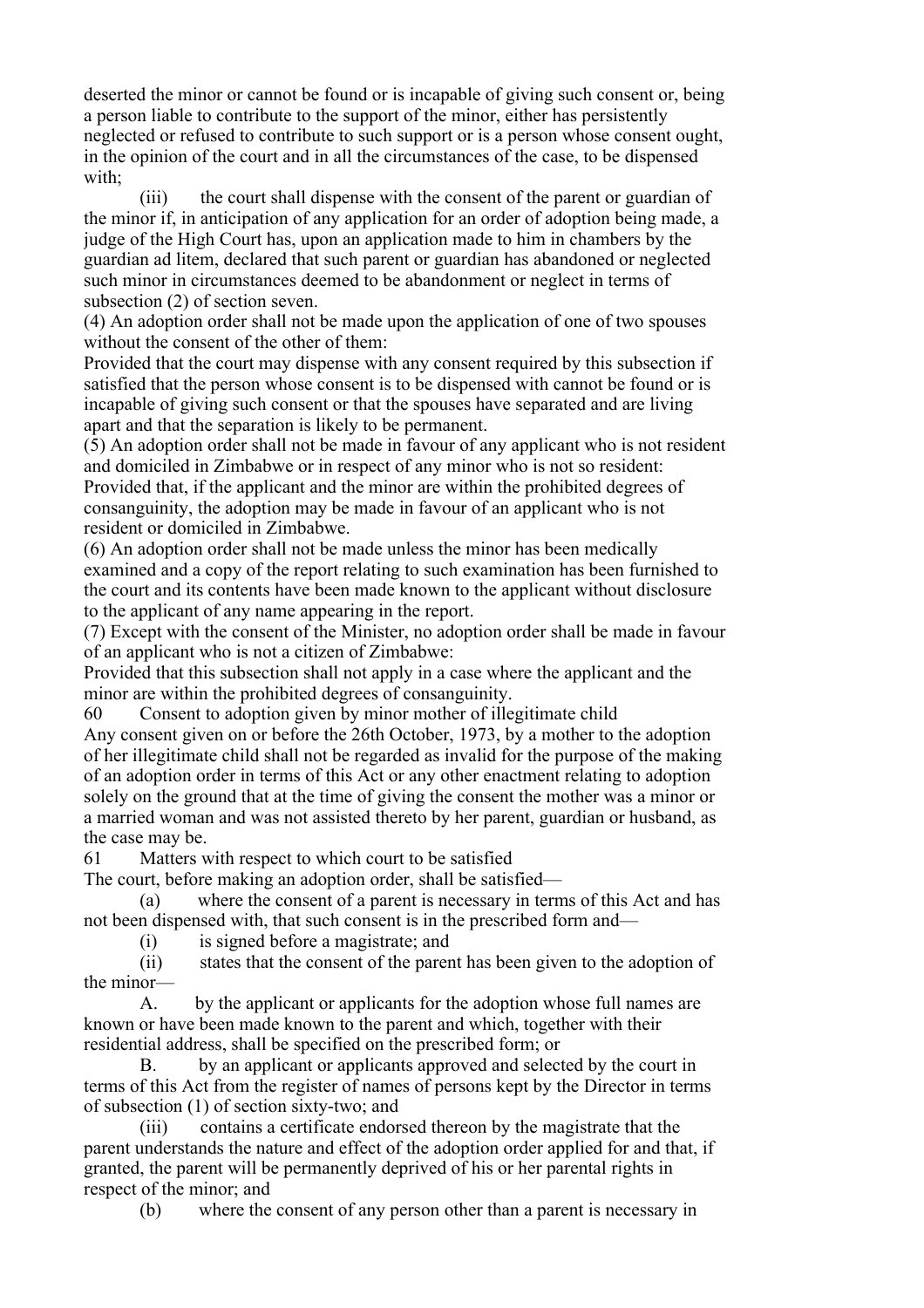deserted the minor or cannot be found or is incapable of giving such consent or, being a person liable to contribute to the support of the minor, either has persistently neglected or refused to contribute to such support or is a person whose consent ought, in the opinion of the court and in all the circumstances of the case, to be dispensed with;

(iii) the court shall dispense with the consent of the parent or guardian of the minor if, in anticipation of any application for an order of adoption being made, a judge of the High Court has, upon an application made to him in chambers by the guardian ad litem, declared that such parent or guardian has abandoned or neglected such minor in circumstances deemed to be abandonment or neglect in terms of subsection (2) of section seven.

(4) An adoption order shall not be made upon the application of one of two spouses without the consent of the other of them:

Provided that the court may dispense with any consent required by this subsection if satisfied that the person whose consent is to be dispensed with cannot be found or is incapable of giving such consent or that the spouses have separated and are living apart and that the separation is likely to be permanent.

(5) An adoption order shall not be made in favour of any applicant who is not resident and domiciled in Zimbabwe or in respect of any minor who is not so resident:

Provided that, if the applicant and the minor are within the prohibited degrees of consanguinity, the adoption may be made in favour of an applicant who is not resident or domiciled in Zimbabwe.

(6) An adoption order shall not be made unless the minor has been medically examined and a copy of the report relating to such examination has been furnished to the court and its contents have been made known to the applicant without disclosure to the applicant of any name appearing in the report.

(7) Except with the consent of the Minister, no adoption order shall be made in favour of an applicant who is not a citizen of Zimbabwe:

Provided that this subsection shall not apply in a case where the applicant and the minor are within the prohibited degrees of consanguinity.

60 Consent to adoption given by minor mother of illegitimate child

Any consent given on or before the 26th October, 1973, by a mother to the adoption of her illegitimate child shall not be regarded as invalid for the purpose of the making of an adoption order in terms of this Act or any other enactment relating to adoption solely on the ground that at the time of giving the consent the mother was a minor or a married woman and was not assisted thereto by her parent, guardian or husband, as the case may be.

61 Matters with respect to which court to be satisfied

The court, before making an adoption order, shall be satisfied—

(a) where the consent of a parent is necessary in terms of this Act and has not been dispensed with, that such consent is in the prescribed form and—

(i) is signed before a magistrate; and

(ii) states that the consent of the parent has been given to the adoption of the minor—

A. by the applicant or applicants for the adoption whose full names are known or have been made known to the parent and which, together with their residential address, shall be specified on the prescribed form; or

B. by an applicant or applicants approved and selected by the court in terms of this Act from the register of names of persons kept by the Director in terms of subsection (1) of section sixty-two; and

(iii) contains a certificate endorsed thereon by the magistrate that the parent understands the nature and effect of the adoption order applied for and that, if granted, the parent will be permanently deprived of his or her parental rights in respect of the minor; and

(b) where the consent of any person other than a parent is necessary in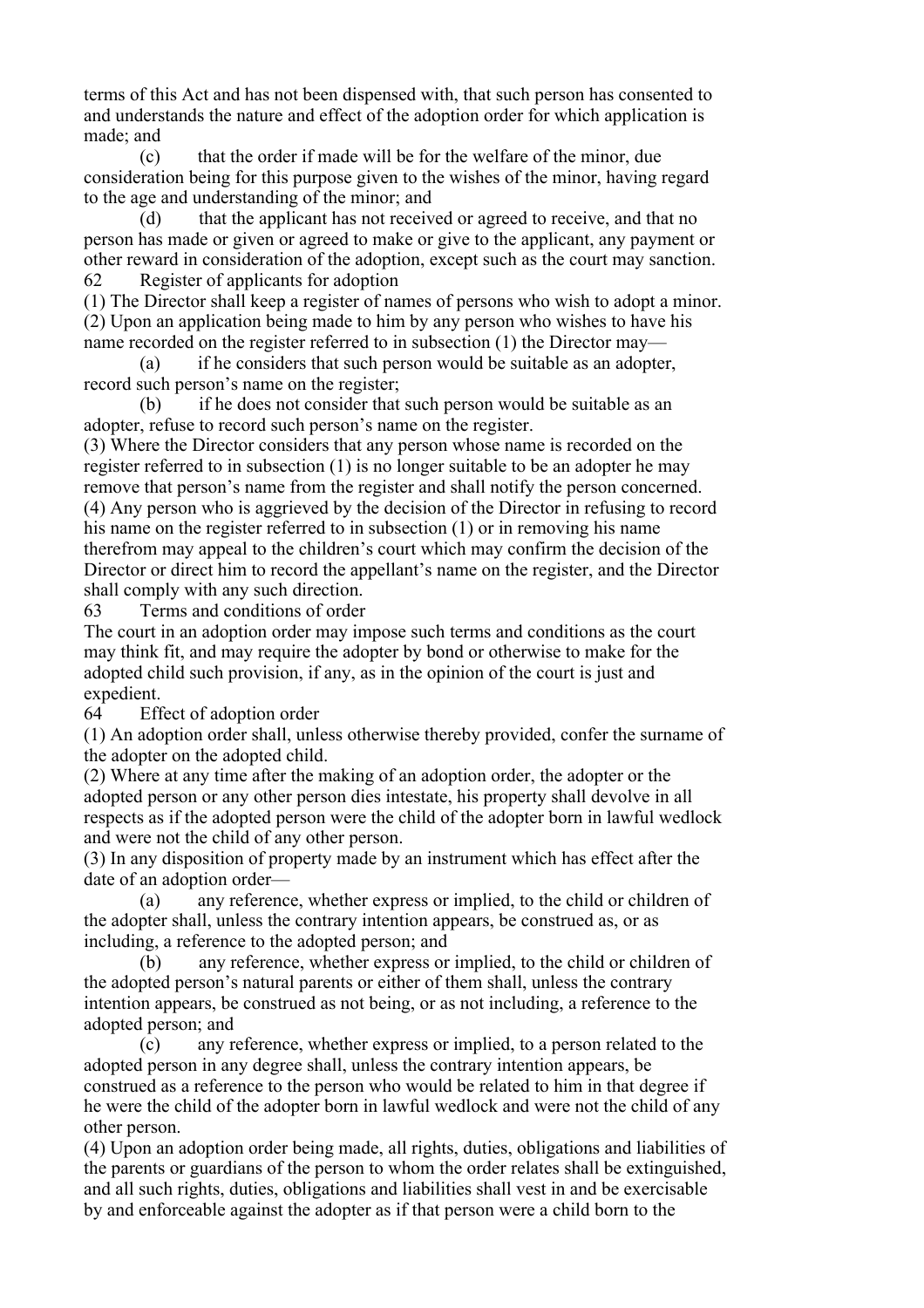terms of this Act and has not been dispensed with, that such person has consented to and understands the nature and effect of the adoption order for which application is made; and

(c) that the order if made will be for the welfare of the minor, due consideration being for this purpose given to the wishes of the minor, having regard to the age and understanding of the minor; and

(d) that the applicant has not received or agreed to receive, and that no person has made or given or agreed to make or give to the applicant, any payment or other reward in consideration of the adoption, except such as the court may sanction.

### 62 Register of applicants for adoption

(1) The Director shall keep a register of names of persons who wish to adopt a minor.

(2) Upon an application being made to him by any person who wishes to have his name recorded on the register referred to in subsection (1) the Director may—

(a) if he considers that such person would be suitable as an adopter, record such person's name on the register;

(b) if he does not consider that such person would be suitable as an adopter, refuse to record such person's name on the register.

(3) Where the Director considers that any person whose name is recorded on the register referred to in subsection (1) is no longer suitable to be an adopter he may remove that person's name from the register and shall notify the person concerned.

(4) Any person who is aggrieved by the decision of the Director in refusing to record his name on the register referred to in subsection (1) or in removing his name therefrom may appeal to the children's court which may confirm the decision of the Director or direct him to record the appellant's name on the register, and the Director shall comply with any such direction.

### 63 Terms and conditions of order

The court in an adoption order may impose such terms and conditions as the court may think fit, and may require the adopter by bond or otherwise to make for the adopted child such provision, if any, as in the opinion of the court is just and expedient.

### 64 Effect of adoption order

(1) An adoption order shall, unless otherwise thereby provided, confer the surname of the adopter on the adopted child.

(2) Where at any time after the making of an adoption order, the adopter or the adopted person or any other person dies intestate, his property shall devolve in all respects as if the adopted person were the child of the adopter born in lawful wedlock and were not the child of any other person.

(3) In any disposition of property made by an instrument which has effect after the date of an adoption order—

(a) any reference, whether express or implied, to the child or children of the adopter shall, unless the contrary intention appears, be construed as, or as including, a reference to the adopted person; and

(b) any reference, whether express or implied, to the child or children of the adopted person's natural parents or either of them shall, unless the contrary intention appears, be construed as not being, or as not including, a reference to the adopted person; and

(c) any reference, whether express or implied, to a person related to the adopted person in any degree shall, unless the contrary intention appears, be construed as a reference to the person who would be related to him in that degree if he were the child of the adopter born in lawful wedlock and were not the child of any other person.

(4) Upon an adoption order being made, all rights, duties, obligations and liabilities of the parents or guardians of the person to whom the order relates shall be extinguished, and all such rights, duties, obligations and liabilities shall vest in and be exercisable by and enforceable against the adopter as if that person were a child born to the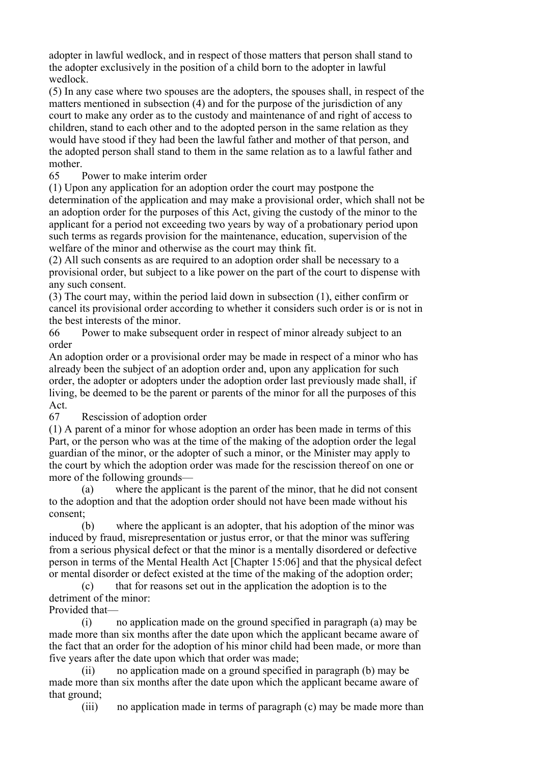adopter in lawful wedlock, and in respect of those matters that person shall stand to the adopter exclusively in the position of a child born to the adopter in lawful wedlock.

(5) In any case where two spouses are the adopters, the spouses shall, in respect of the matters mentioned in subsection (4) and for the purpose of the jurisdiction of any court to make any order as to the custody and maintenance of and right of access to children, stand to each other and to the adopted person in the same relation as they would have stood if they had been the lawful father and mother of that person, and the adopted person shall stand to them in the same relation as to a lawful father and mother.

65 Power to make interim order

(1) Upon any application for an adoption order the court may postpone the determination of the application and may make a provisional order, which shall not be an adoption order for the purposes of this Act, giving the custody of the minor to the applicant for a period not exceeding two years by way of a probationary period upon such terms as regards provision for the maintenance, education, supervision of the welfare of the minor and otherwise as the court may think fit.

(2) All such consents as are required to an adoption order shall be necessary to a provisional order, but subject to a like power on the part of the court to dispense with any such consent.

(3) The court may, within the period laid down in subsection (1), either confirm or cancel its provisional order according to whether it considers such order is or is not in the best interests of the minor.

66 Power to make subsequent order in respect of minor already subject to an order

An adoption order or a provisional order may be made in respect of a minor who has already been the subject of an adoption order and, upon any application for such order, the adopter or adopters under the adoption order last previously made shall, if living, be deemed to be the parent or parents of the minor for all the purposes of this Act.

67 Rescission of adoption order

(1) A parent of a minor for whose adoption an order has been made in terms of this Part, or the person who was at the time of the making of the adoption order the legal guardian of the minor, or the adopter of such a minor, or the Minister may apply to the court by which the adoption order was made for the rescission thereof on one or more of the following grounds—

(a) where the applicant is the parent of the minor, that he did not consent to the adoption and that the adoption order should not have been made without his consent;

(b) where the applicant is an adopter, that his adoption of the minor was induced by fraud, misrepresentation or justus error, or that the minor was suffering from a serious physical defect or that the minor is a mentally disordered or defective person in terms of the Mental Health Act [Chapter 15:06] and that the physical defect or mental disorder or defect existed at the time of the making of the adoption order;

(c) that for reasons set out in the application the adoption is to the detriment of the minor:

Provided that—

(i) no application made on the ground specified in paragraph (a) may be made more than six months after the date upon which the applicant became aware of the fact that an order for the adoption of his minor child had been made, or more than five years after the date upon which that order was made;

(ii) no application made on a ground specified in paragraph (b) may be made more than six months after the date upon which the applicant became aware of that ground;

(iii) no application made in terms of paragraph (c) may be made more than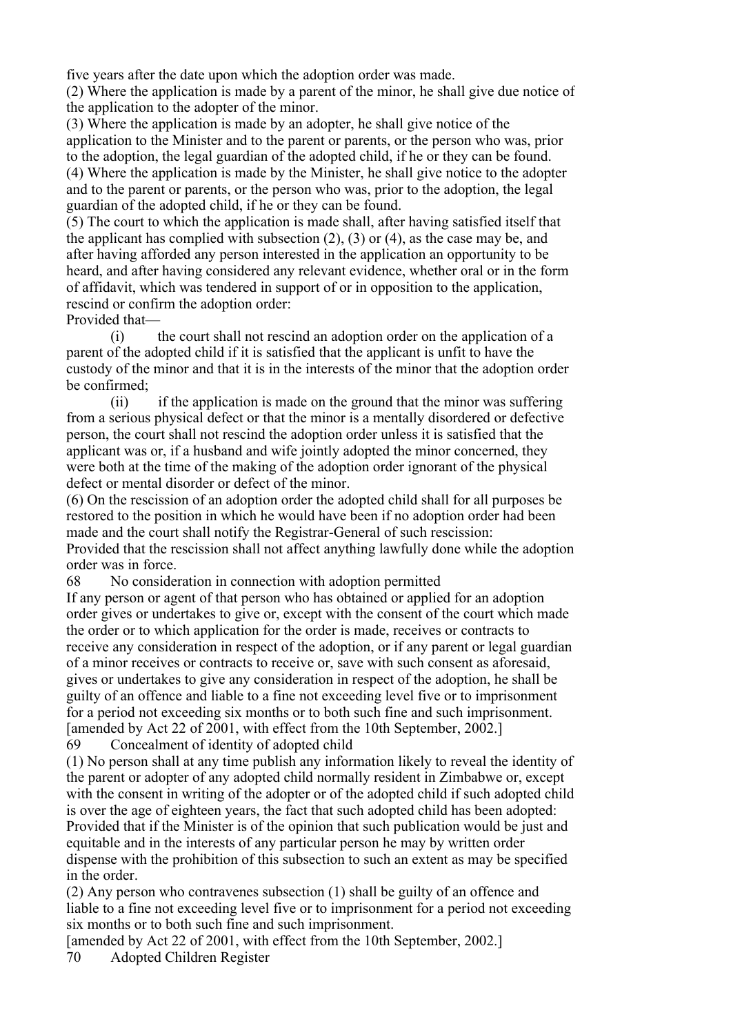five years after the date upon which the adoption order was made.

(2) Where the application is made by a parent of the minor, he shall give due notice of the application to the adopter of the minor.

(3) Where the application is made by an adopter, he shall give notice of the application to the Minister and to the parent or parents, or the person who was, prior to the adoption, the legal guardian of the adopted child, if he or they can be found.

(4) Where the application is made by the Minister, he shall give notice to the adopter and to the parent or parents, or the person who was, prior to the adoption, the legal guardian of the adopted child, if he or they can be found.

(5) The court to which the application is made shall, after having satisfied itself that the applicant has complied with subsection (2), (3) or (4), as the case may be, and after having afforded any person interested in the application an opportunity to be heard, and after having considered any relevant evidence, whether oral or in the form of affidavit, which was tendered in support of or in opposition to the application, rescind or confirm the adoption order:

Provided that—

(i) the court shall not rescind an adoption order on the application of a parent of the adopted child if it is satisfied that the applicant is unfit to have the custody of the minor and that it is in the interests of the minor that the adoption order be confirmed;

(ii) if the application is made on the ground that the minor was suffering from a serious physical defect or that the minor is a mentally disordered or defective person, the court shall not rescind the adoption order unless it is satisfied that the applicant was or, if a husband and wife jointly adopted the minor concerned, they were both at the time of the making of the adoption order ignorant of the physical defect or mental disorder or defect of the minor.

(6) On the rescission of an adoption order the adopted child shall for all purposes be restored to the position in which he would have been if no adoption order had been made and the court shall notify the Registrar-General of such rescission:

Provided that the rescission shall not affect anything lawfully done while the adoption order was in force.

### 68 No consideration in connection with adoption permitted

If any person or agent of that person who has obtained or applied for an adoption order gives or undertakes to give or, except with the consent of the court which made the order or to which application for the order is made, receives or contracts to receive any consideration in respect of the adoption, or if any parent or legal guardian of a minor receives or contracts to receive or, save with such consent as aforesaid, gives or undertakes to give any consideration in respect of the adoption, he shall be guilty of an offence and liable to a fine not exceeding level five or to imprisonment for a period not exceeding six months or to both such fine and such imprisonment.

[amended by Act 22 of 2001, with effect from the 10th September, 2002.]

### 69 Concealment of identity of adopted child

(1) No person shall at any time publish any information likely to reveal the identity of the parent or adopter of any adopted child normally resident in Zimbabwe or, except with the consent in writing of the adopter or of the adopted child if such adopted child is over the age of eighteen years, the fact that such adopted child has been adopted:

Provided that if the Minister is of the opinion that such publication would be just and equitable and in the interests of any particular person he may by written order dispense with the prohibition of this subsection to such an extent as may be specified in the order.

(2) Any person who contravenes subsection (1) shall be guilty of an offence and liable to a fine not exceeding level five or to imprisonment for a period not exceeding six months or to both such fine and such imprisonment.

[amended by Act 22 of 2001, with effect from the 10th September, 2002.]

### 70 Adopted Children Register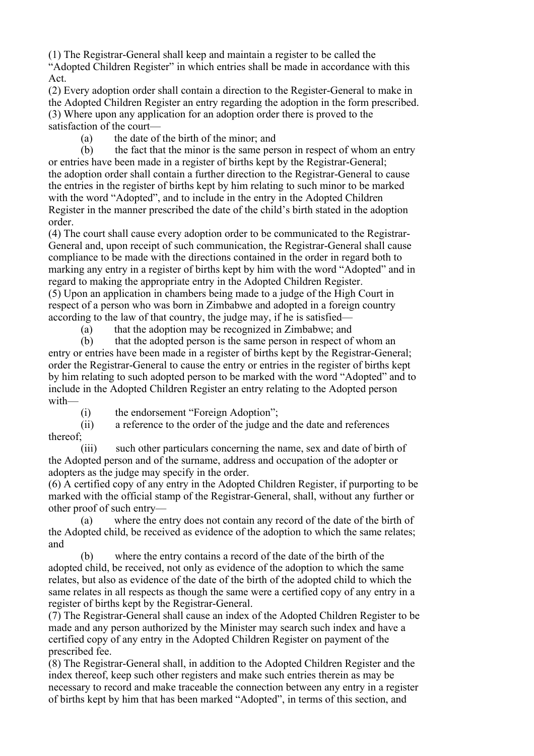(1) The Registrar-General shall keep and maintain a register to be called the "Adopted Children Register" in which entries shall be made in accordance with this Act.

(2) Every adoption order shall contain a direction to the Register-General to make in the Adopted Children Register an entry regarding the adoption in the form prescribed.

(3) Where upon any application for an adoption order there is proved to the satisfaction of the court—

(a) the date of the birth of the minor; and

(b) the fact that the minor is the same person in respect of whom an entry or entries have been made in a register of births kept by the Registrar-General;

the adoption order shall contain a further direction to the Registrar-General to cause the entries in the register of births kept by him relating to such minor to be marked with the word "Adopted", and to include in the entry in the Adopted Children Register in the manner prescribed the date of the child's birth stated in the adoption order.

(4) The court shall cause every adoption order to be communicated to the Registrar-General and, upon receipt of such communication, the Registrar-General shall cause compliance to be made with the directions contained in the order in regard both to marking any entry in a register of births kept by him with the word "Adopted" and in regard to making the appropriate entry in the Adopted Children Register.

(5) Upon an application in chambers being made to a judge of the High Court in respect of a person who was born in Zimbabwe and adopted in a foreign country according to the law of that country, the judge may, if he is satisfied—

(a) that the adoption may be recognized in Zimbabwe; and

(b) that the adopted person is the same person in respect of whom an entry or entries have been made in a register of births kept by the Registrar-General;

order the Registrar-General to cause the entry or entries in the register of births kept by him relating to such adopted person to be marked with the word "Adopted" and to include in the Adopted Children Register an entry relating to the Adopted person with—

(i) the endorsement "Foreign Adoption";

(ii) a reference to the order of the judge and the date and references thereof;

(iii) such other particulars concerning the name, sex and date of birth of the Adopted person and of the surname, address and occupation of the adopter or adopters as the judge may specify in the order.

(6) A certified copy of any entry in the Adopted Children Register, if purporting to be marked with the official stamp of the Registrar-General, shall, without any further or other proof of such entry—

(a) where the entry does not contain any record of the date of the birth of the Adopted child, be received as evidence of the adoption to which the same relates; and

(b) where the entry contains a record of the date of the birth of the adopted child, be received, not only as evidence of the adoption to which the same relates, but also as evidence of the date of the birth of the adopted child to which the same relates in all respects as though the same were a certified copy of any entry in a register of births kept by the Registrar-General.

(7) The Registrar-General shall cause an index of the Adopted Children Register to be made and any person authorized by the Minister may search such index and have a certified copy of any entry in the Adopted Children Register on payment of the prescribed fee.

(8) The Registrar-General shall, in addition to the Adopted Children Register and the index thereof, keep such other registers and make such entries therein as may be necessary to record and make traceable the connection between any entry in a register of births kept by him that has been marked "Adopted", in terms of this section, and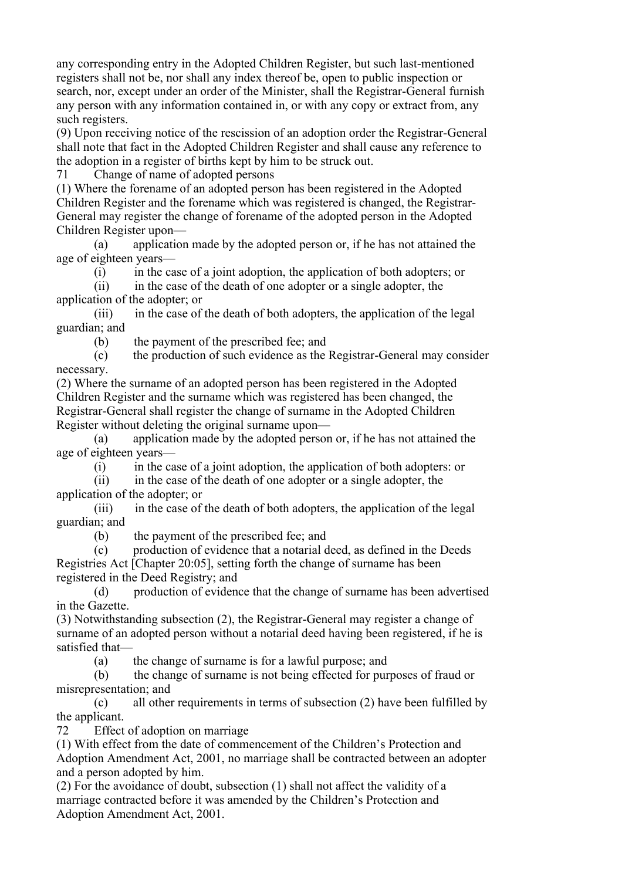any corresponding entry in the Adopted Children Register, but such last-mentioned registers shall not be, nor shall any index thereof be, open to public inspection or search, nor, except under an order of the Minister, shall the Registrar-General furnish any person with any information contained in, or with any copy or extract from, any such registers.

(9) Upon receiving notice of the rescission of an adoption order the Registrar-General shall note that fact in the Adopted Children Register and shall cause any reference to the adoption in a register of births kept by him to be struck out.

### 71 Change of name of adopted persons

(1) Where the forename of an adopted person has been registered in the Adopted Children Register and the forename which was registered is changed, the Registrar-General may register the change of forename of the adopted person in the Adopted Children Register upon—

(a) application made by the adopted person or, if he has not attained the age of eighteen years—

(i) in the case of a joint adoption, the application of both adopters; or

(ii) in the case of the death of one adopter or a single adopter, the application of the adopter; or

(iii) in the case of the death of both adopters, the application of the legal guardian; and

(b) the payment of the prescribed fee; and

(c) the production of such evidence as the Registrar-General may consider necessary.

(2) Where the surname of an adopted person has been registered in the Adopted Children Register and the surname which was registered has been changed, the Registrar-General shall register the change of surname in the Adopted Children Register without deleting the original surname upon—

(a) application made by the adopted person or, if he has not attained the age of eighteen years—

(i) in the case of a joint adoption, the application of both adopters: or

(ii) in the case of the death of one adopter or a single adopter, the application of the adopter; or

(iii) in the case of the death of both adopters, the application of the legal guardian; and

(b) the payment of the prescribed fee; and

(c) production of evidence that a notarial deed, as defined in the Deeds Registries Act [Chapter 20:05], setting forth the change of surname has been registered in the Deed Registry; and

(d) production of evidence that the change of surname has been advertised in the Gazette.

(3) Notwithstanding subsection (2), the Registrar-General may register a change of surname of an adopted person without a notarial deed having been registered, if he is satisfied that—

(a) the change of surname is for a lawful purpose; and

(b) the change of surname is not being effected for purposes of fraud or misrepresentation; and

(c) all other requirements in terms of subsection (2) have been fulfilled by the applicant.

### 72 Effect of adoption on marriage

(1) With effect from the date of commencement of the Children's Protection and Adoption Amendment Act, 2001, no marriage shall be contracted between an adopter and a person adopted by him.

(2) For the avoidance of doubt, subsection (1) shall not affect the validity of a marriage contracted before it was amended by the Children's Protection and Adoption Amendment Act, 2001.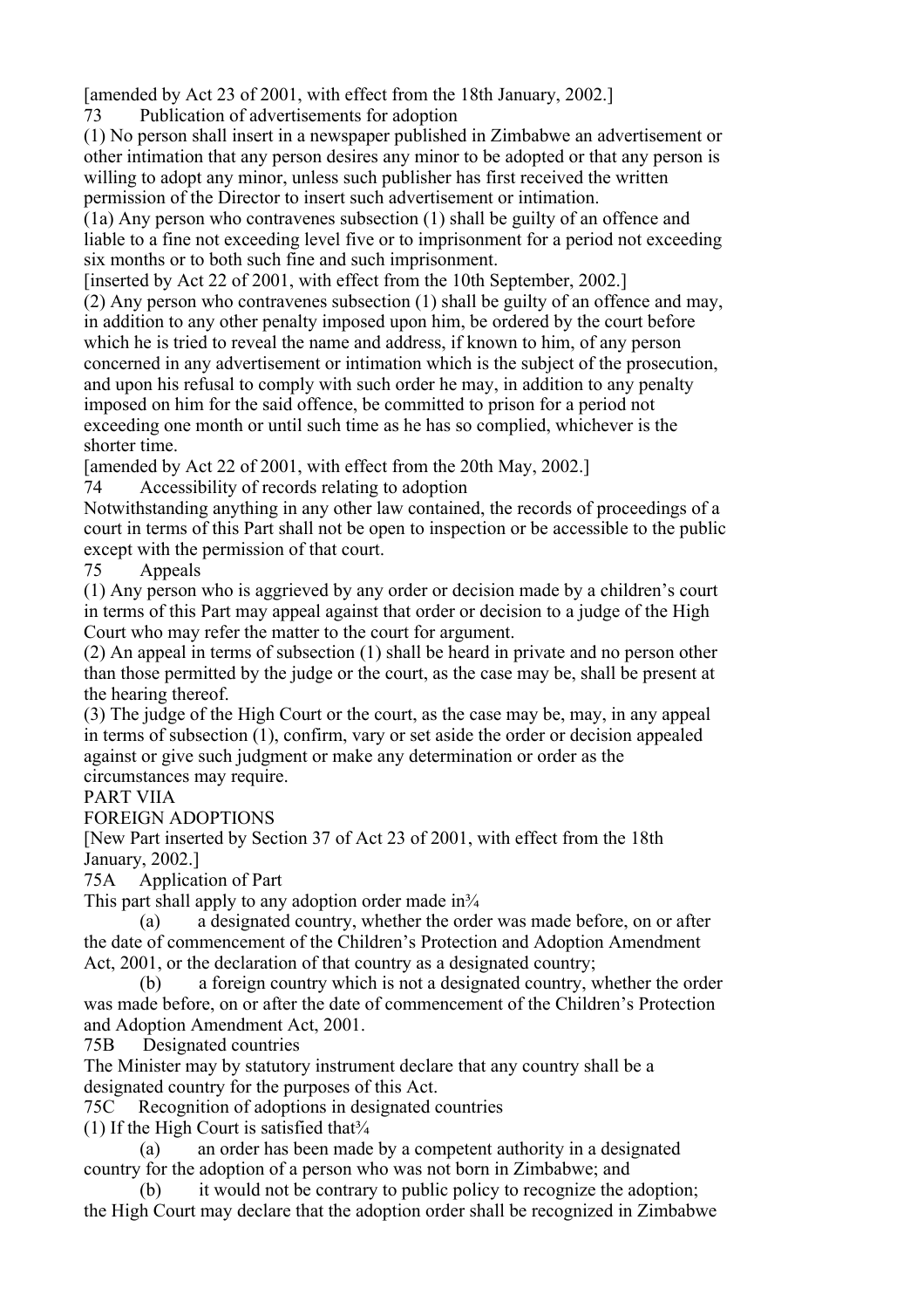[amended by Act 23 of 2001, with effect from the 18th January, 2002.]

73 Publication of advertisements for adoption

(1) No person shall insert in a newspaper published in Zimbabwe an advertisement or other intimation that any person desires any minor to be adopted or that any person is willing to adopt any minor, unless such publisher has first received the written permission of the Director to insert such advertisement or intimation.

(1a) Any person who contravenes subsection (1) shall be guilty of an offence and liable to a fine not exceeding level five or to imprisonment for a period not exceeding six months or to both such fine and such imprisonment.

[inserted by Act 22 of 2001, with effect from the 10th September, 2002.]

(2) Any person who contravenes subsection (1) shall be guilty of an offence and may, in addition to any other penalty imposed upon him, be ordered by the court before which he is tried to reveal the name and address, if known to him, of any person concerned in any advertisement or intimation which is the subject of the prosecution, and upon his refusal to comply with such order he may, in addition to any penalty imposed on him for the said offence, be committed to prison for a period not exceeding one month or until such time as he has so complied, whichever is the shorter time.

[amended by Act 22 of 2001, with effect from the 20th May, 2002.]

74 Accessibility of records relating to adoption

Notwithstanding anything in any other law contained, the records of proceedings of a court in terms of this Part shall not be open to inspection or be accessible to the public except with the permission of that court.

75 Appeals

(1) Any person who is aggrieved by any order or decision made by a children's court in terms of this Part may appeal against that order or decision to a judge of the High Court who may refer the matter to the court for argument.

(2) An appeal in terms of subsection (1) shall be heard in private and no person other than those permitted by the judge or the court, as the case may be, shall be present at the hearing thereof.

(3) The judge of the High Court or the court, as the case may be, may, in any appeal in terms of subsection (1), confirm, vary or set aside the order or decision appealed against or give such judgment or make any determination or order as the circumstances may require.

PART VIIA

FOREIGN ADOPTIONS

[New Part inserted by Section 37 of Act 23 of 2001, with effect from the 18th January, 2002.]

75A Application of Part

This part shall apply to any adoption order made in¾

(a) a designated country, whether the order was made before, on or after the date of commencement of the Children's Protection and Adoption Amendment Act, 2001, or the declaration of that country as a designated country;

(b) a foreign country which is not a designated country, whether the order was made before, on or after the date of commencement of the Children's Protection and Adoption Amendment Act, 2001.

75B Designated countries

The Minister may by statutory instrument declare that any country shall be a designated country for the purposes of this Act.

75C Recognition of adoptions in designated countries

(1) If the High Court is satisfied that¾

(a) an order has been made by a competent authority in a designated country for the adoption of a person who was not born in Zimbabwe; and

(b) it would not be contrary to public policy to recognize the adoption;

the High Court may declare that the adoption order shall be recognized in Zimbabwe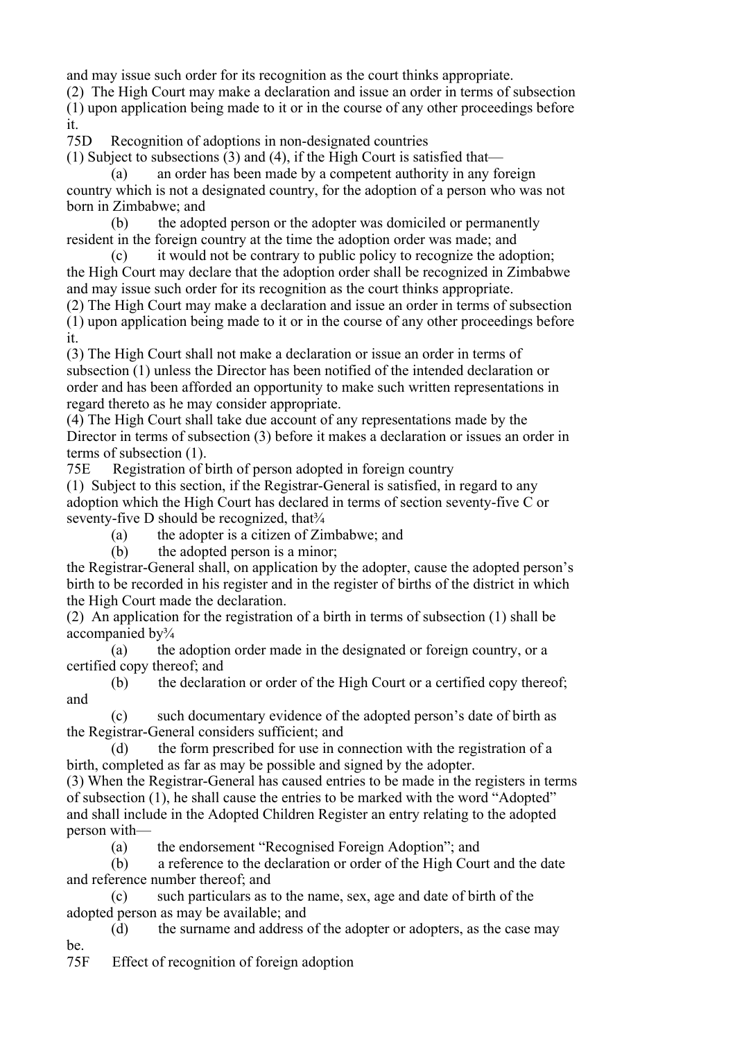and may issue such order for its recognition as the court thinks appropriate.

(2) The High Court may make a declaration and issue an order in terms of subsection (1) upon application being made to it or in the course of any other proceedings before it.

75D Recognition of adoptions in non-designated countries

(1) Subject to subsections (3) and (4), if the High Court is satisfied that—

(a) an order has been made by a competent authority in any foreign country which is not a designated country, for the adoption of a person who was not born in Zimbabwe; and

(b) the adopted person or the adopter was domiciled or permanently resident in the foreign country at the time the adoption order was made; and

(c) it would not be contrary to public policy to recognize the adoption;

the High Court may declare that the adoption order shall be recognized in Zimbabwe and may issue such order for its recognition as the court thinks appropriate.

(2) The High Court may make a declaration and issue an order in terms of subsection (1) upon application being made to it or in the course of any other proceedings before it.

(3) The High Court shall not make a declaration or issue an order in terms of subsection (1) unless the Director has been notified of the intended declaration or order and has been afforded an opportunity to make such written representations in regard thereto as he may consider appropriate.

(4) The High Court shall take due account of any representations made by the Director in terms of subsection (3) before it makes a declaration or issues an order in terms of subsection (1).

75E Registration of birth of person adopted in foreign country

(1) Subject to this section, if the Registrar-General is satisfied, in regard to any adoption which the High Court has declared in terms of section seventy-five C or seventy-five D should be recognized, that¾

(a) the adopter is a citizen of Zimbabwe; and

(b) the adopted person is a minor;

the Registrar-General shall, on application by the adopter, cause the adopted person's birth to be recorded in his register and in the register of births of the district in which the High Court made the declaration.

(2) An application for the registration of a birth in terms of subsection (1) shall be accompanied by¾

(a) the adoption order made in the designated or foreign country, or a certified copy thereof; and

(b) the declaration or order of the High Court or a certified copy thereof; and

(c) such documentary evidence of the adopted person's date of birth as the Registrar-General considers sufficient; and

(d) the form prescribed for use in connection with the registration of a birth, completed as far as may be possible and signed by the adopter.

(3) When the Registrar-General has caused entries to be made in the registers in terms of subsection (1), he shall cause the entries to be marked with the word "Adopted" and shall include in the Adopted Children Register an entry relating to the adopted person with—

(a) the endorsement "Recognised Foreign Adoption"; and

(b) a reference to the declaration or order of the High Court and the date and reference number thereof; and

(c) such particulars as to the name, sex, age and date of birth of the adopted person as may be available; and

(d) the surname and address of the adopter or adopters, as the case may be.

75F Effect of recognition of foreign adoption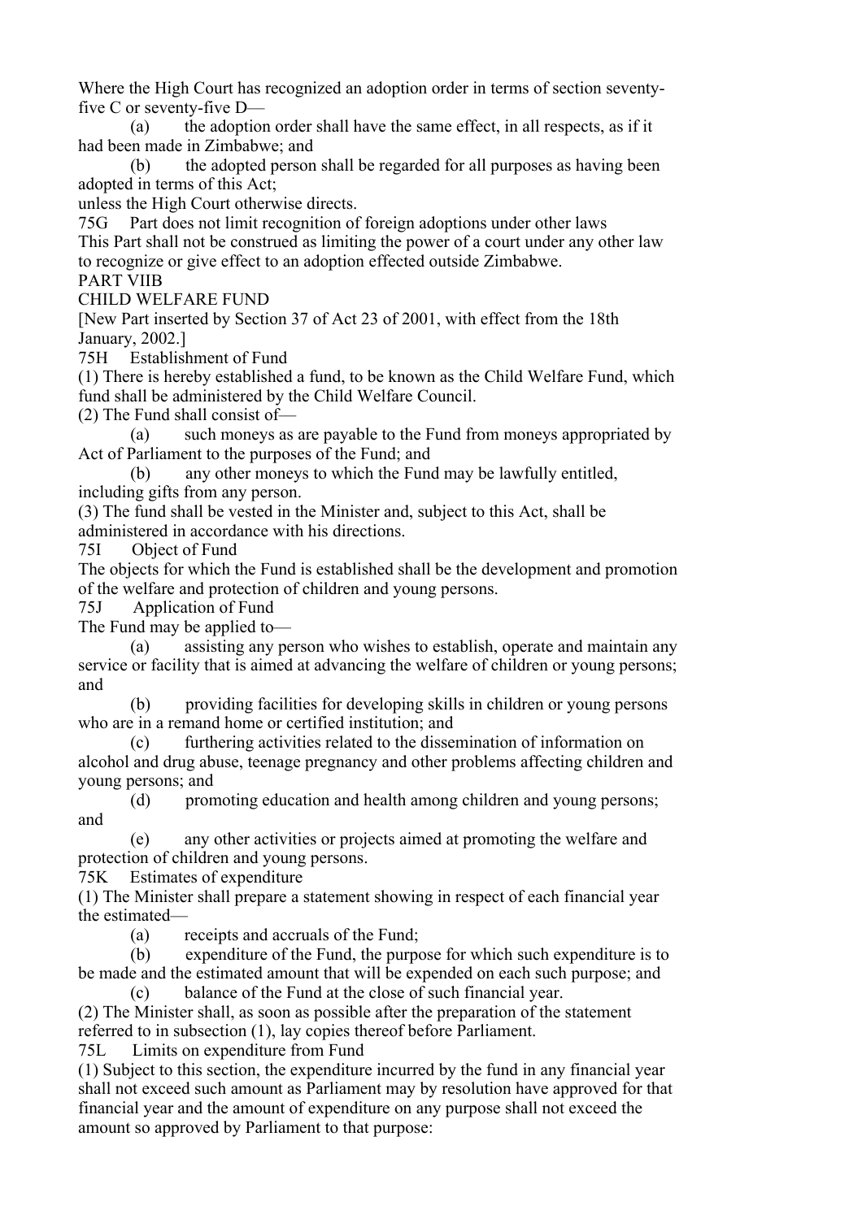Where the High Court has recognized an adoption order in terms of section seventy-five C or seventy-five D—

(a) the adoption order shall have the same effect, in all respects, as if it had been made in Zimbabwe; and

(b) the adopted person shall be regarded for all purposes as having been adopted in terms of this Act;

unless the High Court otherwise directs.

### 75G Part does not limit recognition of foreign adoptions under other laws

This Part shall not be construed as limiting the power of a court under any other law to recognize or give effect to an adoption effected outside Zimbabwe.

## PART VIIB

## CHILD WELFARE FUND

[New Part inserted by Section 37 of Act 23 of 2001, with effect from the 18th January, 2002.]

### 75H Establishment of Fund

(1) There is hereby established a fund, to be known as the Child Welfare Fund, which fund shall be administered by the Child Welfare Council.

(2) The Fund shall consist of—

(a) such moneys as are payable to the Fund from moneys appropriated by Act of Parliament to the purposes of the Fund; and

(b) any other moneys to which the Fund may be lawfully entitled, including gifts from any person.

(3) The fund shall be vested in the Minister and, subject to this Act, shall be administered in accordance with his directions.

### 75I Object of Fund

The objects for which the Fund is established shall be the development and promotion of the welfare and protection of children and young persons.

### 75J Application of Fund

The Fund may be applied to—

(a) assisting any person who wishes to establish, operate and maintain any service or facility that is aimed at advancing the welfare of children or young persons; and

(b) providing facilities for developing skills in children or young persons who are in a remand home or certified institution; and

(c) furthering activities related to the dissemination of information on alcohol and drug abuse, teenage pregnancy and other problems affecting children and young persons; and

(d) promoting education and health among children and young persons; and

(e) any other activities or projects aimed at promoting the welfare and protection of children and young persons.

### 75K Estimates of expenditure

(1) The Minister shall prepare a statement showing in respect of each financial year the estimated—

(a) receipts and accruals of the Fund;

(b) expenditure of the Fund, the purpose for which such expenditure is to be made and the estimated amount that will be expended on each such purpose; and

(c) balance of the Fund at the close of such financial year.

(2) The Minister shall, as soon as possible after the preparation of the statement referred to in subsection (1), lay copies thereof before Parliament.

### 75L Limits on expenditure from Fund

(1) Subject to this section, the expenditure incurred by the fund in any financial year shall not exceed such amount as Parliament may by resolution have approved for that financial year and the amount of expenditure on any purpose shall not exceed the amount so approved by Parliament to that purpose: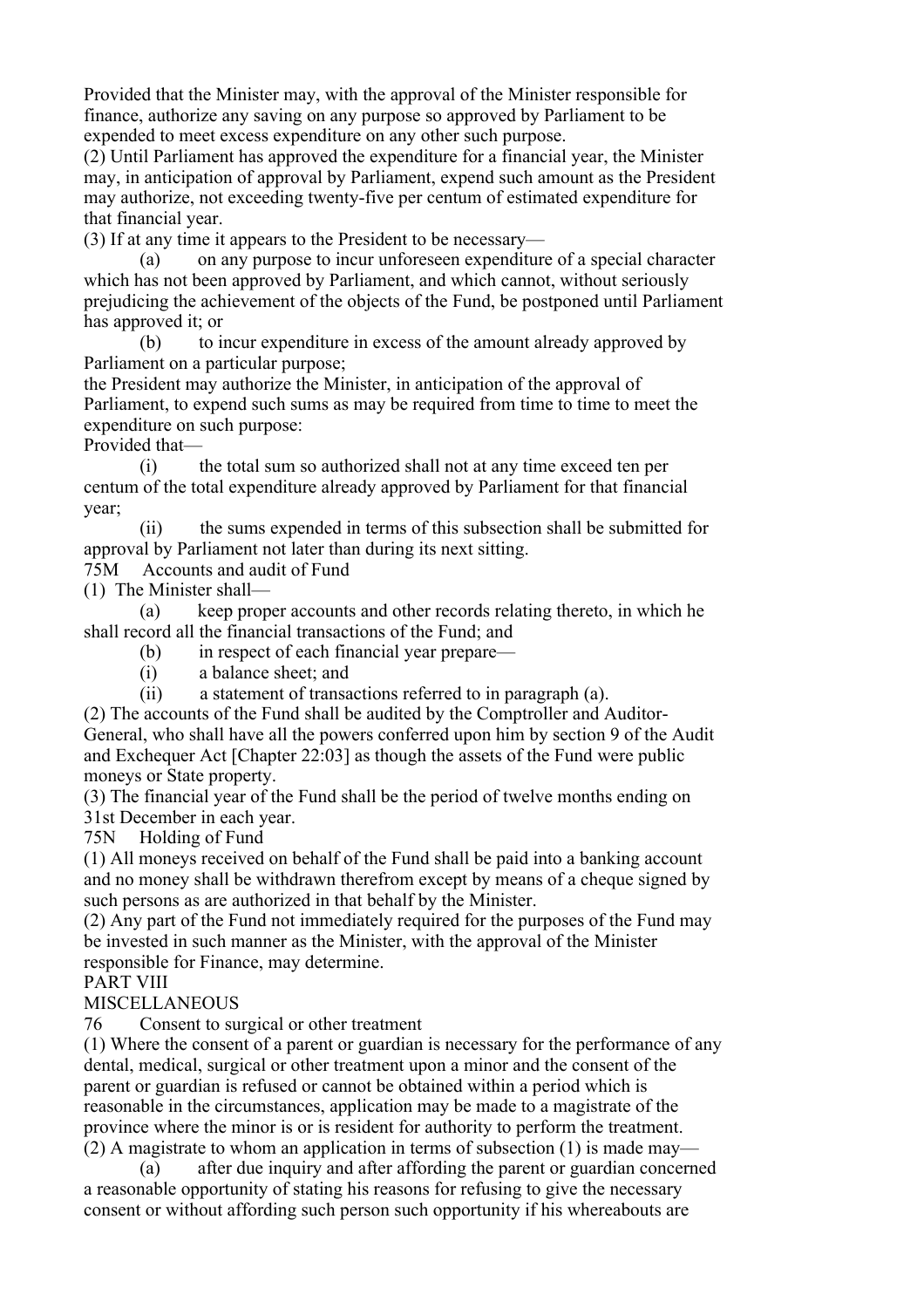Provided that the Minister may, with the approval of the Minister responsible for finance, authorize any saving on any purpose so approved by Parliament to be expended to meet excess expenditure on any other such purpose.

(2) Until Parliament has approved the expenditure for a financial year, the Minister may, in anticipation of approval by Parliament, expend such amount as the President may authorize, not exceeding twenty-five per centum of estimated expenditure for that financial year.

(3) If at any time it appears to the President to be necessary—

(a) on any purpose to incur unforeseen expenditure of a special character which has not been approved by Parliament, and which cannot, without seriously prejudicing the achievement of the objects of the Fund, be postponed until Parliament has approved it; or

(b) to incur expenditure in excess of the amount already approved by Parliament on a particular purpose;

the President may authorize the Minister, in anticipation of the approval of Parliament, to expend such sums as may be required from time to time to meet the expenditure on such purpose:

Provided that—

(i) the total sum so authorized shall not at any time exceed ten per centum of the total expenditure already approved by Parliament for that financial year;

(ii) the sums expended in terms of this subsection shall be submitted for approval by Parliament not later than during its next sitting.

75M Accounts and audit of Fund

(1) The Minister shall—

(a) keep proper accounts and other records relating thereto, in which he shall record all the financial transactions of the Fund; and

(b) in respect of each financial year prepare—

(i) a balance sheet; and

(ii) a statement of transactions referred to in paragraph (a).

(2) The accounts of the Fund shall be audited by the Comptroller and Auditor-General, who shall have all the powers conferred upon him by section 9 of the Audit and Exchequer Act [Chapter 22:03] as though the assets of the Fund were public moneys or State property.

(3) The financial year of the Fund shall be the period of twelve months ending on 31st December in each year.

75N Holding of Fund

(1) All moneys received on behalf of the Fund shall be paid into a banking account and no money shall be withdrawn therefrom except by means of a cheque signed by such persons as are authorized in that behalf by the Minister.

(2) Any part of the Fund not immediately required for the purposes of the Fund may be invested in such manner as the Minister, with the approval of the Minister responsible for Finance, may determine.

PART VIII

MISCELLANEOUS

76 Consent to surgical or other treatment

(1) Where the consent of a parent or guardian is necessary for the performance of any dental, medical, surgical or other treatment upon a minor and the consent of the parent or guardian is refused or cannot be obtained within a period which is reasonable in the circumstances, application may be made to a magistrate of the province where the minor is or is resident for authority to perform the treatment.

(2) A magistrate to whom an application in terms of subsection (1) is made may—

(a) after due inquiry and after affording the parent or guardian concerned a reasonable opportunity of stating his reasons for refusing to give the necessary consent or without affording such person such opportunity if his whereabouts are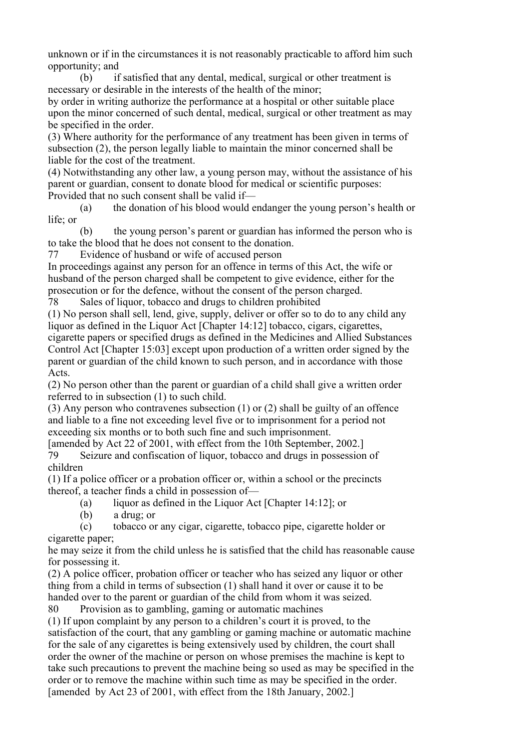unknown or if in the circumstances it is not reasonably practicable to afford him such opportunity; and

(b) if satisfied that any dental, medical, surgical or other treatment is necessary or desirable in the interests of the health of the minor;

by order in writing authorize the performance at a hospital or other suitable place upon the minor concerned of such dental, medical, surgical or other treatment as may be specified in the order.

(3) Where authority for the performance of any treatment has been given in terms of subsection (2), the person legally liable to maintain the minor concerned shall be liable for the cost of the treatment.

(4) Notwithstanding any other law, a young person may, without the assistance of his parent or guardian, consent to donate blood for medical or scientific purposes: Provided that no such consent shall be valid if—

(a) the donation of his blood would endanger the young person's health or life; or

(b) the young person's parent or guardian has informed the person who is to take the blood that he does not consent to the donation.

## 77 Evidence of husband or wife of accused person

In proceedings against any person for an offence in terms of this Act, the wife or husband of the person charged shall be competent to give evidence, either for the prosecution or for the defence, without the consent of the person charged.

## 78 Sales of liquor, tobacco and drugs to children prohibited

(1) No person shall sell, lend, give, supply, deliver or offer so to do to any child any liquor as defined in the Liquor Act [Chapter 14:12] tobacco, cigars, cigarettes, cigarette papers or specified drugs as defined in the Medicines and Allied Substances Control Act [Chapter 15:03] except upon production of a written order signed by the parent or guardian of the child known to such person, and in accordance with those Acts.

(2) No person other than the parent or guardian of a child shall give a written order referred to in subsection (1) to such child.

(3) Any person who contravenes subsection (1) or (2) shall be guilty of an offence and liable to a fine not exceeding level five or to imprisonment for a period not exceeding six months or to both such fine and such imprisonment.

[amended by Act 22 of 2001, with effect from the 10th September, 2002.]

## 79 Seizure and confiscation of liquor, tobacco and drugs in possession of children

(1) If a police officer or a probation officer or, within a school or the precincts thereof, a teacher finds a child in possession of—

(a) liquor as defined in the Liquor Act [Chapter 14:12]; or

(b) a drug; or

(c) tobacco or any cigar, cigarette, tobacco pipe, cigarette holder or cigarette paper;

he may seize it from the child unless he is satisfied that the child has reasonable cause for possessing it.

(2) A police officer, probation officer or teacher who has seized any liquor or other thing from a child in terms of subsection (1) shall hand it over or cause it to be handed over to the parent or guardian of the child from whom it was seized.

## 80 Provision as to gambling, gaming or automatic machines

(1) If upon complaint by any person to a children's court it is proved, to the satisfaction of the court, that any gambling or gaming machine or automatic machine for the sale of any cigarettes is being extensively used by children, the court shall order the owner of the machine or person on whose premises the machine is kept to take such precautions to prevent the machine being so used as may be specified in the order or to remove the machine within such time as may be specified in the order.

[amended by Act 23 of 2001, with effect from the 18th January, 2002.]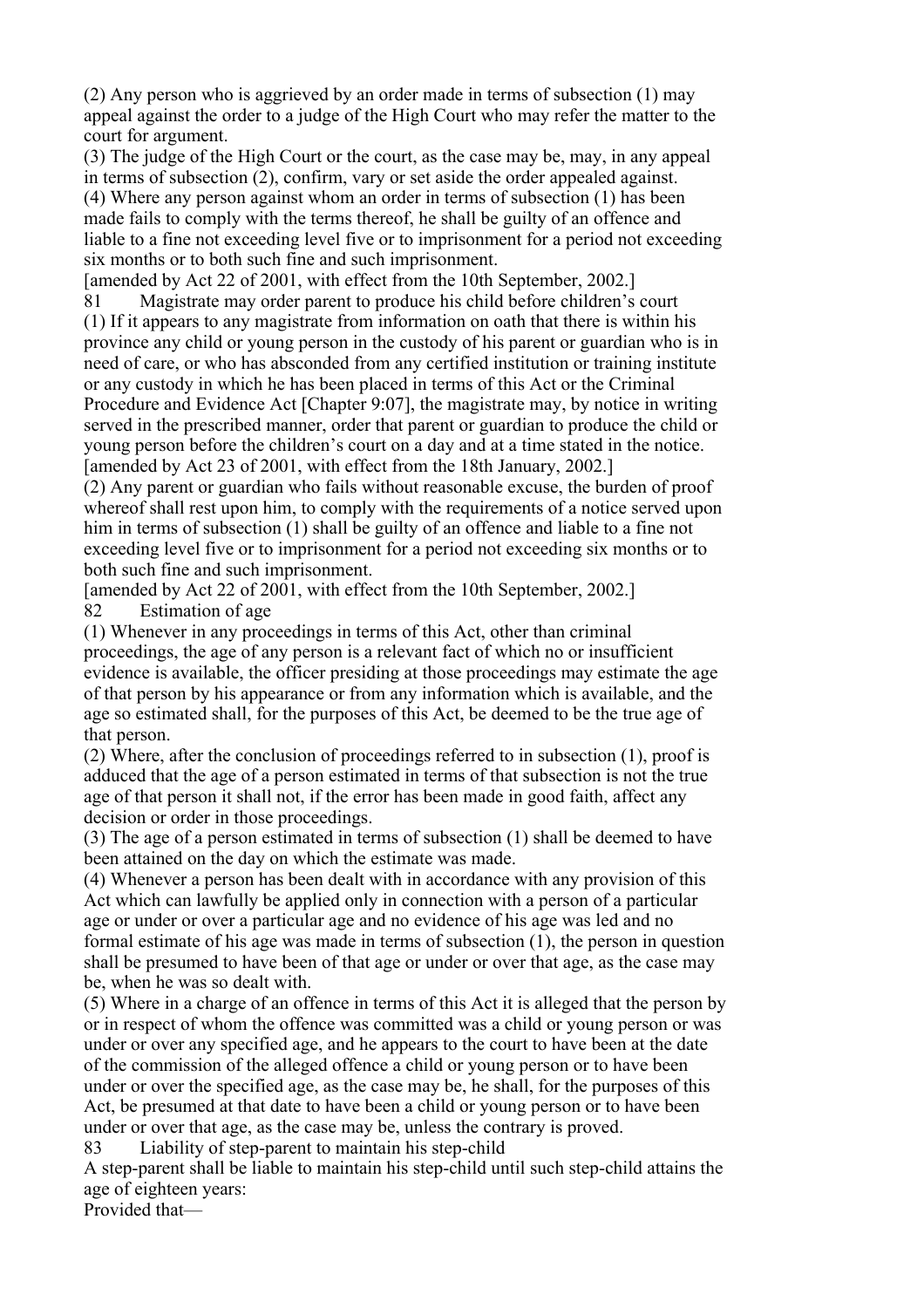(2) Any person who is aggrieved by an order made in terms of subsection (1) may appeal against the order to a judge of the High Court who may refer the matter to the court for argument.

(3) The judge of the High Court or the court, as the case may be, may, in any appeal in terms of subsection (2), confirm, vary or set aside the order appealed against.

(4) Where any person against whom an order in terms of subsection (1) has been made fails to comply with the terms thereof, he shall be guilty of an offence and liable to a fine not exceeding level five or to imprisonment for a period not exceeding six months or to both such fine and such imprisonment.

[amended by Act 22 of 2001, with effect from the 10th September, 2002.]

### 81 Magistrate may order parent to produce his child before children's court

(1) If it appears to any magistrate from information on oath that there is within his province any child or young person in the custody of his parent or guardian who is in need of care, or who has absconded from any certified institution or training institute or any custody in which he has been placed in terms of this Act or the Criminal Procedure and Evidence Act [Chapter 9:07], the magistrate may, by notice in writing served in the prescribed manner, order that parent or guardian to produce the child or young person before the children's court on a day and at a time stated in the notice.

[amended by Act 23 of 2001, with effect from the 18th January, 2002.]

(2) Any parent or guardian who fails without reasonable excuse, the burden of proof whereof shall rest upon him, to comply with the requirements of a notice served upon him in terms of subsection (1) shall be guilty of an offence and liable to a fine not exceeding level five or to imprisonment for a period not exceeding six months or to both such fine and such imprisonment.

[amended by Act 22 of 2001, with effect from the 10th September, 2002.]

### 82 Estimation of age

(1) Whenever in any proceedings in terms of this Act, other than criminal proceedings, the age of any person is a relevant fact of which no or insufficient evidence is available, the officer presiding at those proceedings may estimate the age of that person by his appearance or from any information which is available, and the age so estimated shall, for the purposes of this Act, be deemed to be the true age of that person.

(2) Where, after the conclusion of proceedings referred to in subsection (1), proof is adduced that the age of a person estimated in terms of that subsection is not the true age of that person it shall not, if the error has been made in good faith, affect any decision or order in those proceedings.

(3) The age of a person estimated in terms of subsection (1) shall be deemed to have been attained on the day on which the estimate was made.

(4) Whenever a person has been dealt with in accordance with any provision of this Act which can lawfully be applied only in connection with a person of a particular age or under or over a particular age and no evidence of his age was led and no formal estimate of his age was made in terms of subsection (1), the person in question shall be presumed to have been of that age or under or over that age, as the case may be, when he was so dealt with.

(5) Where in a charge of an offence in terms of this Act it is alleged that the person by or in respect of whom the offence was committed was a child or young person or was under or over any specified age, and he appears to the court to have been at the date of the commission of the alleged offence a child or young person or to have been under or over the specified age, as the case may be, he shall, for the purposes of this Act, be presumed at that date to have been a child or young person or to have been under or over that age, as the case may be, unless the contrary is proved.

### 83 Liability of step-parent to maintain his step-child

A step-parent shall be liable to maintain his step-child until such step-child attains the age of eighteen years:

Provided that—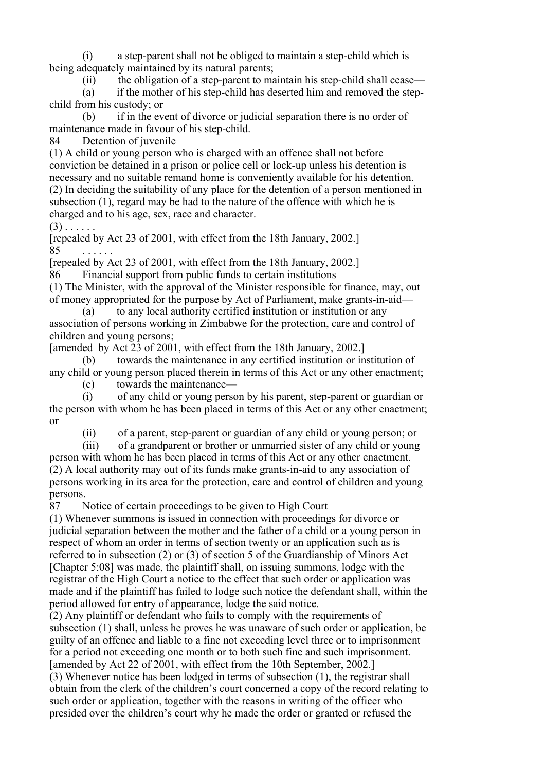(i) a step-parent shall not be obliged to maintain a step-child which is being adequately maintained by its natural parents;

(ii) the obligation of a step-parent to maintain his step-child shall cease—

(a) if the mother of his step-child has deserted him and removed the step-child from his custody; or

(b) if in the event of divorce or judicial separation there is no order of maintenance made in favour of his step-child.

### 84 Detention of juvenile

(1) A child or young person who is charged with an offence shall not before conviction be detained in a prison or police cell or lock-up unless his detention is necessary and no suitable remand home is conveniently available for his detention.

(2) In deciding the suitability of any place for the detention of a person mentioned in subsection (1), regard may be had to the nature of the offence with which he is charged and to his age, sex, race and character.

(3) . . . . . .

[repealed by Act 23 of 2001, with effect from the 18th January, 2002.]

### 85 . . . . . .

[repealed by Act 23 of 2001, with effect from the 18th January, 2002.]

### 86 Financial support from public funds to certain institutions

(1) The Minister, with the approval of the Minister responsible for finance, may, out of money appropriated for the purpose by Act of Parliament, make grants-in-aid—

(a) to any local authority certified institution or institution or any association of persons working in Zimbabwe for the protection, care and control of children and young persons;

[amended by Act 23 of 2001, with effect from the 18th January, 2002.]

(b) towards the maintenance in any certified institution or institution of any child or young person placed therein in terms of this Act or any other enactment;

(c) towards the maintenance—

(i) of any child or young person by his parent, step-parent or guardian or the person with whom he has been placed in terms of this Act or any other enactment; or

(ii) of a parent, step-parent or guardian of any child or young person; or

(iii) of a grandparent or brother or unmarried sister of any child or young person with whom he has been placed in terms of this Act or any other enactment.

(2) A local authority may out of its funds make grants-in-aid to any association of persons working in its area for the protection, care and control of children and young persons.

### 87 Notice of certain proceedings to be given to High Court

(1) Whenever summons is issued in connection with proceedings for divorce or judicial separation between the mother and the father of a child or a young person in respect of whom an order in terms of section twenty or an application such as is referred to in subsection (2) or (3) of section 5 of the Guardianship of Minors Act [Chapter 5:08] was made, the plaintiff shall, on issuing summons, lodge with the registrar of the High Court a notice to the effect that such order or application was made and if the plaintiff has failed to lodge such notice the defendant shall, within the period allowed for entry of appearance, lodge the said notice.

(2) Any plaintiff or defendant who fails to comply with the requirements of subsection (1) shall, unless he proves he was unaware of such order or application, be guilty of an offence and liable to a fine not exceeding level three or to imprisonment for a period not exceeding one month or to both such fine and such imprisonment.

[amended by Act 22 of 2001, with effect from the 10th September, 2002.]

(3) Whenever notice has been lodged in terms of subsection (1), the registrar shall obtain from the clerk of the children's court concerned a copy of the record relating to such order or application, together with the reasons in writing of the officer who presided over the children's court why he made the order or granted or refused the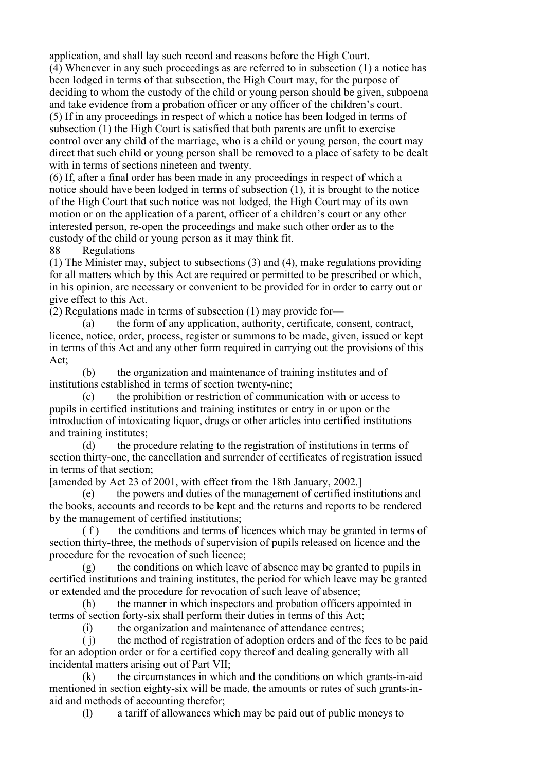application, and shall lay such record and reasons before the High Court.

(4) Whenever in any such proceedings as are referred to in subsection (1) a notice has been lodged in terms of that subsection, the High Court may, for the purpose of deciding to whom the custody of the child or young person should be given, subpoena and take evidence from a probation officer or any officer of the children's court.

(5) If in any proceedings in respect of which a notice has been lodged in terms of subsection (1) the High Court is satisfied that both parents are unfit to exercise control over any child of the marriage, who is a child or young person, the court may direct that such child or young person shall be removed to a place of safety to be dealt with in terms of sections nineteen and twenty.

(6) If, after a final order has been made in any proceedings in respect of which a notice should have been lodged in terms of subsection (1), it is brought to the notice of the High Court that such notice was not lodged, the High Court may of its own motion or on the application of a parent, officer of a children's court or any other interested person, re-open the proceedings and make such other order as to the custody of the child or young person as it may think fit.

88 Regulations

(1) The Minister may, subject to subsections (3) and (4), make regulations providing for all matters which by this Act are required or permitted to be prescribed or which, in his opinion, are necessary or convenient to be provided for in order to carry out or give effect to this Act.

(2) Regulations made in terms of subsection (1) may provide for—

(a) the form of any application, authority, certificate, consent, contract, licence, notice, order, process, register or summons to be made, given, issued or kept in terms of this Act and any other form required in carrying out the provisions of this Act;

(b) the organization and maintenance of training institutes and of institutions established in terms of section twenty-nine;

(c) the prohibition or restriction of communication with or access to pupils in certified institutions and training institutes or entry in or upon or the introduction of intoxicating liquor, drugs or other articles into certified institutions and training institutes;

(d) the procedure relating to the registration of institutions in terms of section thirty-one, the cancellation and surrender of certificates of registration issued in terms of that section;

[amended by Act 23 of 2001, with effect from the 18th January, 2002.]

(e) the powers and duties of the management of certified institutions and the books, accounts and records to be kept and the returns and reports to be rendered by the management of certified institutions;

(f) the conditions and terms of licences which may be granted in terms of section thirty-three, the methods of supervision of pupils released on licence and the procedure for the revocation of such licence;

(g) the conditions on which leave of absence may be granted to pupils in certified institutions and training institutes, the period for which leave may be granted or extended and the procedure for revocation of such leave of absence;

(h) the manner in which inspectors and probation officers appointed in terms of section forty-six shall perform their duties in terms of this Act;

(i) the organization and maintenance of attendance centres;

(j) the method of registration of adoption orders and of the fees to be paid for an adoption order or for a certified copy thereof and dealing generally with all incidental matters arising out of Part VII;

(k) the circumstances in which and the conditions on which grants-in-aid mentioned in section eighty-six will be made, the amounts or rates of such grants-in-aid and methods of accounting therefor;

(l) a tariff of allowances which may be paid out of public moneys to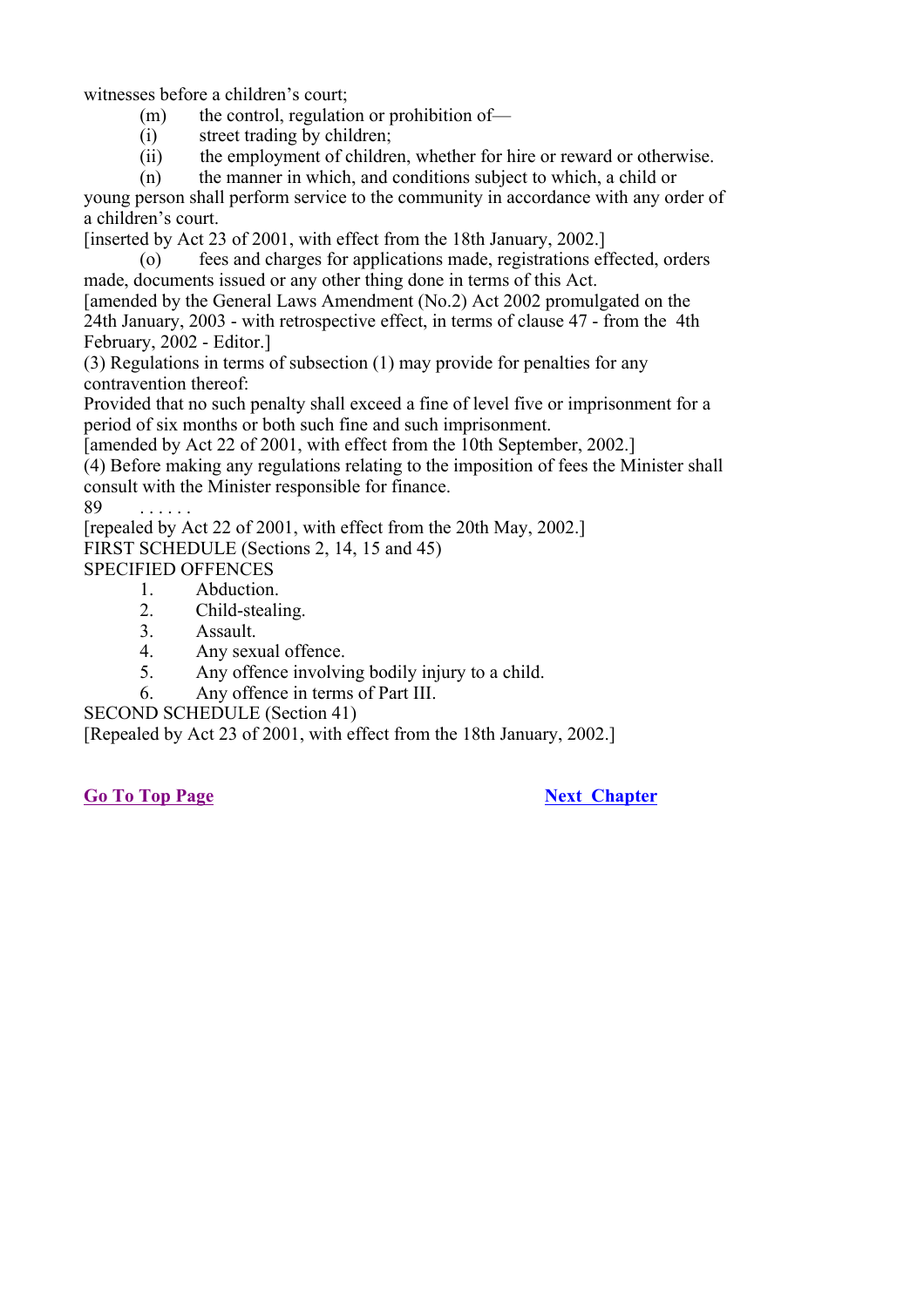witnesses before a children's court;

(m) the control, regulation or prohibition of—

(i) street trading by children;

(ii) the employment of children, whether for hire or reward or otherwise.

(n) the manner in which, and conditions subject to which, a child or young person shall perform service to the community in accordance with any order of a children's court.

[inserted by Act 23 of 2001, with effect from the 18th January, 2002.]

(o) fees and charges for applications made, registrations effected, orders made, documents issued or any other thing done in terms of this Act.

[amended by the General Laws Amendment (No.2) Act 2002 promulgated on the 24th January, 2003 - with retrospective effect, in terms of clause 47 - from the 4th February, 2002 - Editor.]

(3) Regulations in terms of subsection (1) may provide for penalties for any contravention thereof:

Provided that no such penalty shall exceed a fine of level five or imprisonment for a period of six months or both such fine and such imprisonment.

[amended by Act 22 of 2001, with effect from the 10th September, 2002.]

(4) Before making any regulations relating to the imposition of fees the Minister shall consult with the Minister responsible for finance.

89 . . . . . .

[repealed by Act 22 of 2001, with effect from the 20th May, 2002.]

FIRST SCHEDULE (Sections 2, 14, 15 and 45)

SPECIFIED OFFENCES

1. Abduction.
2. Child-stealing.
3. Assault.
4. Any sexual offence.
5. Any offence involving bodily injury to a child.
6. Any offence in terms of Part III.

SECOND SCHEDULE (Section 41)

[Repealed by Act 23 of 2001, with effect from the 18th January, 2002.]

**Go To Top Page** **Next Chapter**